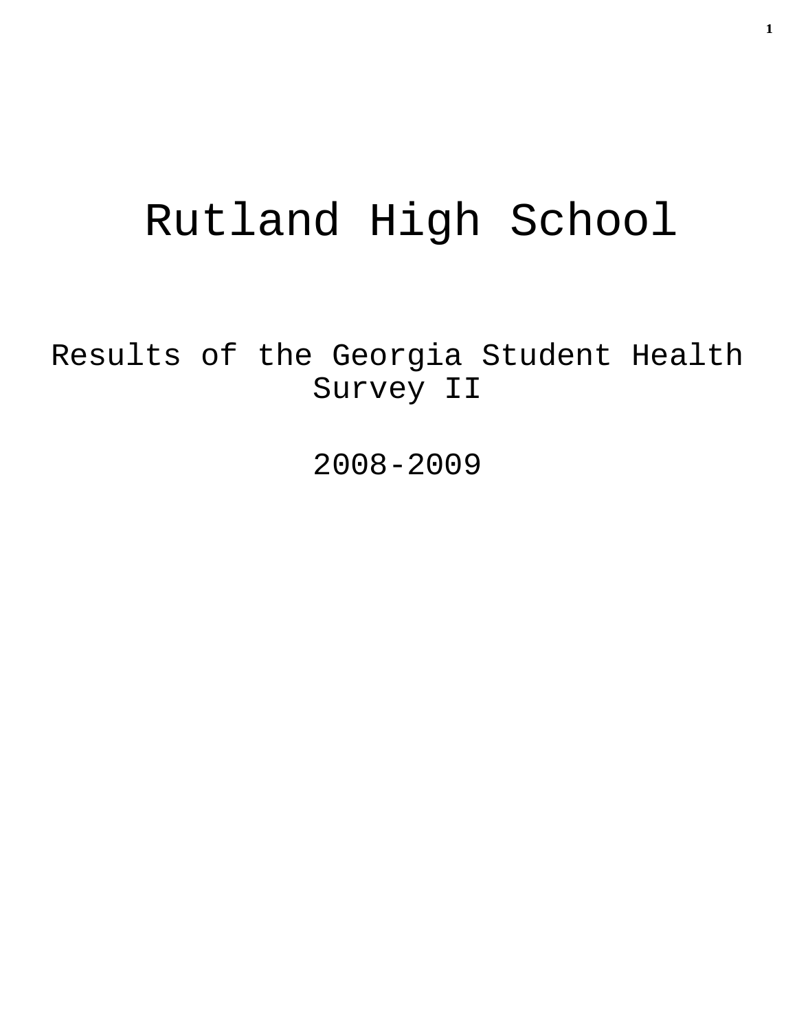# Rutland High School

## Results of the Georgia Student Health Survey II

## 2008-2009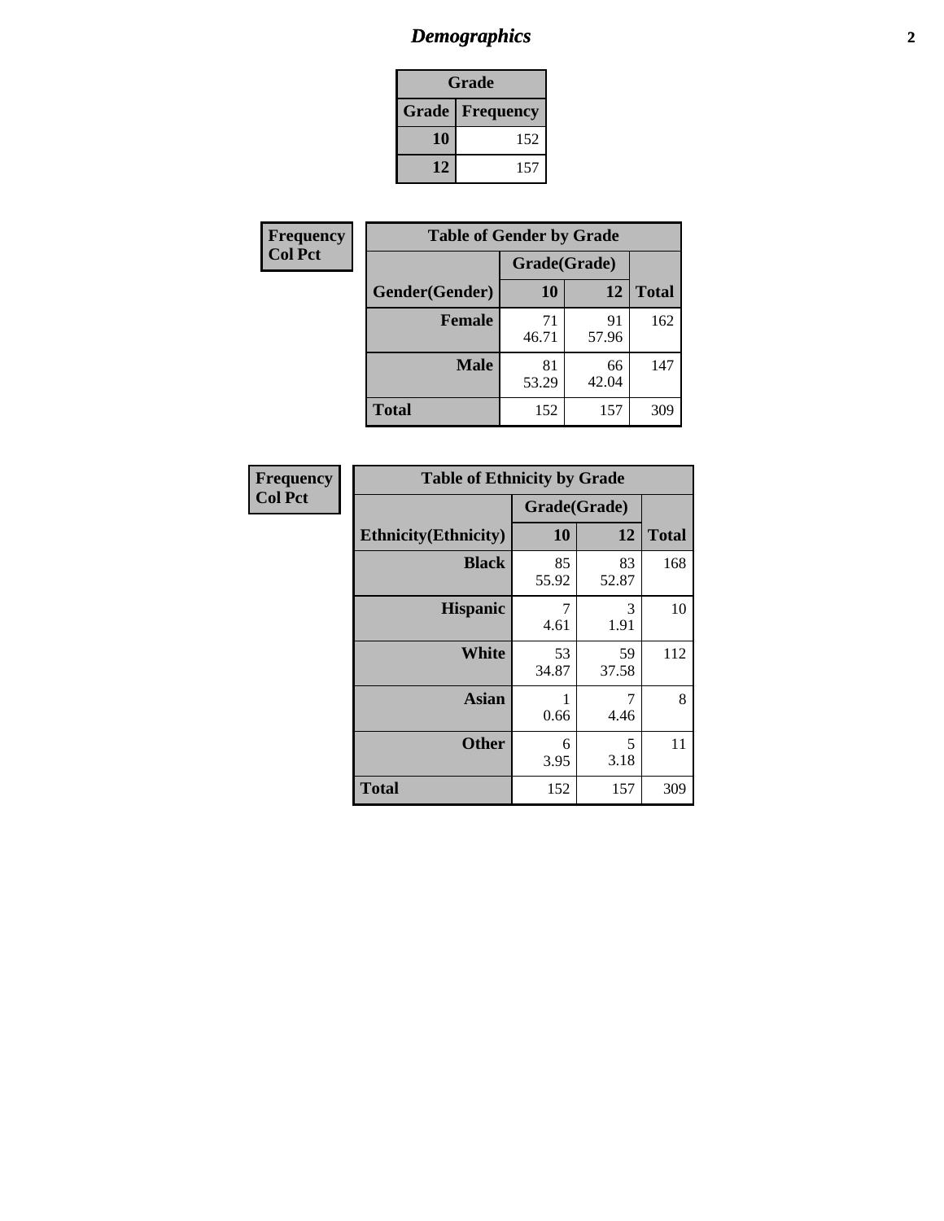# *Demographics*

**Grade**

| Grade | Frequency |
|---|---|
| 10 | 152 |
| 12 | 157 |

**Frequency**
**Col Pct**

**Table of Gender by Grade**

| Gender(Gender) | Grade(Grade) 10 | 12 | Total |
|---|---|---|---|
| Female | 71<br>46.71 | 91<br>57.96 | 162 |
| Male | 81<br>53.29 | 66<br>42.04 | 147 |
| Total | 152 | 157 | 309 |

**Frequency**
**Col Pct**

**Table of Ethnicity by Grade**

| Ethnicity(Ethnicity) | Grade(Grade) 10 | 12 | Total |
|---|---|---|---|
| Black | 85<br>55.92 | 83<br>52.87 | 168 |
| Hispanic | 7<br>4.61 | 3<br>1.91 | 10 |
| White | 53<br>34.87 | 59<br>37.58 | 112 |
| Asian | 1<br>0.66 | 7<br>4.46 | 8 |
| Other | 6<br>3.95 | 5<br>3.18 | 11 |
| Total | 152 | 157 | 309 |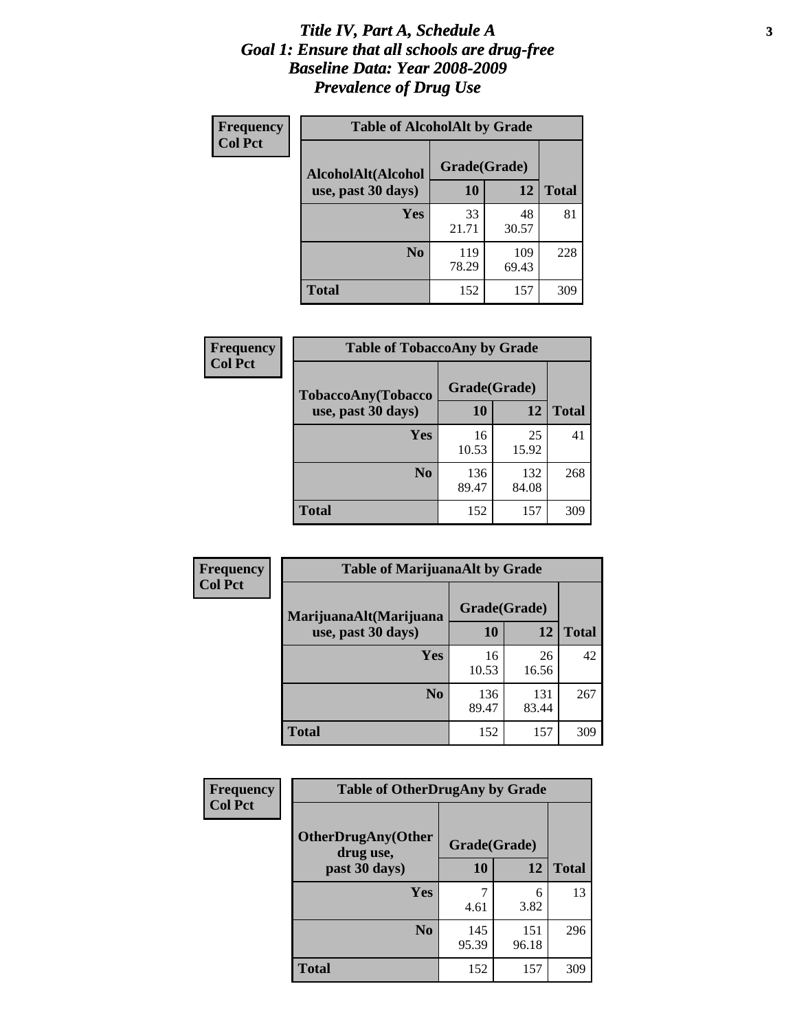# *Title IV, Part A, Schedule A*
# *Goal 1: Ensure that all schools are drug-free*
# *Baseline Data: Year 2008-2009*
# *Prevalence of Drug Use*

**Frequency**
**Col Pct**

**Table of AlcoholAlt by Grade**

| AlcoholAlt(Alcohol use, past 30 days) | Grade(Grade) | | Total |
|---|---|---|---|
| | 10 | 12 | |
| Yes | 33<br>21.71 | 48<br>30.57 | 81 |
| No | 119<br>78.29 | 109<br>69.43 | 228 |
| Total | 152 | 157 | 309 |

**Frequency**
**Col Pct**

**Table of TobaccoAny by Grade**

| TobaccoAny(Tobacco use, past 30 days) | Grade(Grade) | | Total |
|---|---|---|---|
| | 10 | 12 | |
| Yes | 16<br>10.53 | 25<br>15.92 | 41 |
| No | 136<br>89.47 | 132<br>84.08 | 268 |
| Total | 152 | 157 | 309 |

**Frequency**
**Col Pct**

**Table of MarijuanaAlt by Grade**

| MarijuanaAlt(Marijuana use, past 30 days) | Grade(Grade) | | Total |
|---|---|---|---|
| | 10 | 12 | |
| Yes | 16<br>10.53 | 26<br>16.56 | 42 |
| No | 136<br>89.47 | 131<br>83.44 | 267 |
| Total | 152 | 157 | 309 |

**Frequency**
**Col Pct**

**Table of OtherDrugAny by Grade**

| OtherDrugAny(Other drug use, past 30 days) | Grade(Grade) | | Total |
|---|---|---|---|
| | 10 | 12 | |
| Yes | 7<br>4.61 | 6<br>3.82 | 13 |
| No | 145<br>95.39 | 151<br>96.18 | 296 |
| Total | 152 | 157 | 309 |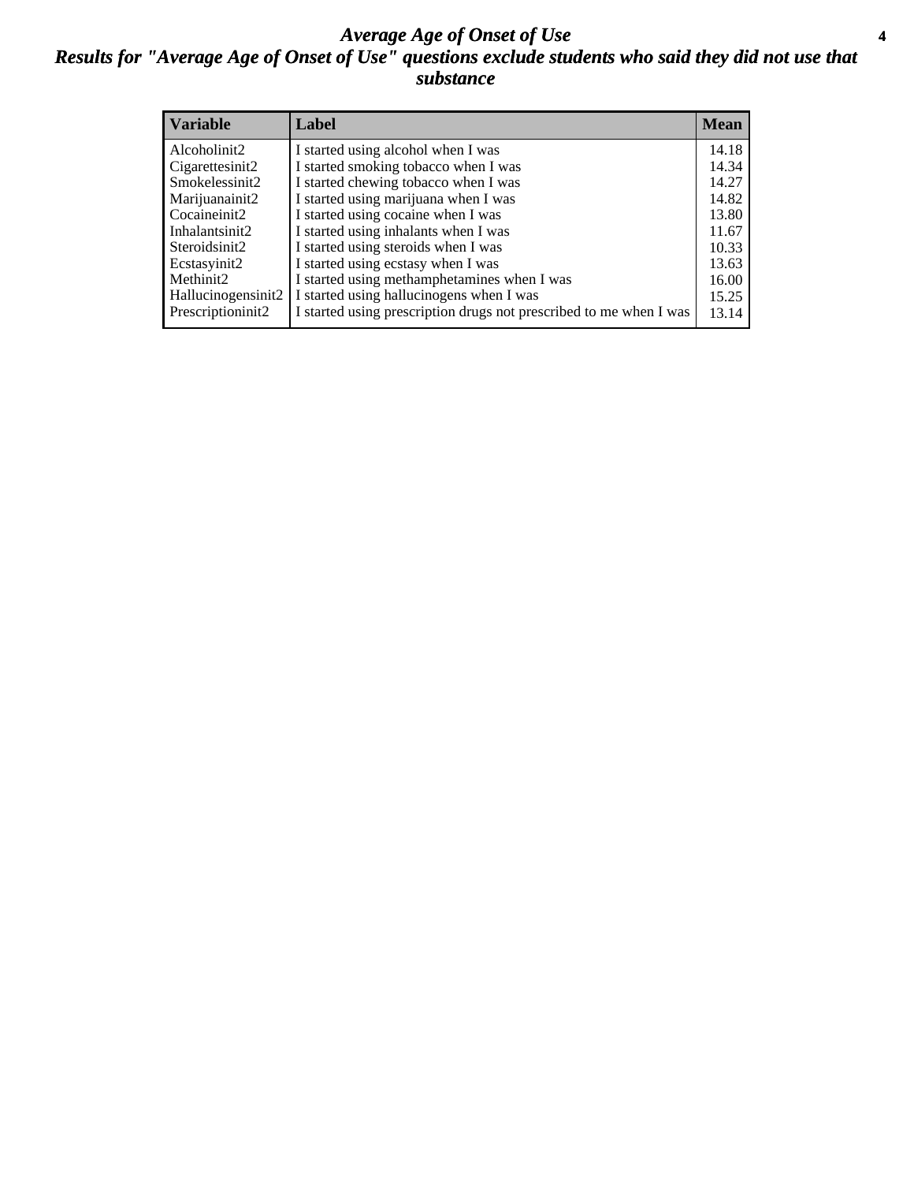# *Average Age of Onset of Use*

## *Results for "Average Age of Onset of Use" questions exclude students who said they did not use that substance*

| Variable | Label | Mean |
|---|---|---|
| Alcoholinit2 | I started using alcohol when I was | 14.18 |
| Cigarettesinit2 | I started smoking tobacco when I was | 14.34 |
| Smokelessinit2 | I started chewing tobacco when I was | 14.27 |
| Marijuanainit2 | I started using marijuana when I was | 14.82 |
| Cocaineinit2 | I started using cocaine when I was | 13.80 |
| Inhalantsinit2 | I started using inhalants when I was | 11.67 |
| Steroidsinit2 | I started using steroids when I was | 10.33 |
| Ecstasyinit2 | I started using ecstasy when I was | 13.63 |
| Methinit2 | I started using methamphetamines when I was | 16.00 |
| Hallucinogensinit2 | I started using hallucinogens when I was | 15.25 |
| Prescriptioninit2 | I started using prescription drugs not prescribed to me when I was | 13.14 |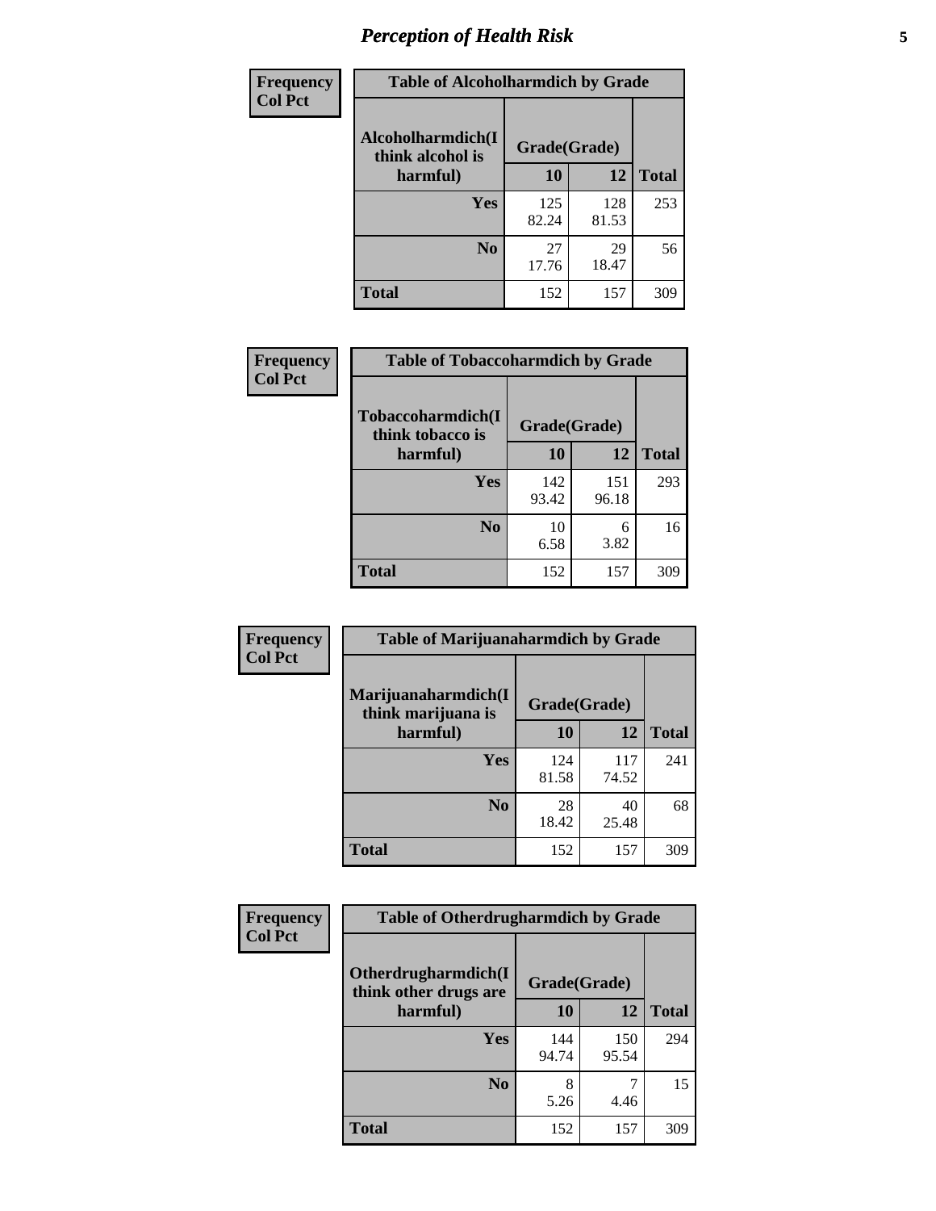# Perception of Health Risk

| Frequency Col Pct | Table of Alcoholharmdich by Grade | | |
|---|---|---|---|
| Alcoholharmdich(I think alcohol is harmful) | Grade(Grade) | | |
| | 10 | 12 | Total |
| Yes | 125<br>82.24 | 128<br>81.53 | 253 |
| No | 27<br>17.76 | 29<br>18.47 | 56 |
| Total | 152 | 157 | 309 |

| Frequency Col Pct | Table of Tobaccoharmdich by Grade | | |
|---|---|---|---|
| Tobaccoharmdich(I think tobacco is harmful) | Grade(Grade) | | |
| | 10 | 12 | Total |
| Yes | 142<br>93.42 | 151<br>96.18 | 293 |
| No | 10<br>6.58 | 6<br>3.82 | 16 |
| Total | 152 | 157 | 309 |

| Frequency Col Pct | Table of Marijuanaharmdich by Grade | | |
|---|---|---|---|
| Marijuanaharmdich(I think marijuana is harmful) | Grade(Grade) | | |
| | 10 | 12 | Total |
| Yes | 124<br>81.58 | 117<br>74.52 | 241 |
| No | 28<br>18.42 | 40<br>25.48 | 68 |
| Total | 152 | 157 | 309 |

| Frequency Col Pct | Table of Otherdrugharmdich by Grade | | |
|---|---|---|---|
| Otherdrugharmdich(I think other drugs are harmful) | Grade(Grade) | | |
| | 10 | 12 | Total |
| Yes | 144<br>94.74 | 150<br>95.54 | 294 |
| No | 8<br>5.26 | 7<br>4.46 | 15 |
| Total | 152 | 157 | 309 |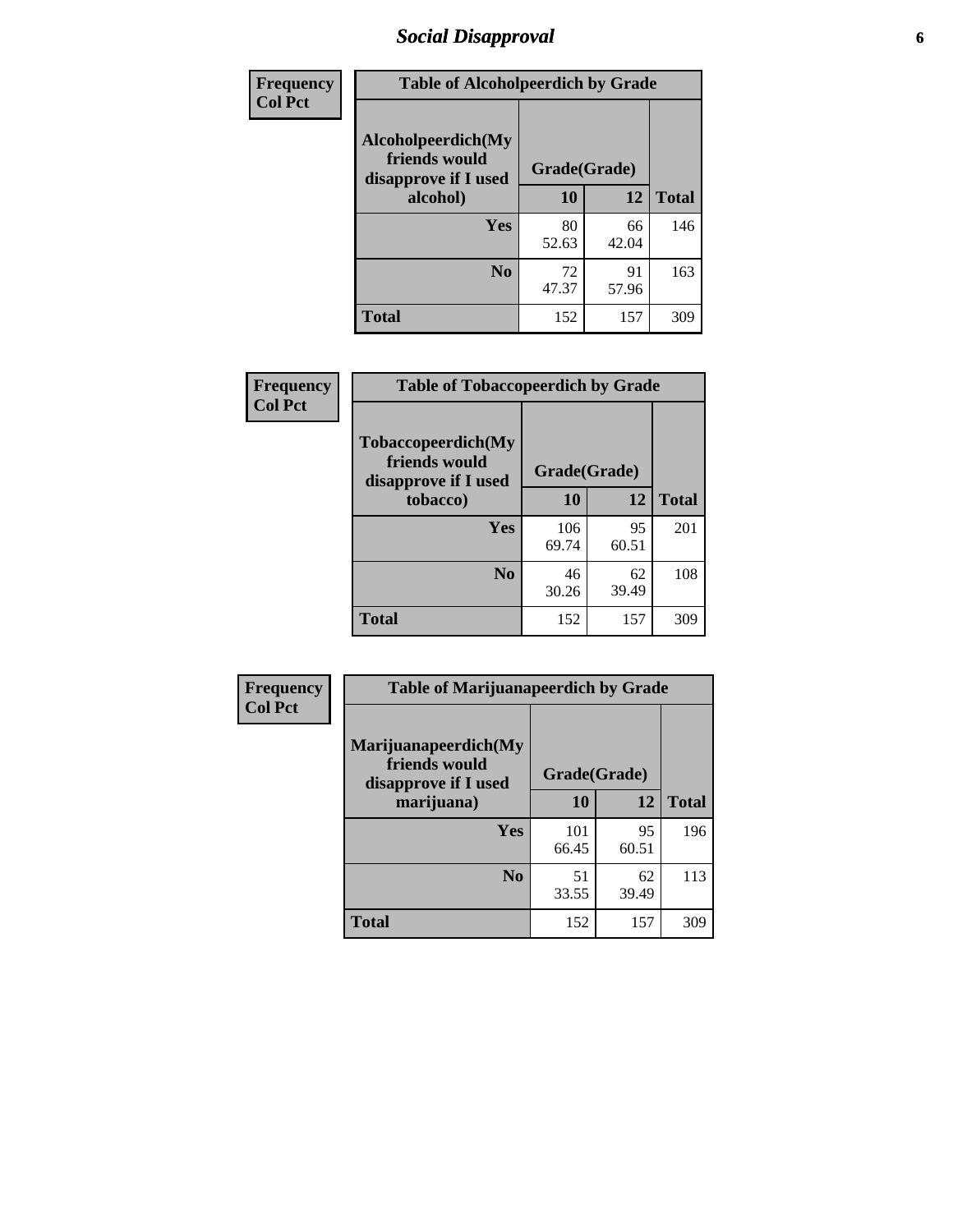# Social Disapproval

| Frequency Col Pct | Table of Alcoholpeerdich by Grade | | |
|---|---|---|---|
| **Alcoholpeerdich(My friends would disapprove if I used alcohol)** | **Grade(Grade)** | | |
| | **10** | **12** | **Total** |
| **Yes** | 80<br>52.63 | 66<br>42.04 | 146 |
| **No** | 72<br>47.37 | 91<br>57.96 | 163 |
| **Total** | 152 | 157 | 309 |

| Frequency Col Pct | Table of Tobaccopeerdich by Grade | | |
|---|---|---|---|
| **Tobaccopeerdich(My friends would disapprove if I used tobacco)** | **Grade(Grade)** | | |
| | **10** | **12** | **Total** |
| **Yes** | 106<br>69.74 | 95<br>60.51 | 201 |
| **No** | 46<br>30.26 | 62<br>39.49 | 108 |
| **Total** | 152 | 157 | 309 |

| Frequency Col Pct | Table of Marijuanapeerdich by Grade | | |
|---|---|---|---|
| **Marijuanapeerdich(My friends would disapprove if I used marijuana)** | **Grade(Grade)** | | |
| | **10** | **12** | **Total** |
| **Yes** | 101<br>66.45 | 95<br>60.51 | 196 |
| **No** | 51<br>33.55 | 62<br>39.49 | 113 |
| **Total** | 152 | 157 | 309 |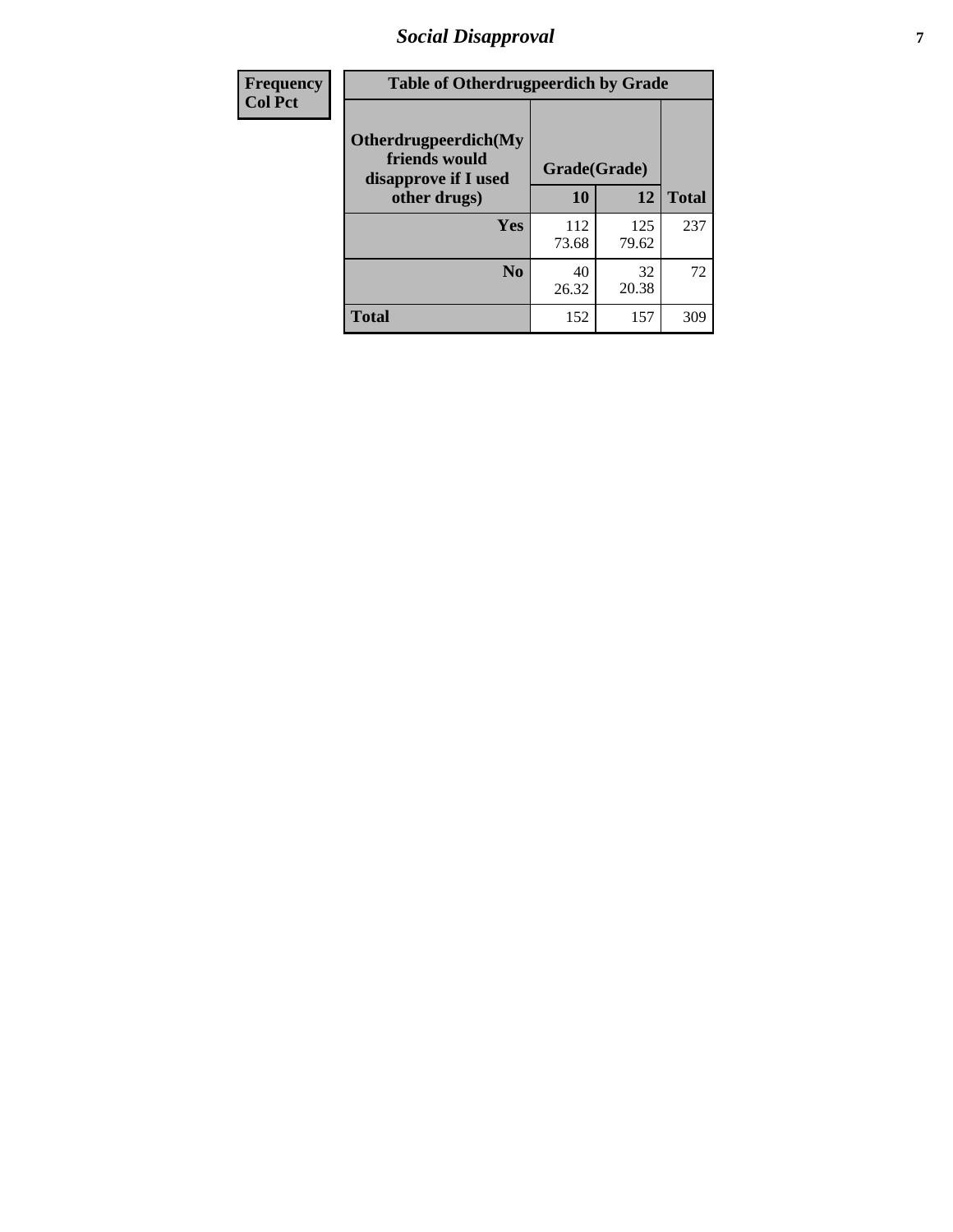| Frequency<br>Col Pct |
|---|

**Table of Otherdrugpeerdich by Grade**

| Otherdrugpeerdich(My friends would disapprove if I used other drugs) | Grade(Grade) | | Total |
|---|---|---|---|
| | 10 | 12 | |
| Yes | 112<br>73.68 | 125<br>79.62 | 237 |
| No | 40<br>26.32 | 32<br>20.38 | 72 |
| Total | 152 | 157 | 309 |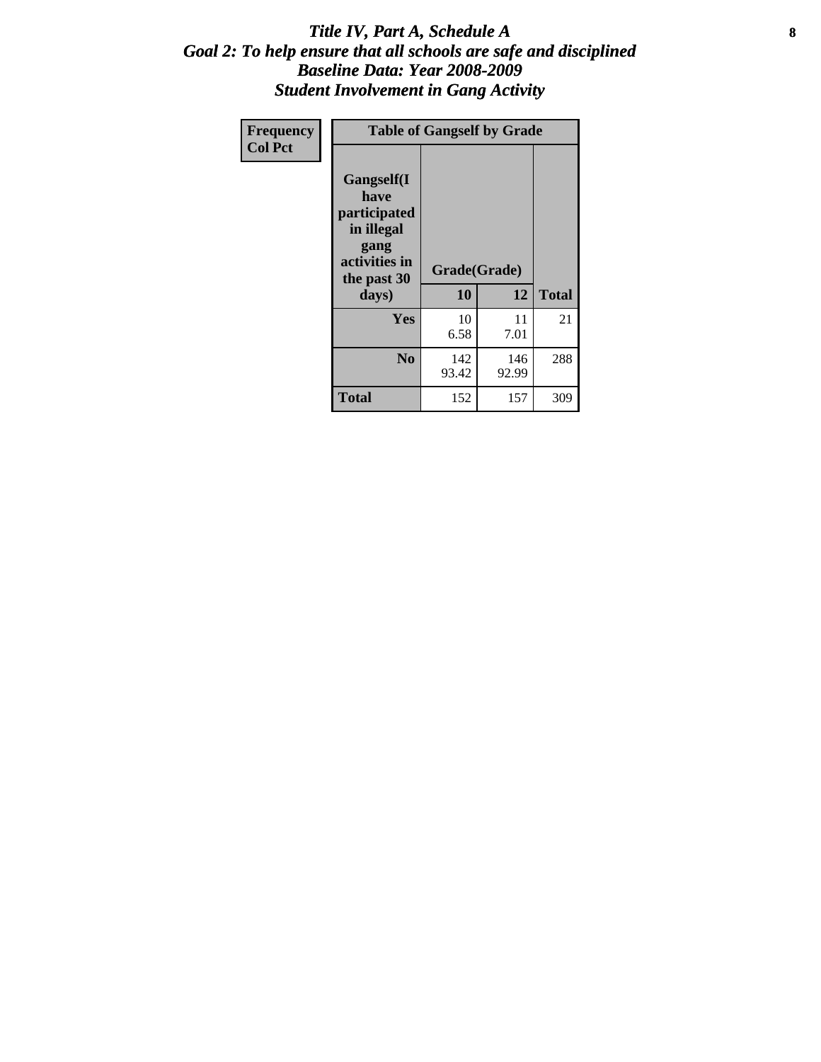# *Title IV, Part A, Schedule A*
## *Goal 2: To help ensure that all schools are safe and disciplined*
## *Baseline Data: Year 2008-2009*
## *Student Involvement in Gang Activity*

| Frequency<br>Col Pct | Table of Gangself by Grade | | |
|---|---|---|---|
| **Gangself(I have participated in illegal gang activities in the past 30 days)** | **Grade(Grade)** | | |
| | **10** | **12** | **Total** |
| **Yes** | 10<br>6.58 | 11<br>7.01 | 21 |
| **No** | 142<br>93.42 | 146<br>92.99 | 288 |
| **Total** | 152 | 157 | 309 |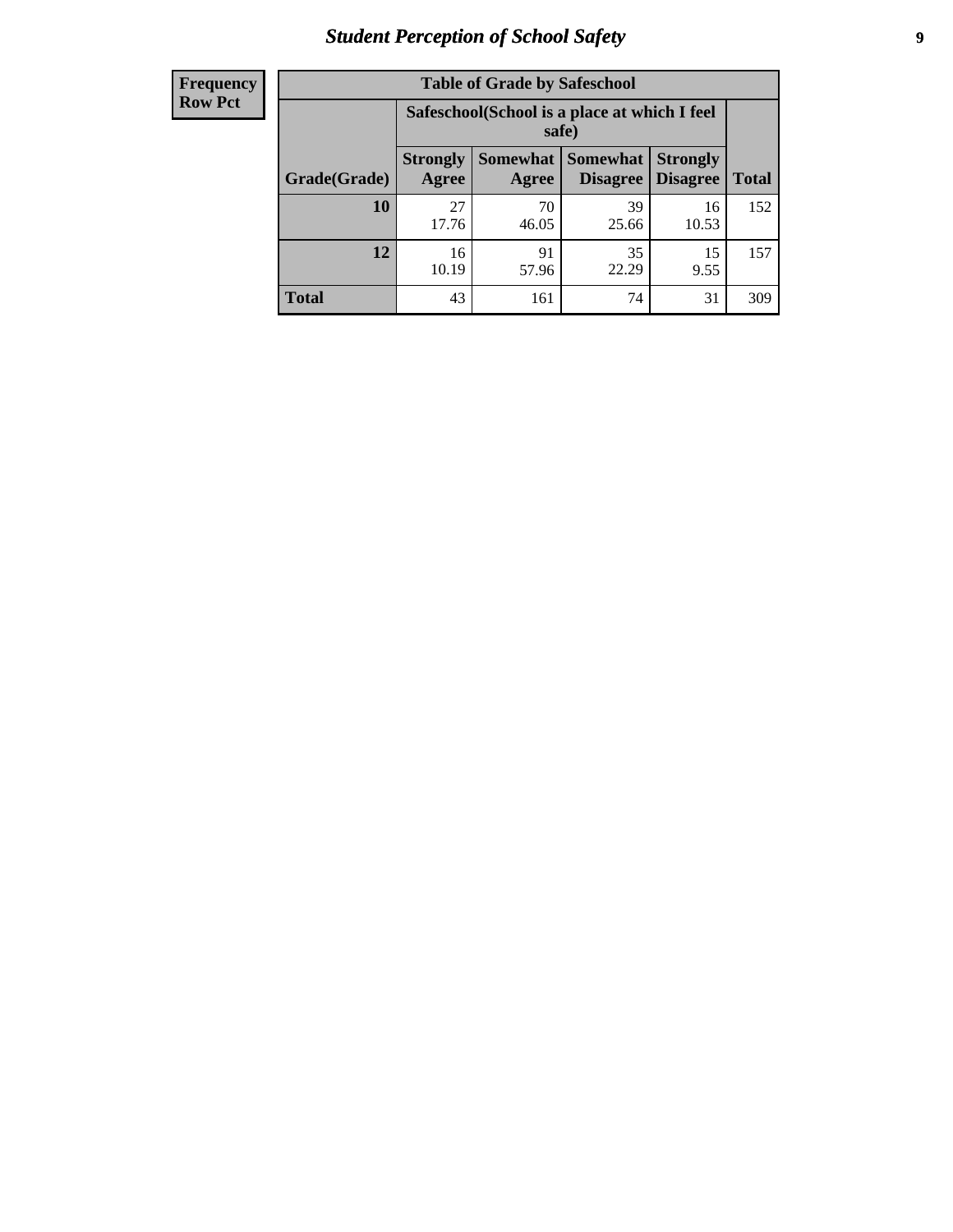| Frequency<br>Row Pct | | | | | |
|---|---|---|---|---|---|
| **Table of Grade by Safeschool** | | | | | |
| | **Safeschool(School is a place at which I feel safe)** | | | | |
| **Grade(Grade)** | **Strongly Agree** | **Somewhat Agree** | **Somewhat Disagree** | **Strongly Disagree** | **Total** |
| **10** | 27<br>17.76 | 70<br>46.05 | 39<br>25.66 | 16<br>10.53 | 152 |
| **12** | 16<br>10.19 | 91<br>57.96 | 35<br>22.29 | 15<br>9.55 | 157 |
| **Total** | 43 | 161 | 74 | 31 | 309 |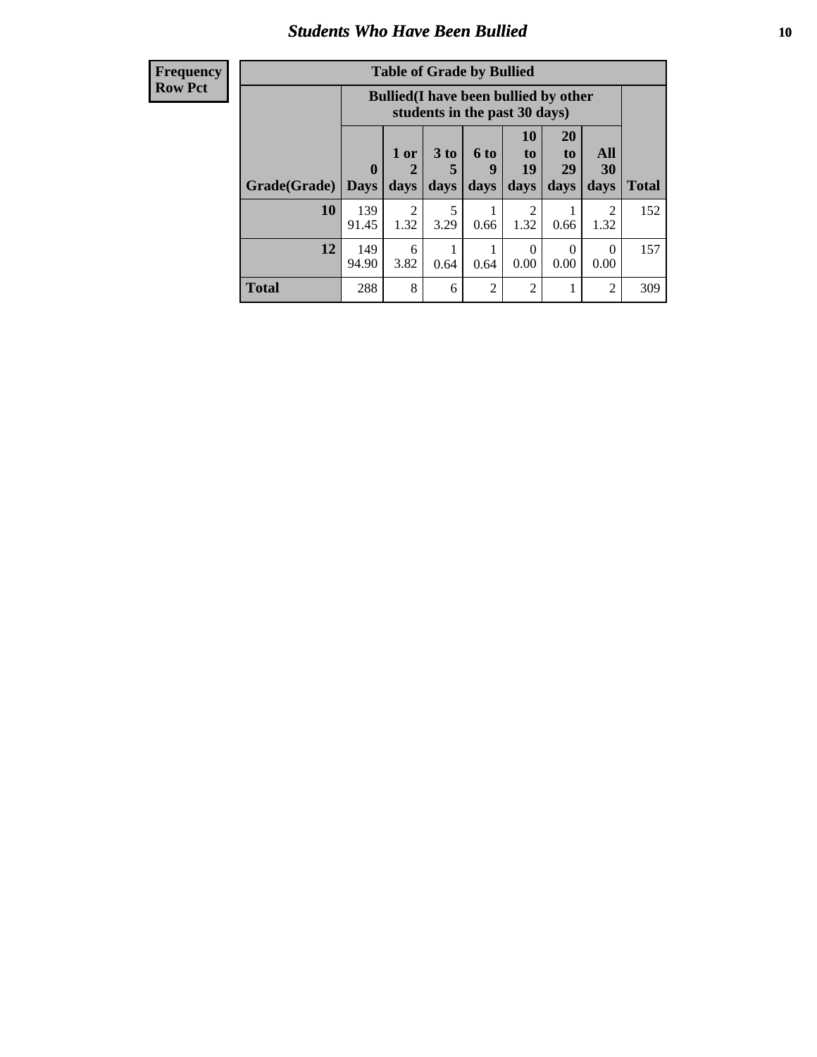# Students Who Have Been Bullied

| Frequency<br>Row Pct |
|---|

**Table of Grade by Bullied**

| Grade(Grade) | Bullied(I have been bullied by other students in the past 30 days) | | | | | | | Total |
|---|---|---|---|---|---|---|---|---|
| | 0 Days | 1 or 2 days | 3 to 5 days | 6 to 9 days | 10 to 19 days | 20 to 29 days | All 30 days | |
| **10** | 139<br>91.45 | 2<br>1.32 | 5<br>3.29 | 1<br>0.66 | 2<br>1.32 | 1<br>0.66 | 2<br>1.32 | 152 |
| **12** | 149<br>94.90 | 6<br>3.82 | 1<br>0.64 | 1<br>0.64 | 0<br>0.00 | 0<br>0.00 | 0<br>0.00 | 157 |
| **Total** | 288 | 8 | 6 | 2 | 2 | 1 | 2 | 309 |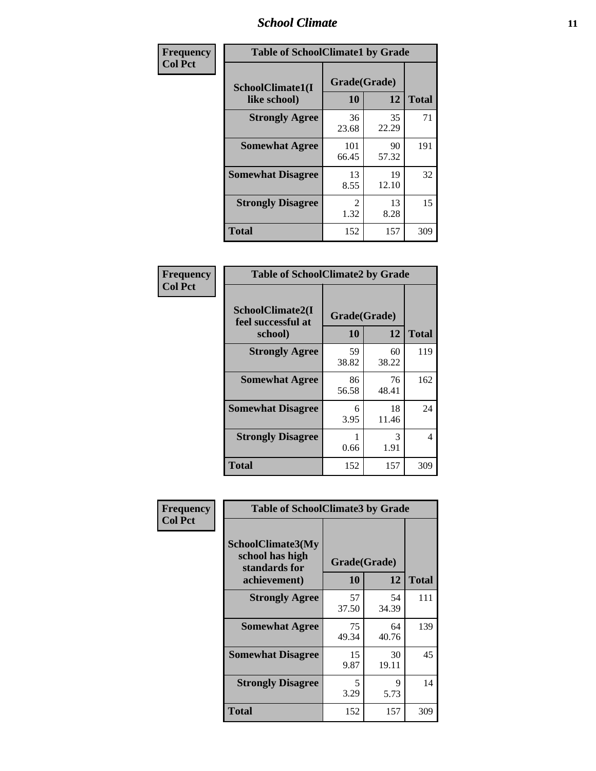**Frequency**
**Col Pct**

| Table of SchoolClimate1 by Grade | | | |
|---|---|---|---|
| SchoolClimate1(I like school) | Grade(Grade) | | |
| | 10 | 12 | Total |
| **Strongly Agree** | 36<br>23.68 | 35<br>22.29 | 71 |
| **Somewhat Agree** | 101<br>66.45 | 90<br>57.32 | 191 |
| **Somewhat Disagree** | 13<br>8.55 | 19<br>12.10 | 32 |
| **Strongly Disagree** | 2<br>1.32 | 13<br>8.28 | 15 |
| **Total** | 152 | 157 | 309 |

**Frequency**
**Col Pct**

| Table of SchoolClimate2 by Grade | | | |
|---|---|---|---|
| SchoolClimate2(I feel successful at school) | Grade(Grade) | | |
| | 10 | 12 | Total |
| **Strongly Agree** | 59<br>38.82 | 60<br>38.22 | 119 |
| **Somewhat Agree** | 86<br>56.58 | 76<br>48.41 | 162 |
| **Somewhat Disagree** | 6<br>3.95 | 18<br>11.46 | 24 |
| **Strongly Disagree** | 1<br>0.66 | 3<br>1.91 | 4 |
| **Total** | 152 | 157 | 309 |

**Frequency**
**Col Pct**

| Table of SchoolClimate3 by Grade | | | |
|---|---|---|---|
| SchoolClimate3(My school has high standards for achievement) | Grade(Grade) | | |
| | 10 | 12 | Total |
| **Strongly Agree** | 57<br>37.50 | 54<br>34.39 | 111 |
| **Somewhat Agree** | 75<br>49.34 | 64<br>40.76 | 139 |
| **Somewhat Disagree** | 15<br>9.87 | 30<br>19.11 | 45 |
| **Strongly Disagree** | 5<br>3.29 | 9<br>5.73 | 14 |
| **Total** | 152 | 157 | 309 |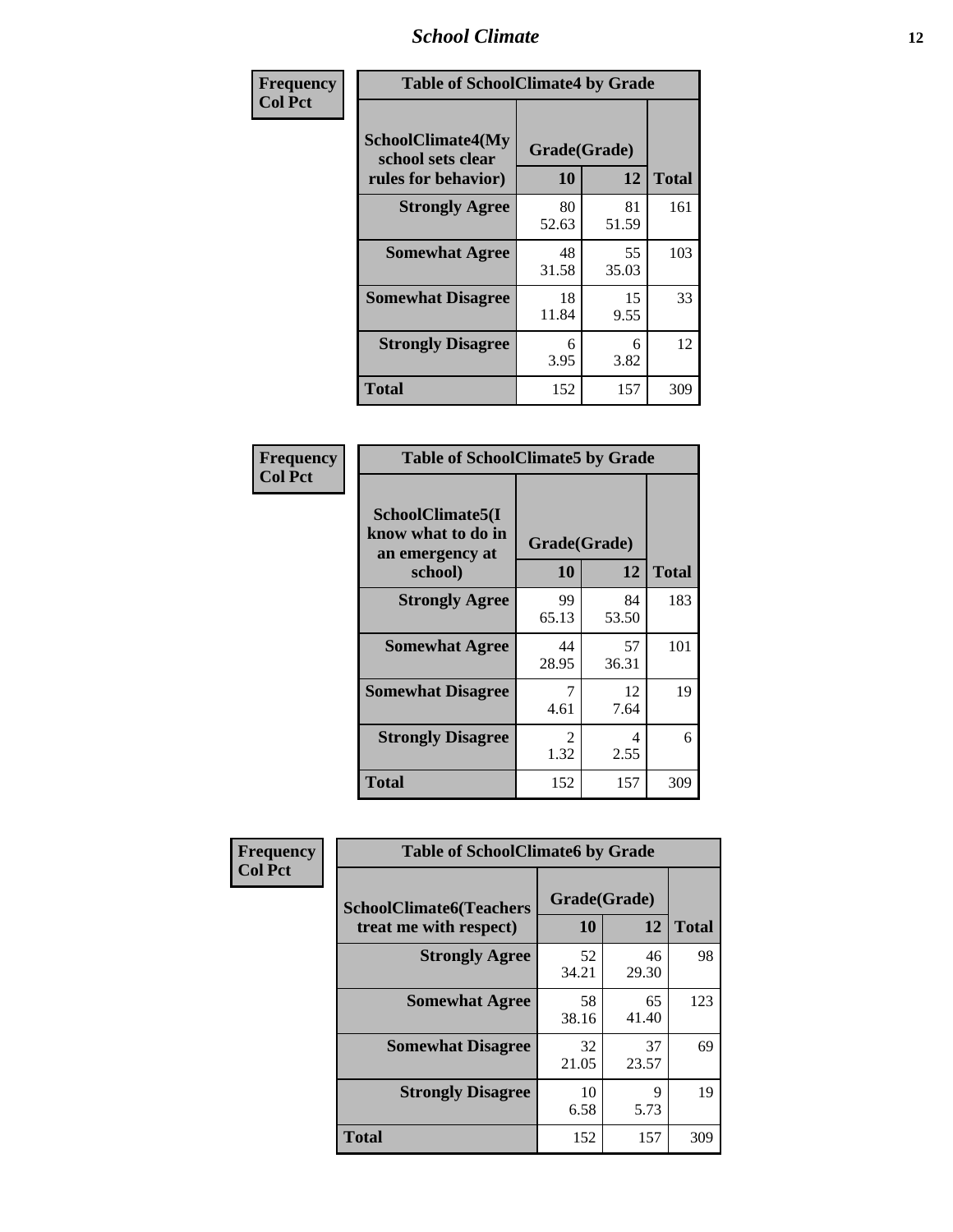**Frequency**
**Col Pct**

| Table of SchoolClimate4 by Grade | | | |
|---|---|---|---|
| SchoolClimate4(My school sets clear rules for behavior) | Grade(Grade) | | Total |
| | 10 | 12 | |
| **Strongly Agree** | 80<br>52.63 | 81<br>51.59 | 161 |
| **Somewhat Agree** | 48<br>31.58 | 55<br>35.03 | 103 |
| **Somewhat Disagree** | 18<br>11.84 | 15<br>9.55 | 33 |
| **Strongly Disagree** | 6<br>3.95 | 6<br>3.82 | 12 |
| **Total** | 152 | 157 | 309 |

**Frequency**
**Col Pct**

| Table of SchoolClimate5 by Grade | | | |
|---|---|---|---|
| SchoolClimate5(I know what to do in an emergency at school) | Grade(Grade) | | Total |
| | 10 | 12 | |
| **Strongly Agree** | 99<br>65.13 | 84<br>53.50 | 183 |
| **Somewhat Agree** | 44<br>28.95 | 57<br>36.31 | 101 |
| **Somewhat Disagree** | 7<br>4.61 | 12<br>7.64 | 19 |
| **Strongly Disagree** | 2<br>1.32 | 4<br>2.55 | 6 |
| **Total** | 152 | 157 | 309 |

**Frequency**
**Col Pct**

| Table of SchoolClimate6 by Grade | | | |
|---|---|---|---|
| SchoolClimate6(Teachers treat me with respect) | Grade(Grade) | | Total |
| | 10 | 12 | |
| **Strongly Agree** | 52<br>34.21 | 46<br>29.30 | 98 |
| **Somewhat Agree** | 58<br>38.16 | 65<br>41.40 | 123 |
| **Somewhat Disagree** | 32<br>21.05 | 37<br>23.57 | 69 |
| **Strongly Disagree** | 10<br>6.58 | 9<br>5.73 | 19 |
| **Total** | 152 | 157 | 309 |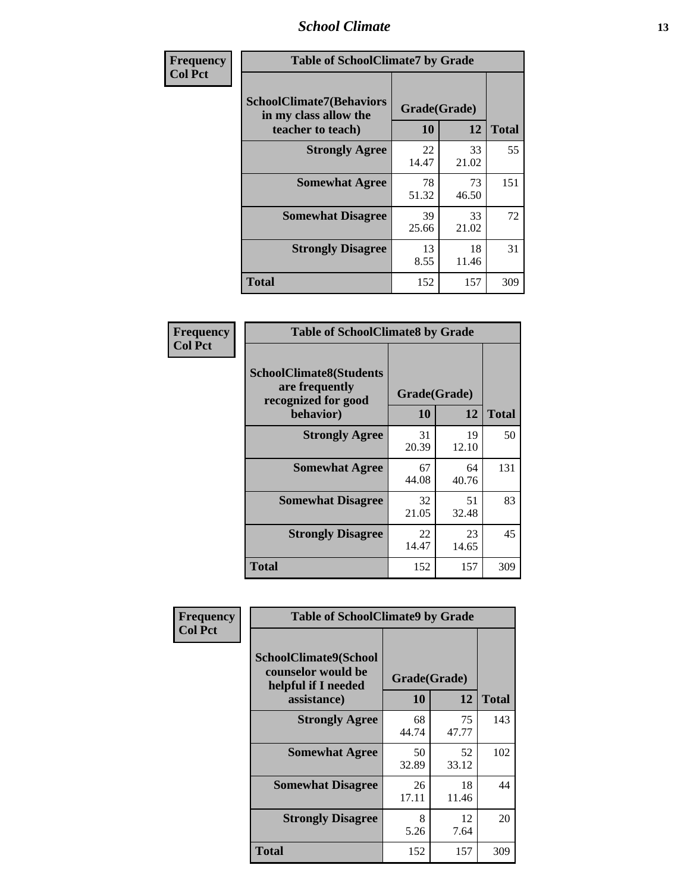| Frequency<br>Col Pct | Table of SchoolClimate7 by Grade | | |
|---|---|---|---|
| SchoolClimate7(Behaviors in my class allow the teacher to teach) | Grade(Grade) | | |
| | 10 | 12 | Total |
| Strongly Agree | 22<br>14.47 | 33<br>21.02 | 55 |
| Somewhat Agree | 78<br>51.32 | 73<br>46.50 | 151 |
| Somewhat Disagree | 39<br>25.66 | 33<br>21.02 | 72 |
| Strongly Disagree | 13<br>8.55 | 18<br>11.46 | 31 |
| Total | 152 | 157 | 309 |

| Frequency<br>Col Pct | Table of SchoolClimate8 by Grade | | |
|---|---|---|---|
| SchoolClimate8(Students are frequently recognized for good behavior) | Grade(Grade) | | |
| | 10 | 12 | Total |
| Strongly Agree | 31<br>20.39 | 19<br>12.10 | 50 |
| Somewhat Agree | 67<br>44.08 | 64<br>40.76 | 131 |
| Somewhat Disagree | 32<br>21.05 | 51<br>32.48 | 83 |
| Strongly Disagree | 22<br>14.47 | 23<br>14.65 | 45 |
| Total | 152 | 157 | 309 |

| Frequency<br>Col Pct | Table of SchoolClimate9 by Grade | | |
|---|---|---|---|
| SchoolClimate9(School counselor would be helpful if I needed assistance) | Grade(Grade) | | |
| | 10 | 12 | Total |
| Strongly Agree | 68<br>44.74 | 75<br>47.77 | 143 |
| Somewhat Agree | 50<br>32.89 | 52<br>33.12 | 102 |
| Somewhat Disagree | 26<br>17.11 | 18<br>11.46 | 44 |
| Strongly Disagree | 8<br>5.26 | 12<br>7.64 | 20 |
| Total | 152 | 157 | 309 |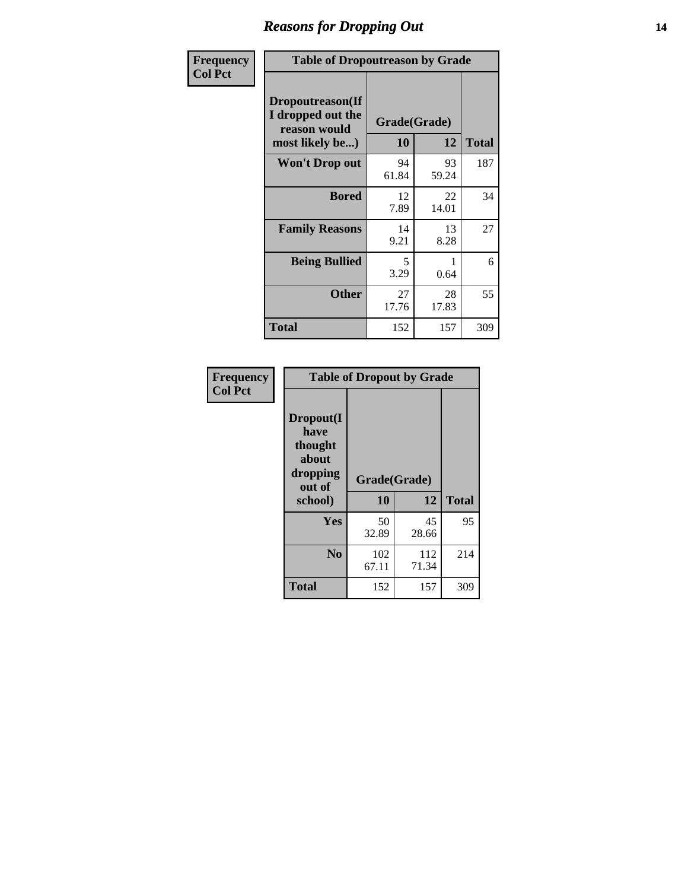## Reasons for Dropping Out

**Frequency**
**Col Pct**

**Table of Dropoutreason by Grade**

| Dropoutreason(If I dropped out the reason would most likely be...) | Grade(Grade) 10 | 12 | Total |
|---|---|---|---|
| **Won't Drop out** | 94<br>61.84 | 93<br>59.24 | 187 |
| **Bored** | 12<br>7.89 | 22<br>14.01 | 34 |
| **Family Reasons** | 14<br>9.21 | 13<br>8.28 | 27 |
| **Being Bullied** | 5<br>3.29 | 1<br>0.64 | 6 |
| **Other** | 27<br>17.76 | 28<br>17.83 | 55 |
| **Total** | 152 | 157 | 309 |

**Frequency**
**Col Pct**

**Table of Dropout by Grade**

| Dropout(I have thought about dropping out of school) | Grade(Grade) 10 | 12 | Total |
|---|---|---|---|
| **Yes** | 50<br>32.89 | 45<br>28.66 | 95 |
| **No** | 102<br>67.11 | 112<br>71.34 | 214 |
| **Total** | 152 | 157 | 309 |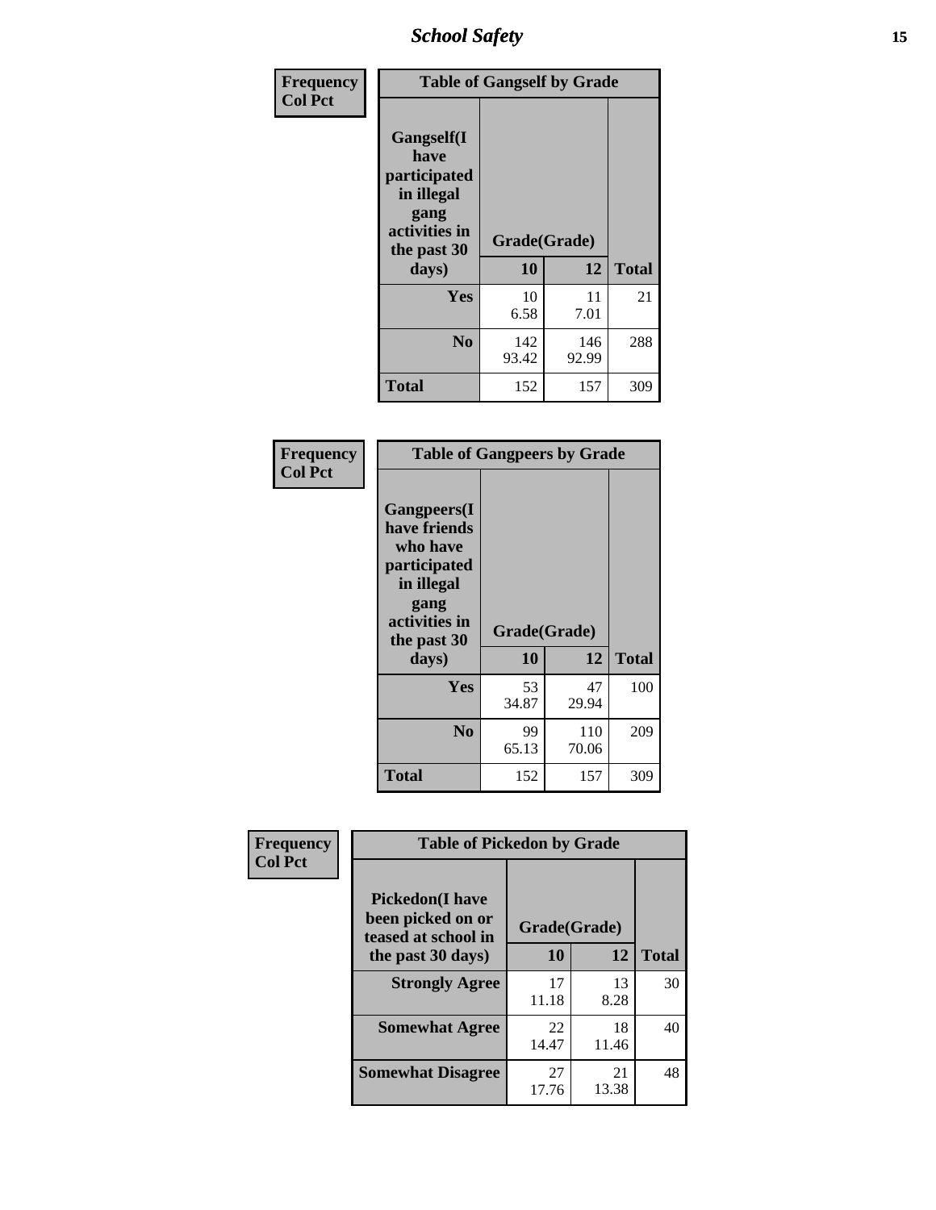| Frequency<br>Col Pct | Table of Gangself by Grade | | |
|---|---|---|---|
| Gangself(I have participated in illegal gang activities in the past 30 days) | Grade(Grade) | | |
| | 10 | 12 | Total |
| Yes | 10<br>6.58 | 11<br>7.01 | 21 |
| No | 142<br>93.42 | 146<br>92.99 | 288 |
| Total | 152 | 157 | 309 |

| Frequency<br>Col Pct | Table of Gangpeers by Grade | | |
|---|---|---|---|
| Gangpeers(I have friends who have participated in illegal gang activities in the past 30 days) | Grade(Grade) | | |
| | 10 | 12 | Total |
| Yes | 53<br>34.87 | 47<br>29.94 | 100 |
| No | 99<br>65.13 | 110<br>70.06 | 209 |
| Total | 152 | 157 | 309 |

| Frequency<br>Col Pct | Table of Pickedon by Grade | | |
|---|---|---|---|
| Pickedon(I have been picked on or teased at school in the past 30 days) | Grade(Grade) | | |
| | 10 | 12 | Total |
| Strongly Agree | 17<br>11.18 | 13<br>8.28 | 30 |
| Somewhat Agree | 22<br>14.47 | 18<br>11.46 | 40 |
| Somewhat Disagree | 27<br>17.76 | 21<br>13.38 | 48 |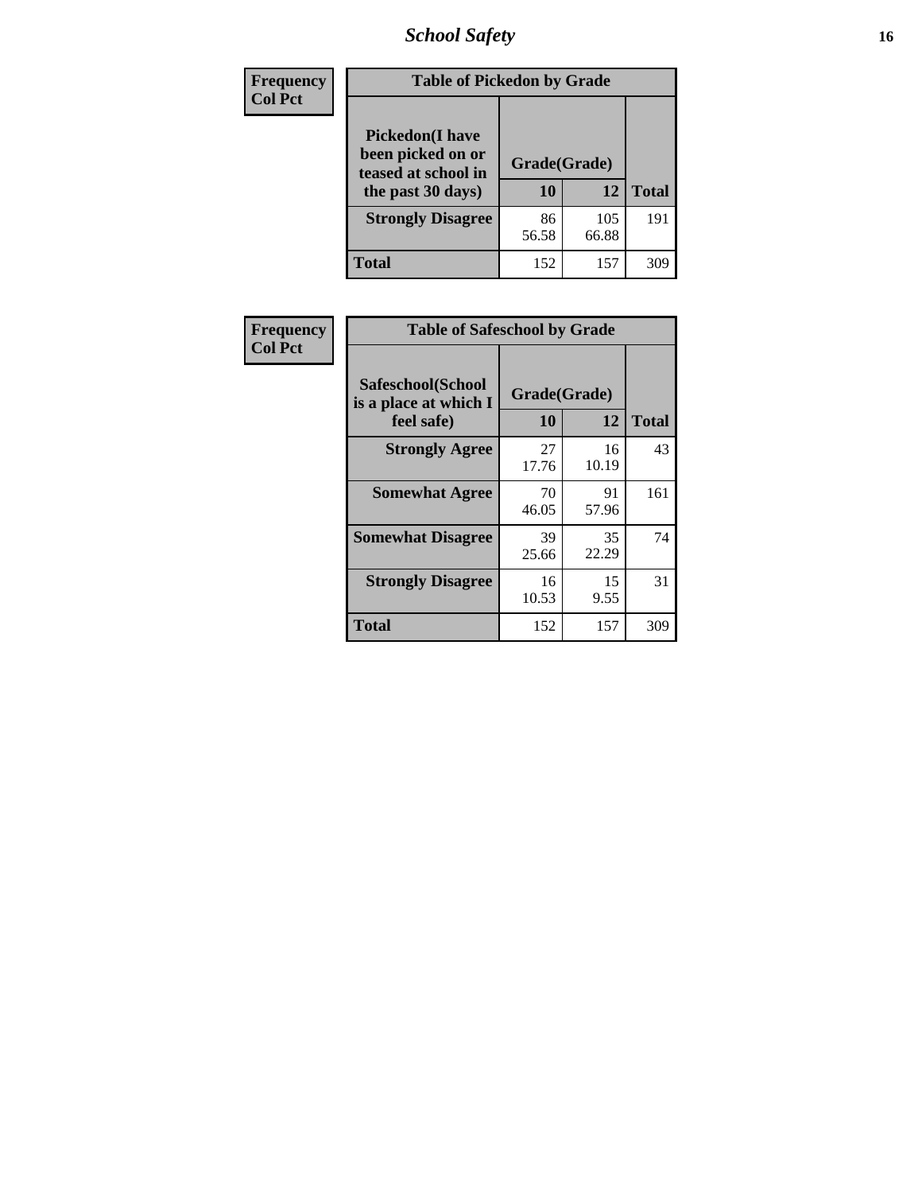| Frequency<br>Col Pct | Table of Pickedon by Grade | | |
|---|---|---|---|
| Pickedon(I have been picked on or teased at school in the past 30 days) | Grade(Grade) | | |
| | 10 | 12 | Total |
| Strongly Disagree | 86<br>56.58 | 105<br>66.88 | 191 |
| Total | 152 | 157 | 309 |

| Frequency<br>Col Pct | Table of Safeschool by Grade | | |
|---|---|---|---|
| Safeschool(School is a place at which I feel safe) | Grade(Grade) | | |
| | 10 | 12 | Total |
| Strongly Agree | 27<br>17.76 | 16<br>10.19 | 43 |
| Somewhat Agree | 70<br>46.05 | 91<br>57.96 | 161 |
| Somewhat Disagree | 39<br>25.66 | 35<br>22.29 | 74 |
| Strongly Disagree | 16<br>10.53 | 15<br>9.55 | 31 |
| Total | 152 | 157 | 309 |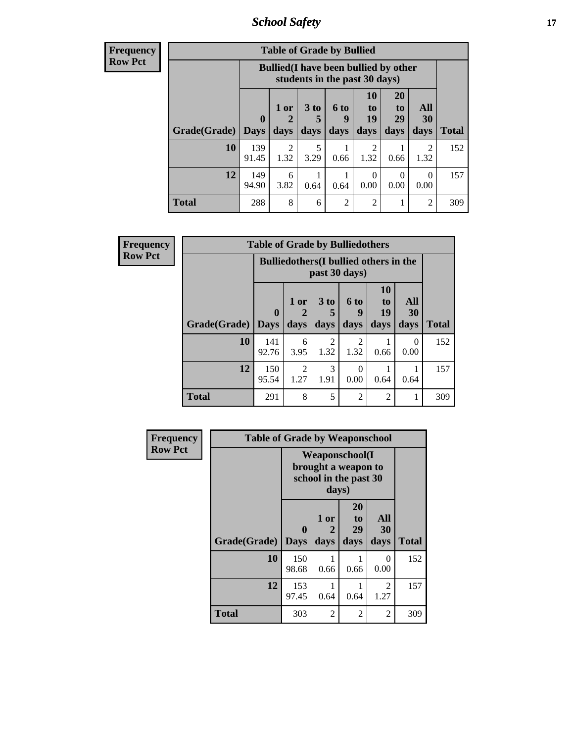| Frequency |
|---|
| Row Pct |

**Table of Grade by Bullied**

| Grade(Grade) | Bullied(I have been bullied by other students in the past 30 days) | | | | | | | Total |
|---|---|---|---|---|---|---|---|---|
| | 0 Days | 1 or 2 days | 3 to 5 days | 6 to 9 days | 10 to 19 days | 20 to 29 days | All 30 days | |
| 10 | 139<br>91.45 | 2<br>1.32 | 5<br>3.29 | 1<br>0.66 | 2<br>1.32 | 1<br>0.66 | 2<br>1.32 | 152 |
| 12 | 149<br>94.90 | 6<br>3.82 | 1<br>0.64 | 1<br>0.64 | 0<br>0.00 | 0<br>0.00 | 0<br>0.00 | 157 |
| Total | 288 | 8 | 6 | 2 | 2 | 1 | 2 | 309 |

| Frequency |
|---|
| Row Pct |

**Table of Grade by Bulliedothers**

| Grade(Grade) | Bulliedothers(I bullied others in the past 30 days) | | | | | | Total |
|---|---|---|---|---|---|---|---|
| | 0 Days | 1 or 2 days | 3 to 5 days | 6 to 9 days | 10 to 19 days | All 30 days | |
| 10 | 141<br>92.76 | 6<br>3.95 | 2<br>1.32 | 2<br>1.32 | 1<br>0.66 | 0<br>0.00 | 152 |
| 12 | 150<br>95.54 | 2<br>1.27 | 3<br>1.91 | 0<br>0.00 | 1<br>0.64 | 1<br>0.64 | 157 |
| Total | 291 | 8 | 5 | 2 | 2 | 1 | 309 |

| Frequency |
|---|
| Row Pct |

**Table of Grade by Weaponschool**

| Grade(Grade) | Weaponschool(I brought a weapon to school in the past 30 days) | | | | Total |
|---|---|---|---|---|---|
| | 0 Days | 1 or 2 days | 20 to 29 days | All 30 days | |
| 10 | 150<br>98.68 | 1<br>0.66 | 1<br>0.66 | 0<br>0.00 | 152 |
| 12 | 153<br>97.45 | 1<br>0.64 | 1<br>0.64 | 2<br>1.27 | 157 |
| Total | 303 | 2 | 2 | 2 | 309 |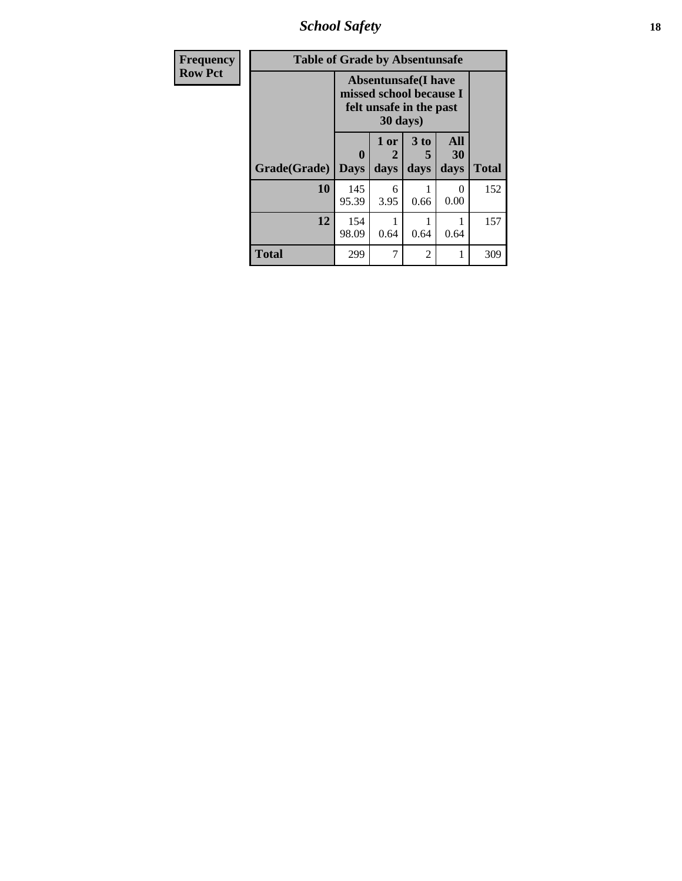| Frequency Row Pct | Table of Grade by Absentunsafe | | | | |
|---|---|---|---|---|---|
| | Absentunsafe(I have missed school because I felt unsafe in the past 30 days) | | | | |
| Grade(Grade) | 0 Days | 1 or 2 days | 3 to 5 days | All 30 days | Total |
| 10 | 145<br>95.39 | 6<br>3.95 | 1<br>0.66 | 0<br>0.00 | 152 |
| 12 | 154<br>98.09 | 1<br>0.64 | 1<br>0.64 | 1<br>0.64 | 157 |
| Total | 299 | 7 | 2 | 1 | 309 |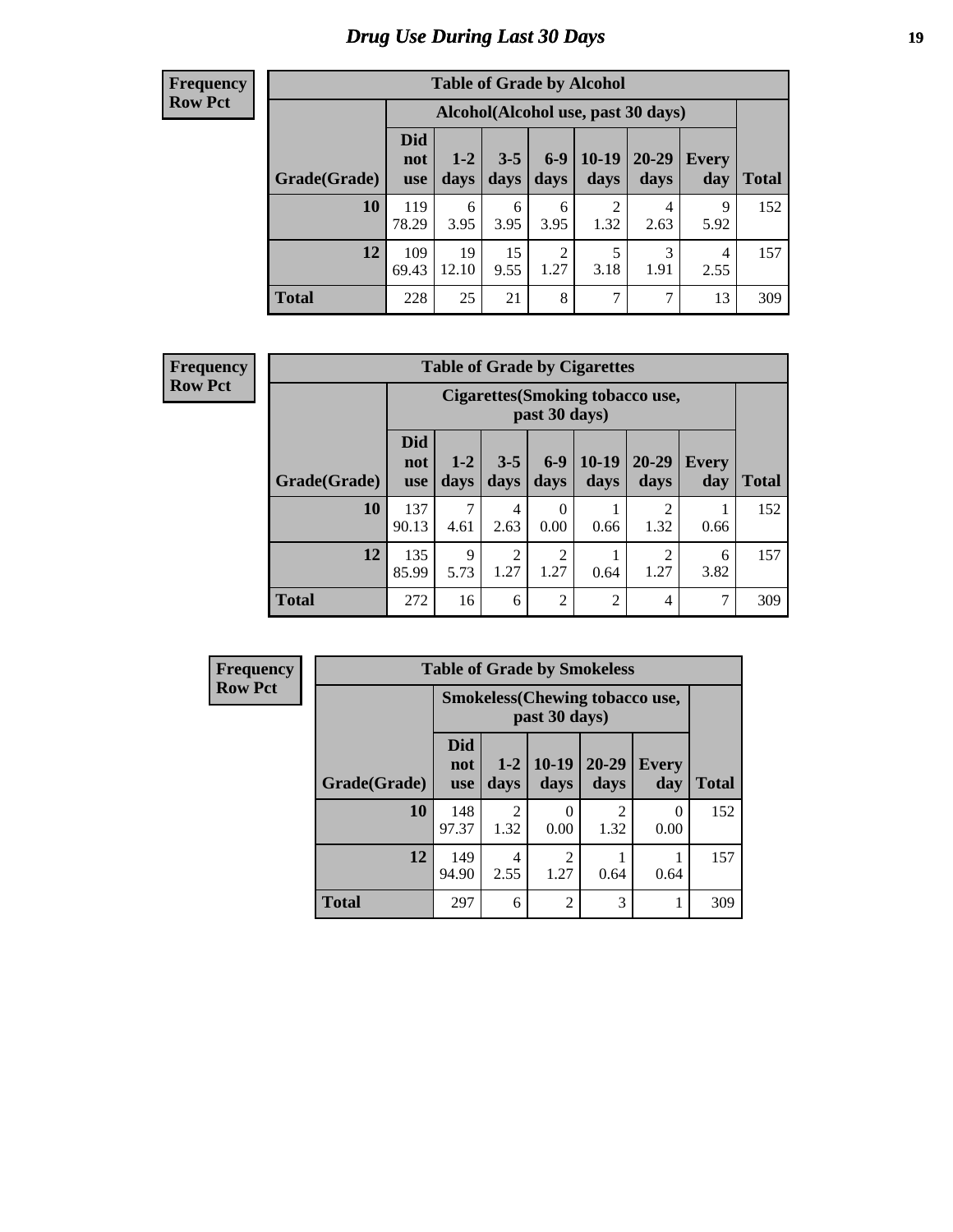# Drug Use During Last 30 Days

**Frequency**
**Row Pct**

| Table of Grade by Alcohol | | | | | | | | |
|---|---|---|---|---|---|---|---|---|
| | Alcohol(Alcohol use, past 30 days) | | | | | | | |
| Grade(Grade) | Did not use | 1-2 days | 3-5 days | 6-9 days | 10-19 days | 20-29 days | Every day | Total |
| 10 | 119<br>78.29 | 6<br>3.95 | 6<br>3.95 | 6<br>3.95 | 2<br>1.32 | 4<br>2.63 | 9<br>5.92 | 152 |
| 12 | 109<br>69.43 | 19<br>12.10 | 15<br>9.55 | 2<br>1.27 | 5<br>3.18 | 3<br>1.91 | 4<br>2.55 | 157 |
| Total | 228 | 25 | 21 | 8 | 7 | 7 | 13 | 309 |

**Frequency**
**Row Pct**

| Table of Grade by Cigarettes | | | | | | | | |
|---|---|---|---|---|---|---|---|---|
| | Cigarettes(Smoking tobacco use, past 30 days) | | | | | | | |
| Grade(Grade) | Did not use | 1-2 days | 3-5 days | 6-9 days | 10-19 days | 20-29 days | Every day | Total |
| 10 | 137<br>90.13 | 7<br>4.61 | 4<br>2.63 | 0<br>0.00 | 1<br>0.66 | 2<br>1.32 | 1<br>0.66 | 152 |
| 12 | 135<br>85.99 | 9<br>5.73 | 2<br>1.27 | 2<br>1.27 | 1<br>0.64 | 2<br>1.27 | 6<br>3.82 | 157 |
| Total | 272 | 16 | 6 | 2 | 2 | 4 | 7 | 309 |

**Frequency**
**Row Pct**

| Table of Grade by Smokeless | | | | | | |
|---|---|---|---|---|---|---|
| | Smokeless(Chewing tobacco use, past 30 days) | | | | | |
| Grade(Grade) | Did not use | 1-2 days | 10-19 days | 20-29 days | Every day | Total |
| 10 | 148<br>97.37 | 2<br>1.32 | 0<br>0.00 | 2<br>1.32 | 0<br>0.00 | 152 |
| 12 | 149<br>94.90 | 4<br>2.55 | 2<br>1.27 | 1<br>0.64 | 1<br>0.64 | 157 |
| Total | 297 | 6 | 2 | 3 | 1 | 309 |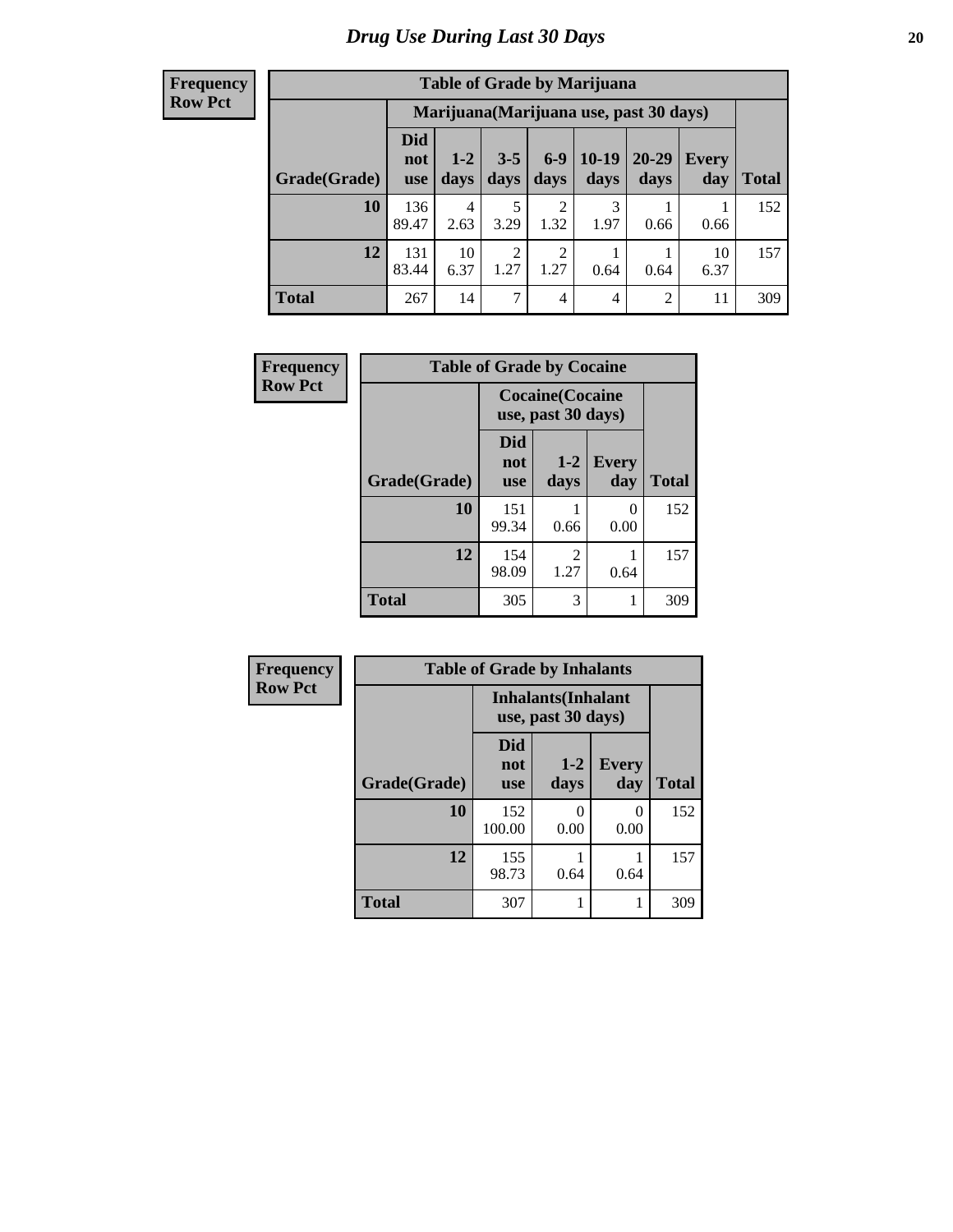# Drug Use During Last 30 Days

**Frequency**
**Row Pct**

| Table of Grade by Marijuana | | | | | | | | |
|---|---|---|---|---|---|---|---|---|
| | Marijuana(Marijuana use, past 30 days) | | | | | | | |
| Grade(Grade) | Did not use | 1-2 days | 3-5 days | 6-9 days | 10-19 days | 20-29 days | Every day | Total |
| **10** | 136<br>89.47 | 4<br>2.63 | 5<br>3.29 | 2<br>1.32 | 3<br>1.97 | 1<br>0.66 | 1<br>0.66 | 152 |
| **12** | 131<br>83.44 | 10<br>6.37 | 2<br>1.27 | 2<br>1.27 | 1<br>0.64 | 1<br>0.64 | 10<br>6.37 | 157 |
| **Total** | 267 | 14 | 7 | 4 | 4 | 2 | 11 | 309 |

**Frequency**
**Row Pct**

| Table of Grade by Cocaine | | | | |
|---|---|---|---|---|
| | Cocaine(Cocaine use, past 30 days) | | | |
| Grade(Grade) | Did not use | 1-2 days | Every day | Total |
| **10** | 151<br>99.34 | 1<br>0.66 | 0<br>0.00 | 152 |
| **12** | 154<br>98.09 | 2<br>1.27 | 1<br>0.64 | 157 |
| **Total** | 305 | 3 | 1 | 309 |

**Frequency**
**Row Pct**

| Table of Grade by Inhalants | | | | |
|---|---|---|---|---|
| | Inhalants(Inhalant use, past 30 days) | | | |
| Grade(Grade) | Did not use | 1-2 days | Every day | Total |
| **10** | 152<br>100.00 | 0<br>0.00 | 0<br>0.00 | 152 |
| **12** | 155<br>98.73 | 1<br>0.64 | 1<br>0.64 | 157 |
| **Total** | 307 | 1 | 1 | 309 |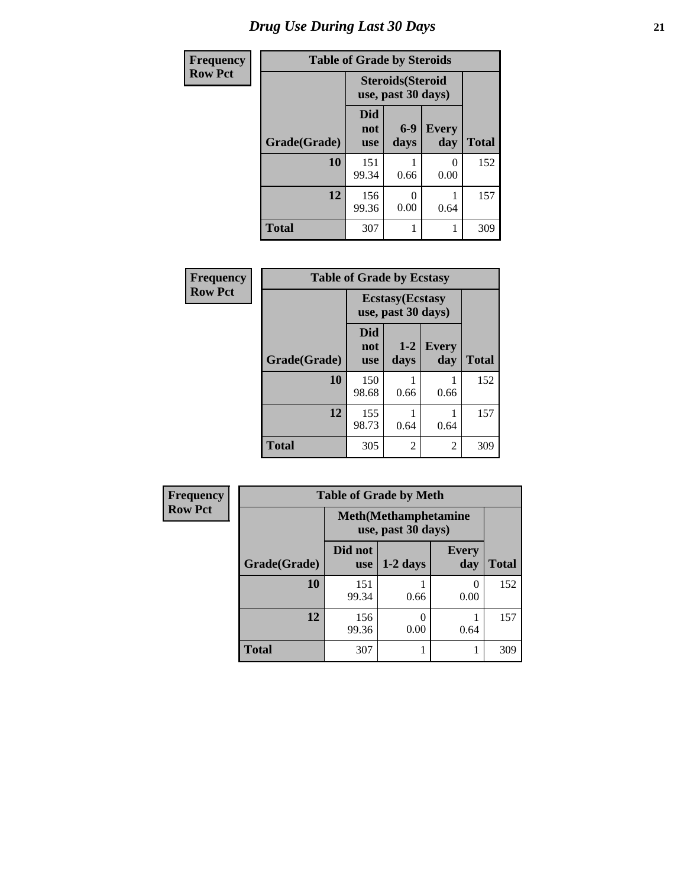# *Drug Use During Last 30 Days*

| Frequency<br>Row Pct |
|---|

**Table of Grade by Steroids**

| Grade(Grade) | Steroids(Steroid use, past 30 days) | | | Total |
|---|---|---|---|---|
| | Did not use | 6-9 days | Every day | |
| **10** | 151<br>99.34 | 1<br>0.66 | 0<br>0.00 | 152 |
| **12** | 156<br>99.36 | 0<br>0.00 | 1<br>0.64 | 157 |
| **Total** | 307 | 1 | 1 | 309 |

| Frequency<br>Row Pct |
|---|

**Table of Grade by Ecstasy**

| Grade(Grade) | Ecstasy(Ecstasy use, past 30 days) | | | Total |
|---|---|---|---|---|
| | Did not use | 1-2 days | Every day | |
| **10** | 150<br>98.68 | 1<br>0.66 | 1<br>0.66 | 152 |
| **12** | 155<br>98.73 | 1<br>0.64 | 1<br>0.64 | 157 |
| **Total** | 305 | 2 | 2 | 309 |

| Frequency<br>Row Pct |
|---|

**Table of Grade by Meth**

| Grade(Grade) | Meth(Methamphetamine use, past 30 days) | | | Total |
|---|---|---|---|---|
| | Did not use | 1-2 days | Every day | |
| **10** | 151<br>99.34 | 1<br>0.66 | 0<br>0.00 | 152 |
| **12** | 156<br>99.36 | 0<br>0.00 | 1<br>0.64 | 157 |
| **Total** | 307 | 1 | 1 | 309 |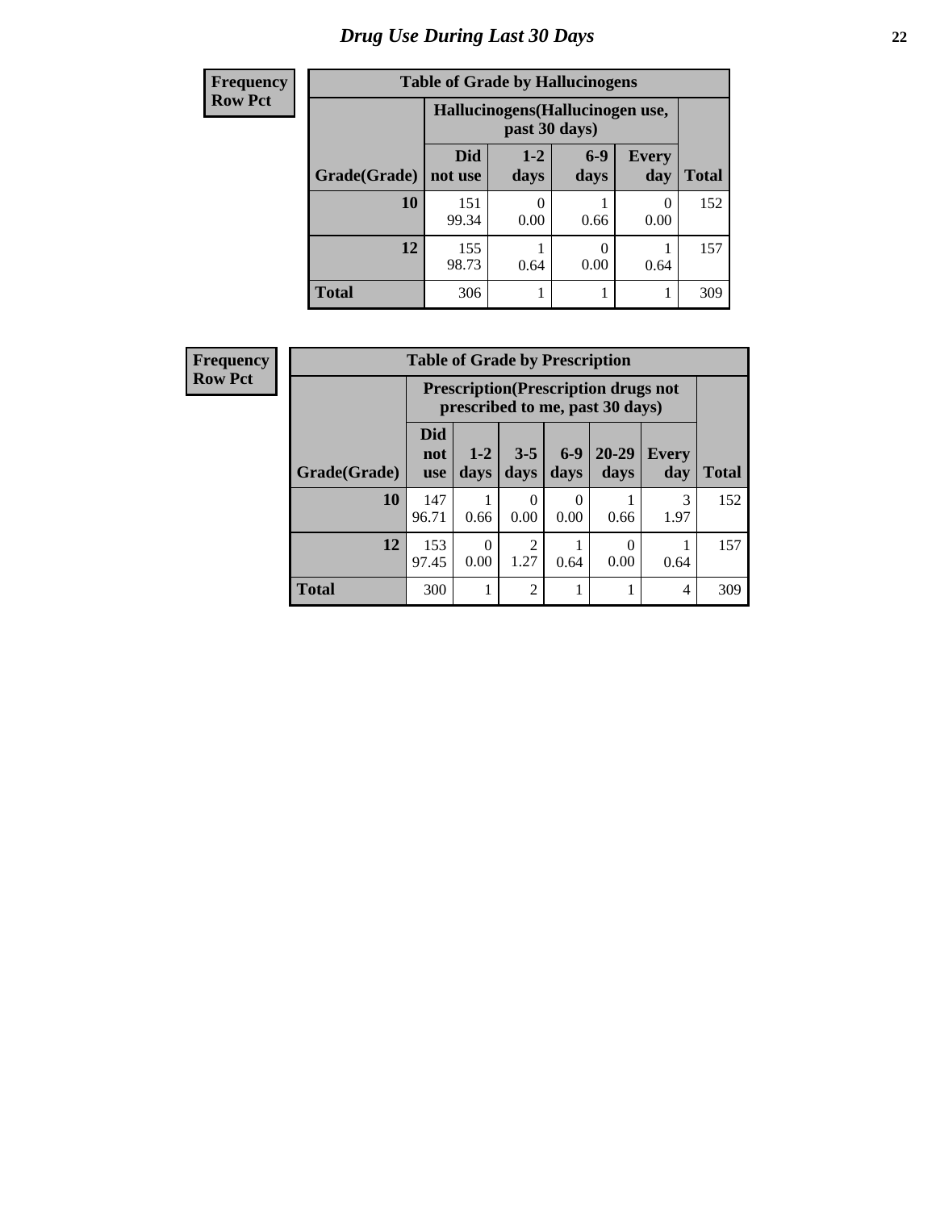# Drug Use During Last 30 Days

**Frequency**
**Row Pct**

**Table of Grade by Hallucinogens**

| Grade(Grade) | Hallucinogens(Hallucinogen use, past 30 days) | | | | Total |
|---|---|---|---|---|---|
| | Did not use | 1-2 days | 6-9 days | Every day | |
| **10** | 151<br>99.34 | 0<br>0.00 | 1<br>0.66 | 0<br>0.00 | 152 |
| **12** | 155<br>98.73 | 1<br>0.64 | 0<br>0.00 | 1<br>0.64 | 157 |
| **Total** | 306 | 1 | 1 | 1 | 309 |

**Frequency**
**Row Pct**

**Table of Grade by Prescription**

| Grade(Grade) | Prescription(Prescription drugs not prescribed to me, past 30 days) | | | | | | Total |
|---|---|---|---|---|---|---|---|
| | Did not use | 1-2 days | 3-5 days | 6-9 days | 20-29 days | Every day | |
| **10** | 147<br>96.71 | 1<br>0.66 | 0<br>0.00 | 0<br>0.00 | 1<br>0.66 | 3<br>1.97 | 152 |
| **12** | 153<br>97.45 | 0<br>0.00 | 2<br>1.27 | 1<br>0.64 | 0<br>0.00 | 1<br>0.64 | 157 |
| **Total** | 300 | 1 | 2 | 1 | 1 | 4 | 309 |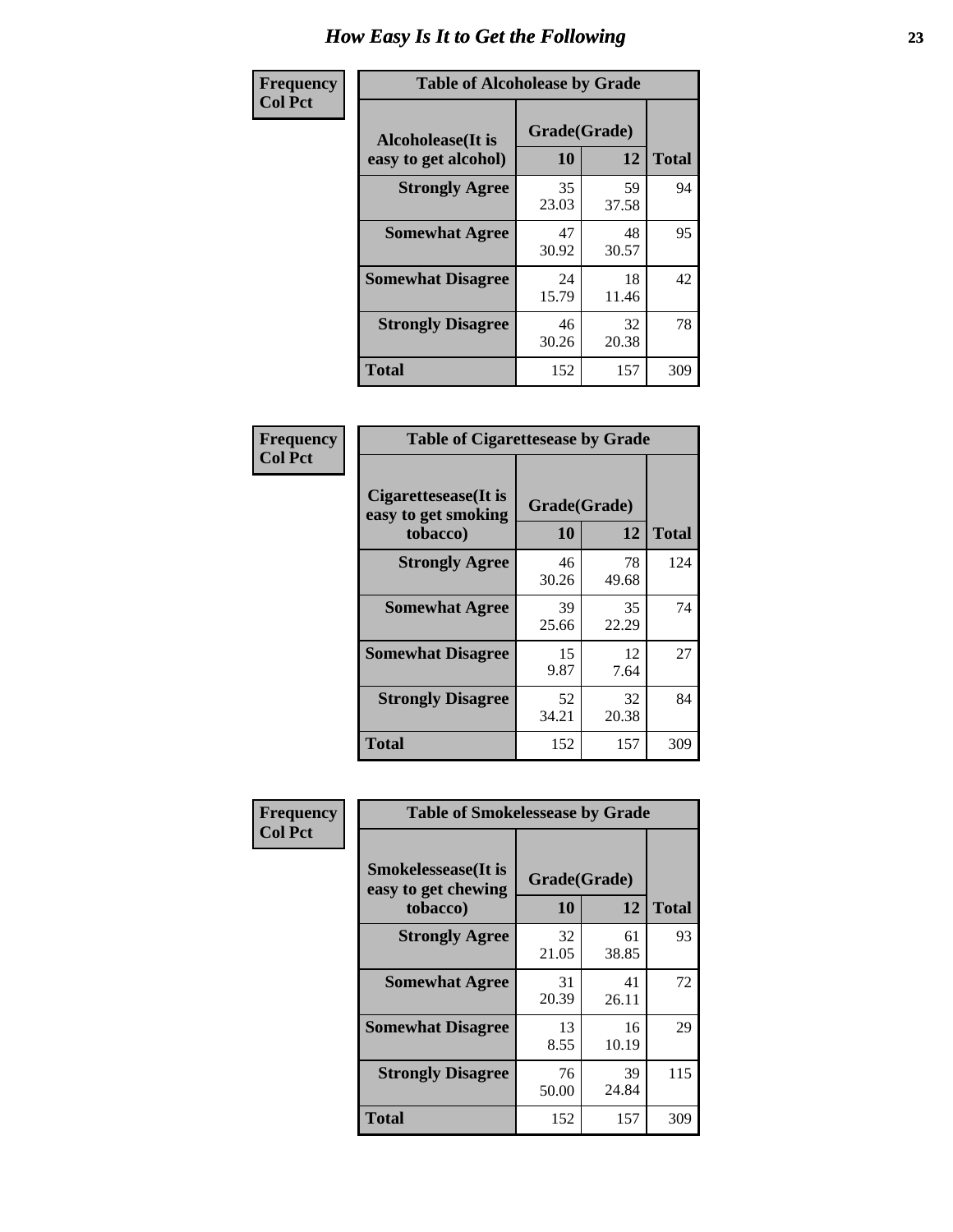# How Easy Is It to Get the Following

**Frequency**
**Col Pct**

| Table of Alcoholease by Grade | | | |
|---|---|---|---|
| Alcoholease(It is easy to get alcohol) | Grade(Grade) | | Total |
| | 10 | 12 | |
| **Strongly Agree** | 35<br>23.03 | 59<br>37.58 | 94 |
| **Somewhat Agree** | 47<br>30.92 | 48<br>30.57 | 95 |
| **Somewhat Disagree** | 24<br>15.79 | 18<br>11.46 | 42 |
| **Strongly Disagree** | 46<br>30.26 | 32<br>20.38 | 78 |
| **Total** | 152 | 157 | 309 |

**Frequency**
**Col Pct**

| Table of Cigarettesease by Grade | | | |
|---|---|---|---|
| Cigarettesease(It is easy to get smoking tobacco) | Grade(Grade) | | Total |
| | 10 | 12 | |
| **Strongly Agree** | 46<br>30.26 | 78<br>49.68 | 124 |
| **Somewhat Agree** | 39<br>25.66 | 35<br>22.29 | 74 |
| **Somewhat Disagree** | 15<br>9.87 | 12<br>7.64 | 27 |
| **Strongly Disagree** | 52<br>34.21 | 32<br>20.38 | 84 |
| **Total** | 152 | 157 | 309 |

**Frequency**
**Col Pct**

| Table of Smokelessease by Grade | | | |
|---|---|---|---|
| Smokelessease(It is easy to get chewing tobacco) | Grade(Grade) | | Total |
| | 10 | 12 | |
| **Strongly Agree** | 32<br>21.05 | 61<br>38.85 | 93 |
| **Somewhat Agree** | 31<br>20.39 | 41<br>26.11 | 72 |
| **Somewhat Disagree** | 13<br>8.55 | 16<br>10.19 | 29 |
| **Strongly Disagree** | 76<br>50.00 | 39<br>24.84 | 115 |
| **Total** | 152 | 157 | 309 |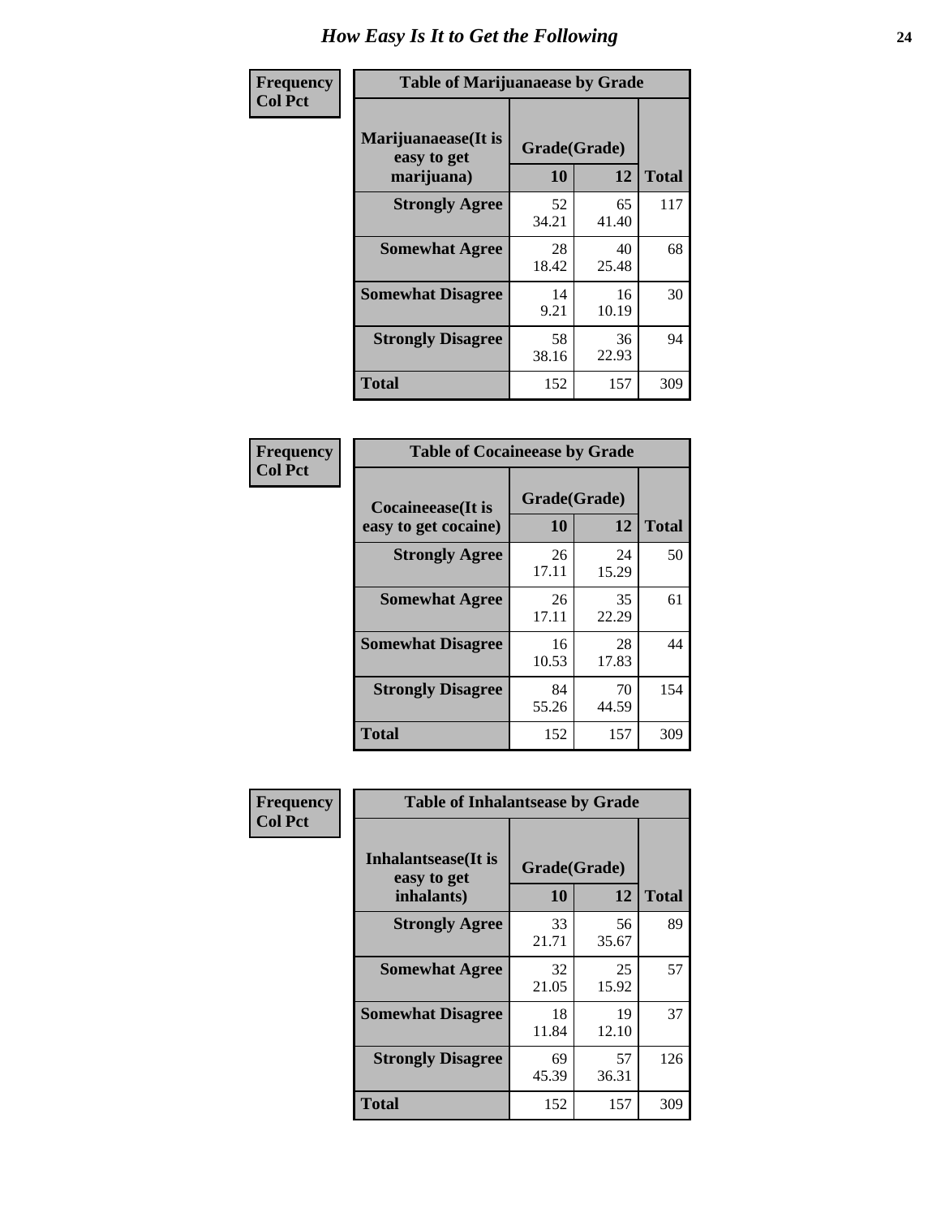# How Easy Is It to Get the Following

**Frequency**
**Col Pct**

**Table of Marijuanaease by Grade**

| Marijuanaease(It is easy to get marijuana) | Grade(Grade) | | Total |
|---|---|---|---|
| | 10 | 12 | |
| **Strongly Agree** | 52<br>34.21 | 65<br>41.40 | 117 |
| **Somewhat Agree** | 28<br>18.42 | 40<br>25.48 | 68 |
| **Somewhat Disagree** | 14<br>9.21 | 16<br>10.19 | 30 |
| **Strongly Disagree** | 58<br>38.16 | 36<br>22.93 | 94 |
| **Total** | 152 | 157 | 309 |

**Frequency**
**Col Pct**

**Table of Cocaineease by Grade**

| Cocaineease(It is easy to get cocaine) | Grade(Grade) | | Total |
|---|---|---|---|
| | 10 | 12 | |
| **Strongly Agree** | 26<br>17.11 | 24<br>15.29 | 50 |
| **Somewhat Agree** | 26<br>17.11 | 35<br>22.29 | 61 |
| **Somewhat Disagree** | 16<br>10.53 | 28<br>17.83 | 44 |
| **Strongly Disagree** | 84<br>55.26 | 70<br>44.59 | 154 |
| **Total** | 152 | 157 | 309 |

**Frequency**
**Col Pct**

**Table of Inhalantsease by Grade**

| Inhalantsease(It is easy to get inhalants) | Grade(Grade) | | Total |
|---|---|---|---|
| | 10 | 12 | |
| **Strongly Agree** | 33<br>21.71 | 56<br>35.67 | 89 |
| **Somewhat Agree** | 32<br>21.05 | 25<br>15.92 | 57 |
| **Somewhat Disagree** | 18<br>11.84 | 19<br>12.10 | 37 |
| **Strongly Disagree** | 69<br>45.39 | 57<br>36.31 | 126 |
| **Total** | 152 | 157 | 309 |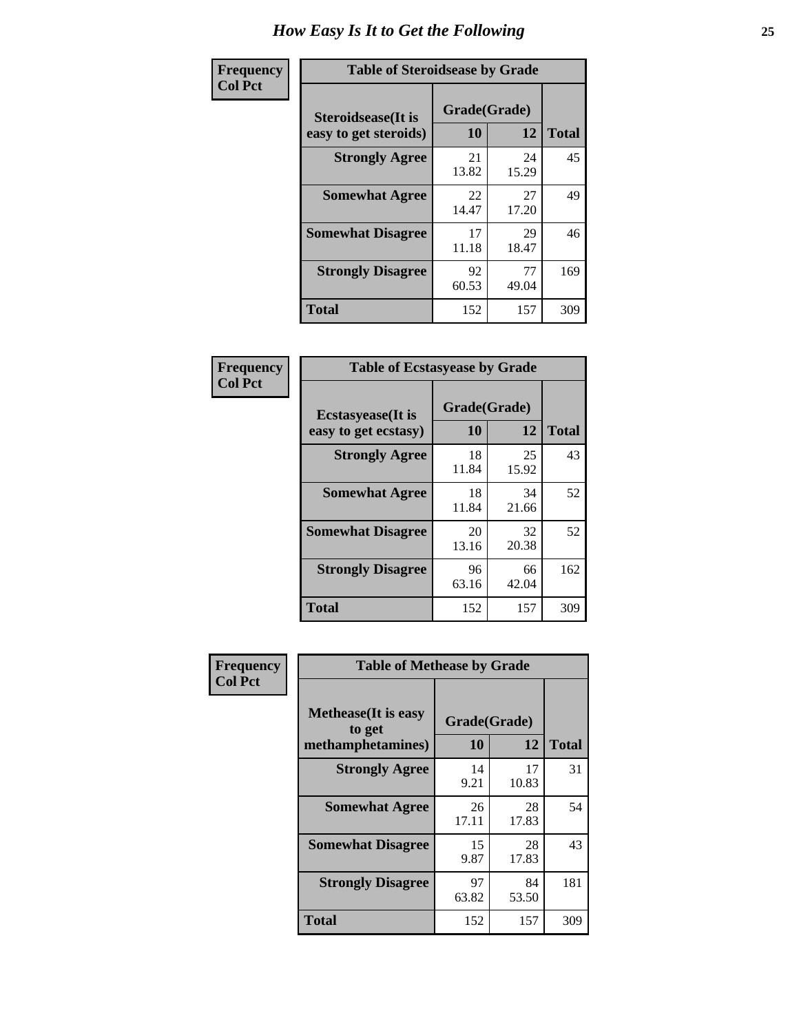# How Easy Is It to Get the Following

**Frequency**
**Col Pct**

**Table of Steroidsease by Grade**

| Steroidsease(It is easy to get steroids) | Grade(Grade) 10 | 12 | Total |
|---|---|---|---|
| **Strongly Agree** | 21<br>13.82 | 24<br>15.29 | 45 |
| **Somewhat Agree** | 22<br>14.47 | 27<br>17.20 | 49 |
| **Somewhat Disagree** | 17<br>11.18 | 29<br>18.47 | 46 |
| **Strongly Disagree** | 92<br>60.53 | 77<br>49.04 | 169 |
| **Total** | 152 | 157 | 309 |

**Frequency**
**Col Pct**

**Table of Ecstasyease by Grade**

| Ecstasyease(It is easy to get ecstasy) | Grade(Grade) 10 | 12 | Total |
|---|---|---|---|
| **Strongly Agree** | 18<br>11.84 | 25<br>15.92 | 43 |
| **Somewhat Agree** | 18<br>11.84 | 34<br>21.66 | 52 |
| **Somewhat Disagree** | 20<br>13.16 | 32<br>20.38 | 52 |
| **Strongly Disagree** | 96<br>63.16 | 66<br>42.04 | 162 |
| **Total** | 152 | 157 | 309 |

**Frequency**
**Col Pct**

**Table of Methease by Grade**

| Methease(It is easy to get methamphetamines) | Grade(Grade) 10 | 12 | Total |
|---|---|---|---|
| **Strongly Agree** | 14<br>9.21 | 17<br>10.83 | 31 |
| **Somewhat Agree** | 26<br>17.11 | 28<br>17.83 | 54 |
| **Somewhat Disagree** | 15<br>9.87 | 28<br>17.83 | 43 |
| **Strongly Disagree** | 97<br>63.82 | 84<br>53.50 | 181 |
| **Total** | 152 | 157 | 309 |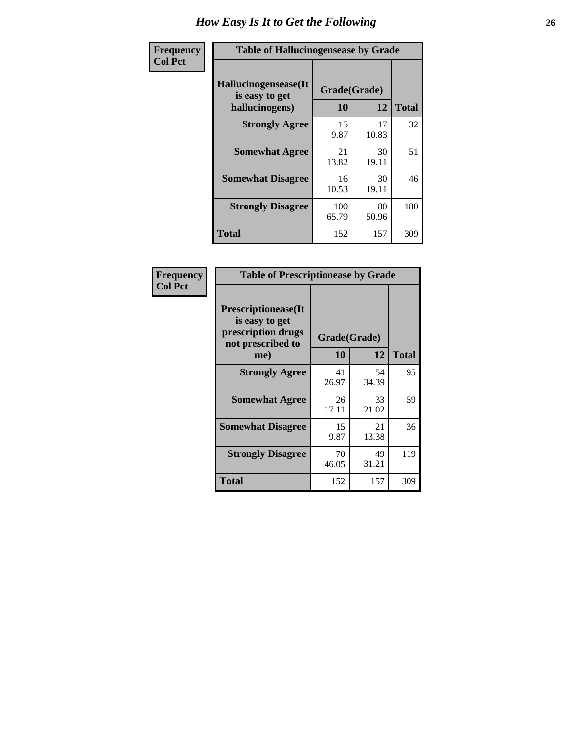# How Easy Is It to Get the Following

| Frequency Col Pct | Table of Hallucinogensease by Grade | | |
|---|---|---|---|
| Hallucinogensease(It is easy to get hallucinogens) | Grade(Grade) | | |
| | 10 | 12 | Total |
| Strongly Agree | 15<br>9.87 | 17<br>10.83 | 32 |
| Somewhat Agree | 21<br>13.82 | 30<br>19.11 | 51 |
| Somewhat Disagree | 16<br>10.53 | 30<br>19.11 | 46 |
| Strongly Disagree | 100<br>65.79 | 80<br>50.96 | 180 |
| Total | 152 | 157 | 309 |

| Frequency Col Pct | Table of Prescriptionease by Grade | | |
|---|---|---|---|
| Prescriptionease(It is easy to get prescription drugs not prescribed to me) | Grade(Grade) | | |
| | 10 | 12 | Total |
| Strongly Agree | 41<br>26.97 | 54<br>34.39 | 95 |
| Somewhat Agree | 26<br>17.11 | 33<br>21.02 | 59 |
| Somewhat Disagree | 15<br>9.87 | 21<br>13.38 | 36 |
| Strongly Disagree | 70<br>46.05 | 49<br>31.21 | 119 |
| Total | 152 | 157 | 309 |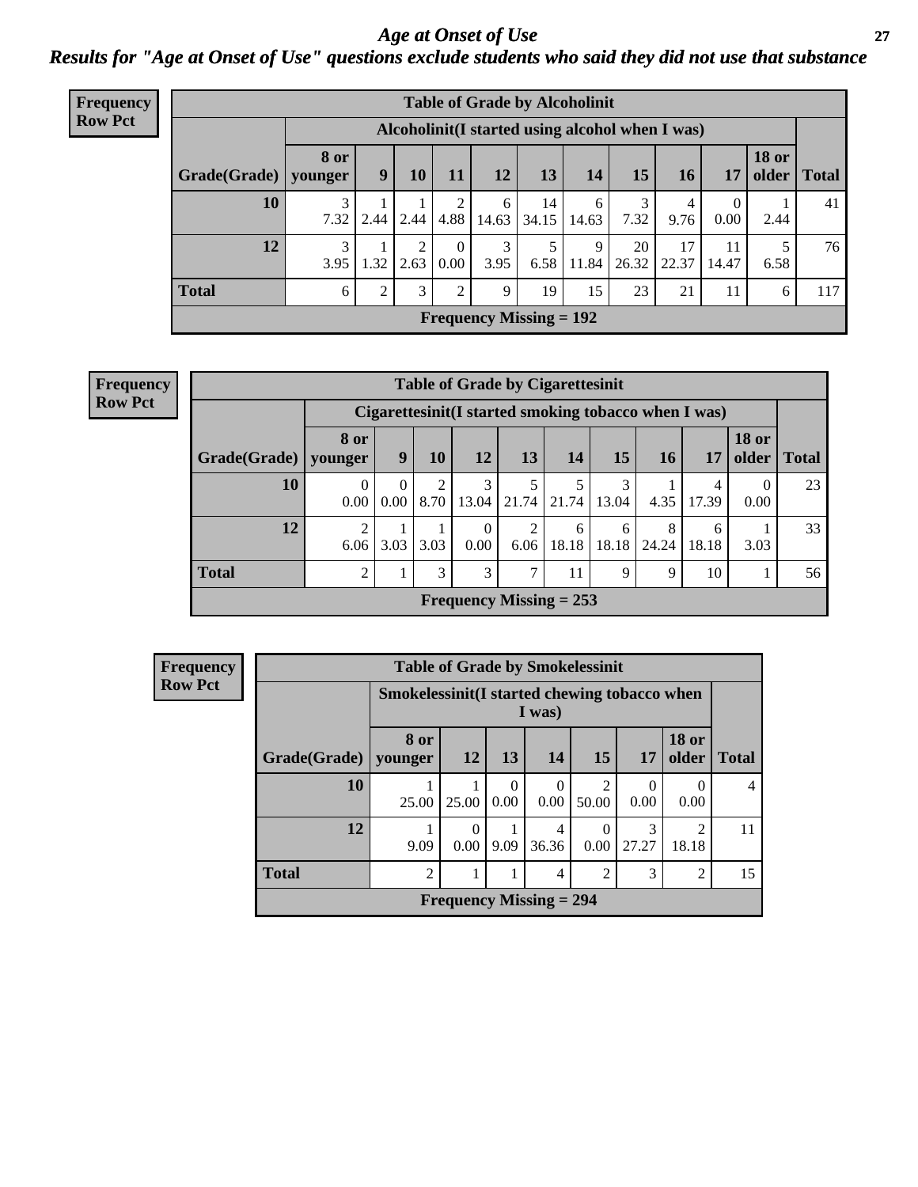# *Age at Onset of Use*

## *Results for "Age at Onset of Use" questions exclude students who said they did not use that substance*

**Frequency**
**Row Pct**

| Table of Grade by Alcoholinit | | | | | | | | | | | | |
|---|---|---|---|---|---|---|---|---|---|---|---|---|
| | Alcoholinit(I started using alcohol when I was) | | | | | | | | | | | |
| Grade(Grade) | 8 or younger | 9 | 10 | 11 | 12 | 13 | 14 | 15 | 16 | 17 | 18 or older | Total |
| 10 | 3<br>7.32 | 1<br>2.44 | 1<br>2.44 | 2<br>4.88 | 6<br>14.63 | 14<br>34.15 | 6<br>14.63 | 3<br>7.32 | 4<br>9.76 | 0<br>0.00 | 1<br>2.44 | 41 |
| 12 | 3<br>3.95 | 1<br>1.32 | 2<br>2.63 | 0<br>0.00 | 3<br>3.95 | 5<br>6.58 | 9<br>11.84 | 20<br>26.32 | 17<br>22.37 | 11<br>14.47 | 5<br>6.58 | 76 |
| Total | 6 | 2 | 3 | 2 | 9 | 19 | 15 | 23 | 21 | 11 | 6 | 117 |
| Frequency Missing = 192 | | | | | | | | | | | | |

**Frequency**
**Row Pct**

| Table of Grade by Cigarettesinit | | | | | | | | | | | |
|---|---|---|---|---|---|---|---|---|---|---|---|
| | Cigarettesinit(I started smoking tobacco when I was) | | | | | | | | | | |
| Grade(Grade) | 8 or younger | 9 | 10 | 12 | 13 | 14 | 15 | 16 | 17 | 18 or older | Total |
| 10 | 0<br>0.00 | 0<br>0.00 | 2<br>8.70 | 3<br>13.04 | 5<br>21.74 | 5<br>21.74 | 3<br>13.04 | 1<br>4.35 | 4<br>17.39 | 0<br>0.00 | 23 |
| 12 | 2<br>6.06 | 1<br>3.03 | 1<br>3.03 | 0<br>0.00 | 2<br>6.06 | 6<br>18.18 | 6<br>18.18 | 8<br>24.24 | 6<br>18.18 | 1<br>3.03 | 33 |
| Total | 2 | 1 | 3 | 3 | 7 | 11 | 9 | 9 | 10 | 1 | 56 |
| Frequency Missing = 253 | | | | | | | | | | | |

**Frequency**
**Row Pct**

| Table of Grade by Smokelessinit | | | | | | | | |
|---|---|---|---|---|---|---|---|---|
| | Smokelessinit(I started chewing tobacco when I was) | | | | | | | |
| Grade(Grade) | 8 or younger | 12 | 13 | 14 | 15 | 17 | 18 or older | Total |
| 10 | 1<br>25.00 | 1<br>25.00 | 0<br>0.00 | 0<br>0.00 | 2<br>50.00 | 0<br>0.00 | 0<br>0.00 | 4 |
| 12 | 1<br>9.09 | 0<br>0.00 | 1<br>9.09 | 4<br>36.36 | 0<br>0.00 | 3<br>27.27 | 2<br>18.18 | 11 |
| Total | 2 | 1 | 1 | 4 | 2 | 3 | 2 | 15 |
| Frequency Missing = 294 | | | | | | | | |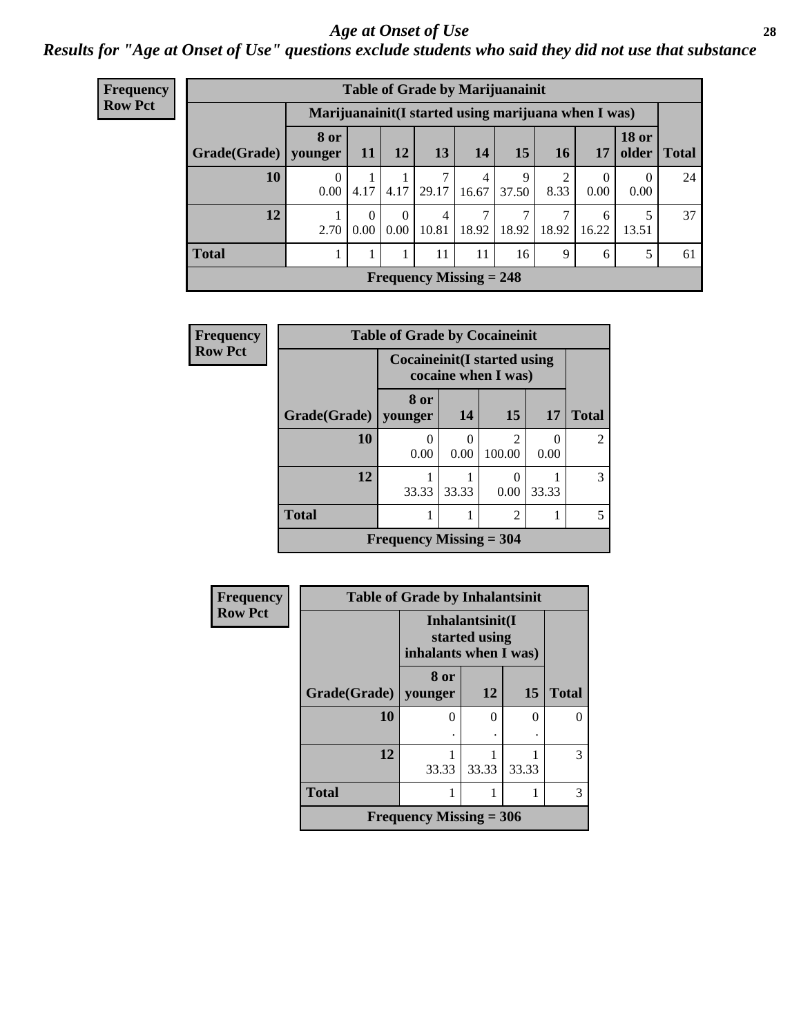# Age at Onset of Use

## Results for "Age at Onset of Use" questions exclude students who said they did not use that substance

**Frequency**
**Row Pct**

| Table of Grade by Marijuanainit | | | | | | | | | | |
|---|---|---|---|---|---|---|---|---|---|---|
| | Marijuanainit(I started using marijuana when I was) | | | | | | | | | |
| Grade(Grade) | 8 or younger | 11 | 12 | 13 | 14 | 15 | 16 | 17 | 18 or older | Total |
| 10 | 0<br>0.00 | 1<br>4.17 | 1<br>4.17 | 7<br>29.17 | 4<br>16.67 | 9<br>37.50 | 2<br>8.33 | 0<br>0.00 | 0<br>0.00 | 24 |
| 12 | 1<br>2.70 | 0<br>0.00 | 0<br>0.00 | 4<br>10.81 | 7<br>18.92 | 7<br>18.92 | 7<br>18.92 | 6<br>16.22 | 5<br>13.51 | 37 |
| Total | 1 | 1 | 1 | 11 | 11 | 16 | 9 | 6 | 5 | 61 |
| Frequency Missing = 248 | | | | | | | | | | |

**Frequency**
**Row Pct**

| Table of Grade by Cocaineinit | | | | | |
|---|---|---|---|---|---|
| | Cocaineinit(I started using cocaine when I was) | | | | |
| Grade(Grade) | 8 or younger | 14 | 15 | 17 | Total |
| 10 | 0<br>0.00 | 0<br>0.00 | 2<br>100.00 | 0<br>0.00 | 2 |
| 12 | 1<br>33.33 | 1<br>33.33 | 0<br>0.00 | 1<br>33.33 | 3 |
| Total | 1 | 1 | 2 | 1 | 5 |
| Frequency Missing = 304 | | | | | |

**Frequency**
**Row Pct**

| Table of Grade by Inhalantsinit | | | | |
|---|---|---|---|---|
| | Inhalantsinit(I started using inhalants when I was) | | | |
| Grade(Grade) | 8 or younger | 12 | 15 | Total |
| 10 | 0<br>. | 0<br>. | 0<br>. | 0 |
| 12 | 1<br>33.33 | 1<br>33.33 | 1<br>33.33 | 3 |
| Total | 1 | 1 | 1 | 3 |
| Frequency Missing = 306 | | | | |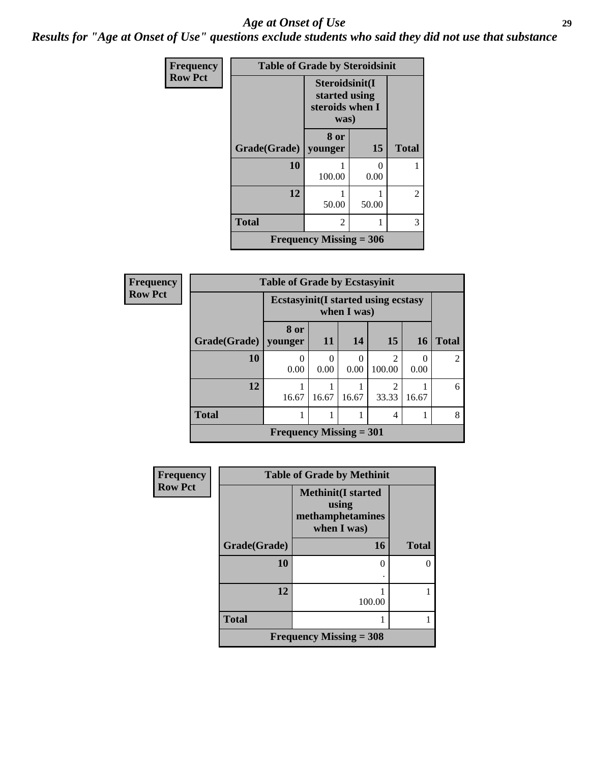## Age at Onset of Use

***Results for "Age at Onset of Use" questions exclude students who said they did not use that substance***

**Frequency**
**Row Pct**

| Table of Grade by Steroidsinit | | | |
|---|---|---|---|
| | Steroidsinit(I started using steroids when I was) | | |
| Grade(Grade) | 8 or younger | 15 | Total |
| 10 | 1<br>100.00 | 0<br>0.00 | 1 |
| 12 | 1<br>50.00 | 1<br>50.00 | 2 |
| Total | 2 | 1 | 3 |
| Frequency Missing = 306 | | | |

**Frequency**
**Row Pct**

| Table of Grade by Ecstasyinit | | | | | | |
|---|---|---|---|---|---|---|
| | Ecstasyinit(I started using ecstasy when I was) | | | | | |
| Grade(Grade) | 8 or younger | 11 | 14 | 15 | 16 | Total |
| 10 | 0<br>0.00 | 0<br>0.00 | 0<br>0.00 | 2<br>100.00 | 0<br>0.00 | 2 |
| 12 | 1<br>16.67 | 1<br>16.67 | 1<br>16.67 | 2<br>33.33 | 1<br>16.67 | 6 |
| Total | 1 | 1 | 1 | 4 | 1 | 8 |
| Frequency Missing = 301 | | | | | | |

**Frequency**
**Row Pct**

| Table of Grade by Methinit | | |
|---|---|---|
| | Methinit(I started using methamphetamines when I was) | |
| Grade(Grade) | 16 | Total |
| 10 | 0<br>. | 0 |
| 12 | 1<br>100.00 | 1 |
| Total | 1 | 1 |
| Frequency Missing = 308 | | |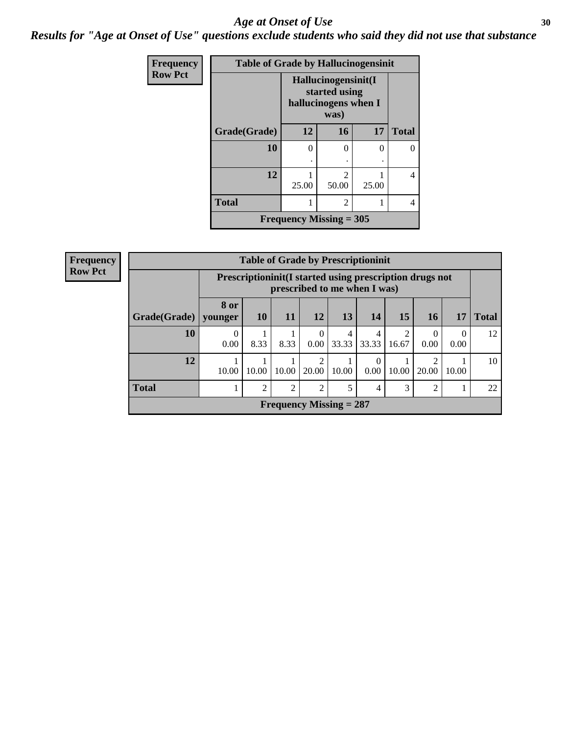# *Age at Onset of Use*

***Results for "Age at Onset of Use" questions exclude students who said they did not use that substance***

**Frequency**
**Row Pct**

**Table of Grade by Hallucinogensinit**

| | Hallucinogensinit(I started using hallucinogens when I was) | | | |
|---|---|---|---|---|
| **Grade(Grade)** | **12** | **16** | **17** | **Total** |
| **10** | 0<br>. | 0<br>. | 0<br>. | 0 |
| **12** | 1<br>25.00 | 2<br>50.00 | 1<br>25.00 | 4 |
| **Total** | 1 | 2 | 1 | 4 |
| **Frequency Missing = 305** | | | | |

**Frequency**
**Row Pct**

**Table of Grade by Prescriptioninit**

| | Prescriptioninit(I started using prescription drugs not prescribed to me when I was) | | | | | | | | | |
|---|---|---|---|---|---|---|---|---|---|---|
| **Grade(Grade)** | **8 or younger** | **10** | **11** | **12** | **13** | **14** | **15** | **16** | **17** | **Total** |
| **10** | 0<br>0.00 | 1<br>8.33 | 1<br>8.33 | 0<br>0.00 | 4<br>33.33 | 4<br>33.33 | 2<br>16.67 | 0<br>0.00 | 0<br>0.00 | 12 |
| **12** | 1<br>10.00 | 1<br>10.00 | 1<br>10.00 | 2<br>20.00 | 1<br>10.00 | 0<br>0.00 | 1<br>10.00 | 2<br>20.00 | 1<br>10.00 | 10 |
| **Total** | 1 | 2 | 2 | 2 | 5 | 4 | 3 | 2 | 1 | 22 |
| **Frequency Missing = 287** | | | | | | | | | | |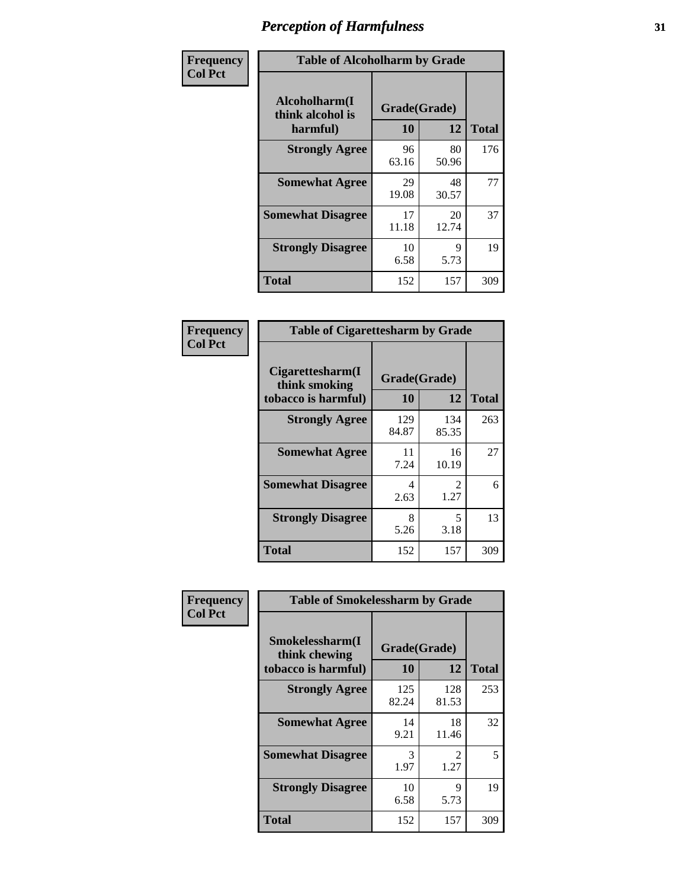# Perception of Harmfulness

**Frequency**
**Col Pct**

**Table of Alcoholharm by Grade**

| Alcoholharm(I think alcohol is harmful) | Grade(Grade) | | Total |
|---|---|---|---|
| | 10 | 12 | |
| **Strongly Agree** | 96<br>63.16 | 80<br>50.96 | 176 |
| **Somewhat Agree** | 29<br>19.08 | 48<br>30.57 | 77 |
| **Somewhat Disagree** | 17<br>11.18 | 20<br>12.74 | 37 |
| **Strongly Disagree** | 10<br>6.58 | 9<br>5.73 | 19 |
| **Total** | 152 | 157 | 309 |

**Frequency**
**Col Pct**

**Table of Cigarettesharm by Grade**

| Cigarettesharm(I think smoking tobacco is harmful) | Grade(Grade) | | Total |
|---|---|---|---|
| | 10 | 12 | |
| **Strongly Agree** | 129<br>84.87 | 134<br>85.35 | 263 |
| **Somewhat Agree** | 11<br>7.24 | 16<br>10.19 | 27 |
| **Somewhat Disagree** | 4<br>2.63 | 2<br>1.27 | 6 |
| **Strongly Disagree** | 8<br>5.26 | 5<br>3.18 | 13 |
| **Total** | 152 | 157 | 309 |

**Frequency**
**Col Pct**

**Table of Smokelessharm by Grade**

| Smokelessharm(I think chewing tobacco is harmful) | Grade(Grade) | | Total |
|---|---|---|---|
| | 10 | 12 | |
| **Strongly Agree** | 125<br>82.24 | 128<br>81.53 | 253 |
| **Somewhat Agree** | 14<br>9.21 | 18<br>11.46 | 32 |
| **Somewhat Disagree** | 3<br>1.97 | 2<br>1.27 | 5 |
| **Strongly Disagree** | 10<br>6.58 | 9<br>5.73 | 19 |
| **Total** | 152 | 157 | 309 |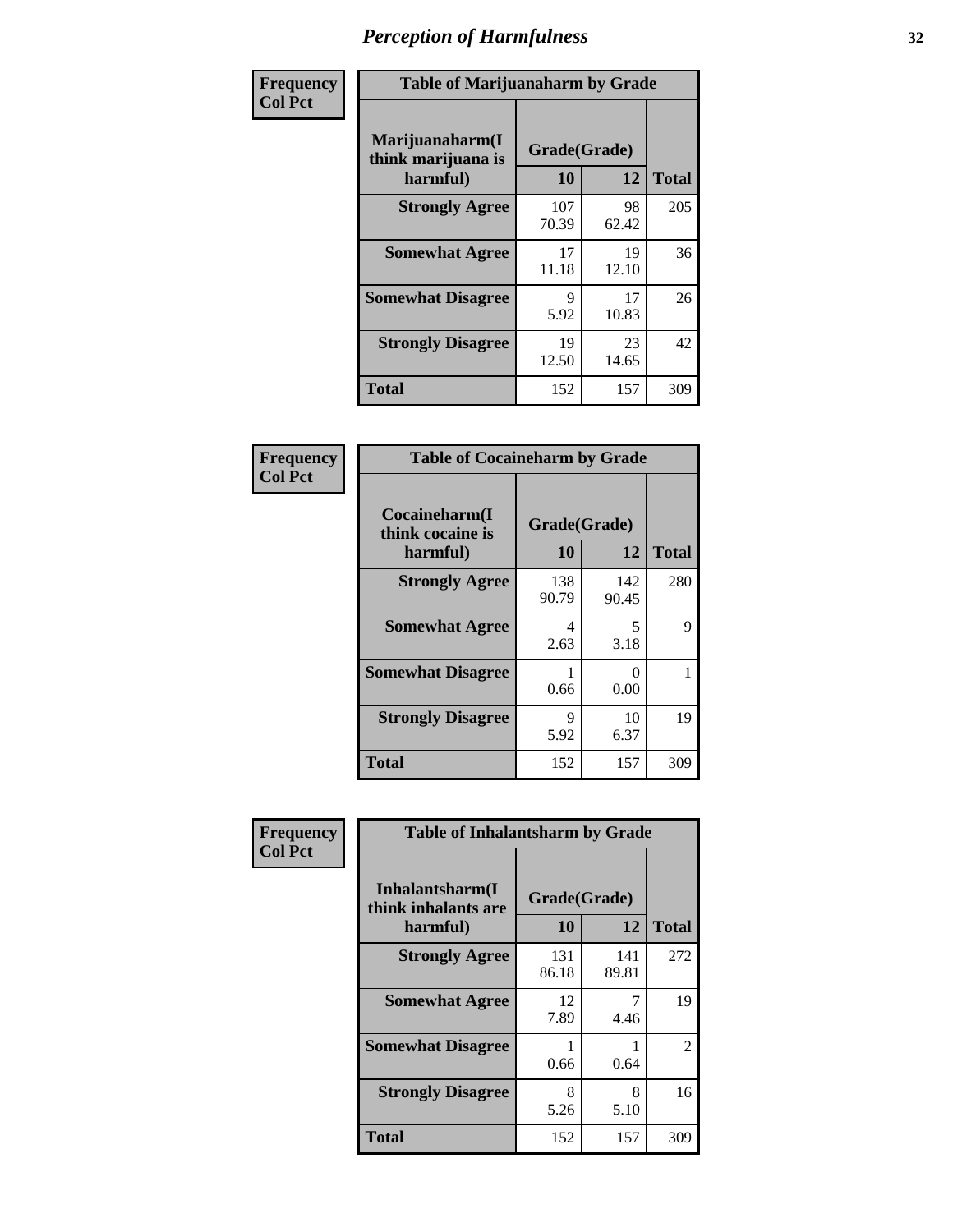# Perception of Harmfulness

**Frequency**
**Col Pct**

| Table of Marijuanaharm by Grade | | | |
|---|---|---|---|
| **Marijuanaharm(I think marijuana is harmful)** | **Grade(Grade)** | | **Total** |
| | **10** | **12** | |
| **Strongly Agree** | 107<br>70.39 | 98<br>62.42 | 205 |
| **Somewhat Agree** | 17<br>11.18 | 19<br>12.10 | 36 |
| **Somewhat Disagree** | 9<br>5.92 | 17<br>10.83 | 26 |
| **Strongly Disagree** | 19<br>12.50 | 23<br>14.65 | 42 |
| **Total** | 152 | 157 | 309 |

**Frequency**
**Col Pct**

| Table of Cocaineharm by Grade | | | |
|---|---|---|---|
| **Cocaineharm(I think cocaine is harmful)** | **Grade(Grade)** | | **Total** |
| | **10** | **12** | |
| **Strongly Agree** | 138<br>90.79 | 142<br>90.45 | 280 |
| **Somewhat Agree** | 4<br>2.63 | 5<br>3.18 | 9 |
| **Somewhat Disagree** | 1<br>0.66 | 0<br>0.00 | 1 |
| **Strongly Disagree** | 9<br>5.92 | 10<br>6.37 | 19 |
| **Total** | 152 | 157 | 309 |

**Frequency**
**Col Pct**

| Table of Inhalantsharm by Grade | | | |
|---|---|---|---|
| **Inhalantsharm(I think inhalants are harmful)** | **Grade(Grade)** | | **Total** |
| | **10** | **12** | |
| **Strongly Agree** | 131<br>86.18 | 141<br>89.81 | 272 |
| **Somewhat Agree** | 12<br>7.89 | 7<br>4.46 | 19 |
| **Somewhat Disagree** | 1<br>0.66 | 1<br>0.64 | 2 |
| **Strongly Disagree** | 8<br>5.26 | 8<br>5.10 | 16 |
| **Total** | 152 | 157 | 309 |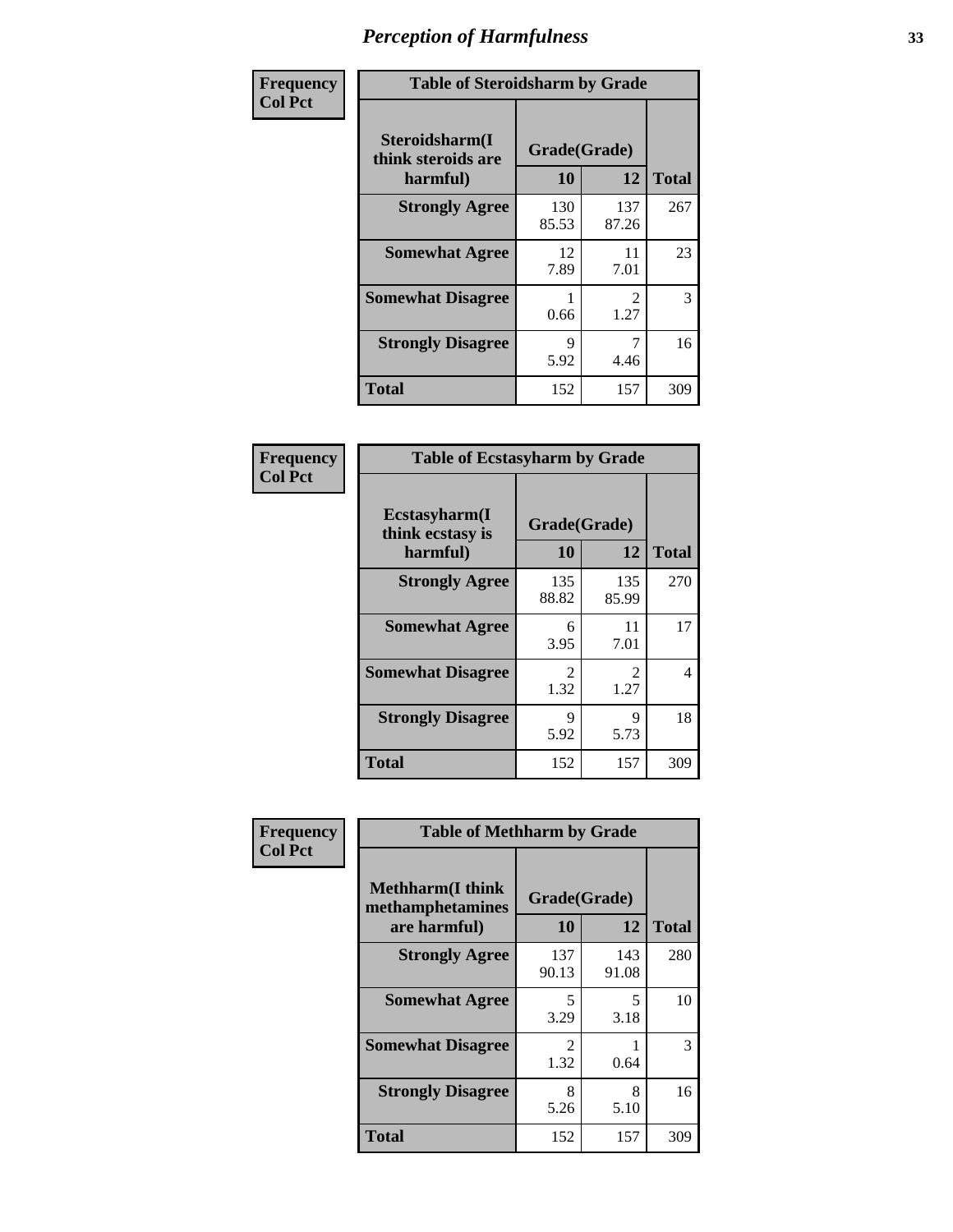# Perception of Harmfulness

| Frequency<br>Col Pct | Table of Steroidsharm by Grade | | |
|---|---|---|---|
| Steroidsharm(I think steroids are harmful) | Grade(Grade) | | |
| | 10 | 12 | Total |
| Strongly Agree | 130<br>85.53 | 137<br>87.26 | 267 |
| Somewhat Agree | 12<br>7.89 | 11<br>7.01 | 23 |
| Somewhat Disagree | 1<br>0.66 | 2<br>1.27 | 3 |
| Strongly Disagree | 9<br>5.92 | 7<br>4.46 | 16 |
| Total | 152 | 157 | 309 |

| Frequency<br>Col Pct | Table of Ecstasyharm by Grade | | |
|---|---|---|---|
| Ecstasyharm(I think ecstasy is harmful) | Grade(Grade) | | |
| | 10 | 12 | Total |
| Strongly Agree | 135<br>88.82 | 135<br>85.99 | 270 |
| Somewhat Agree | 6<br>3.95 | 11<br>7.01 | 17 |
| Somewhat Disagree | 2<br>1.32 | 2<br>1.27 | 4 |
| Strongly Disagree | 9<br>5.92 | 9<br>5.73 | 18 |
| Total | 152 | 157 | 309 |

| Frequency<br>Col Pct | Table of Methharm by Grade | | |
|---|---|---|---|
| Methharm(I think methamphetamines are harmful) | Grade(Grade) | | |
| | 10 | 12 | Total |
| Strongly Agree | 137<br>90.13 | 143<br>91.08 | 280 |
| Somewhat Agree | 5<br>3.29 | 5<br>3.18 | 10 |
| Somewhat Disagree | 2<br>1.32 | 1<br>0.64 | 3 |
| Strongly Disagree | 8<br>5.26 | 8<br>5.10 | 16 |
| Total | 152 | 157 | 309 |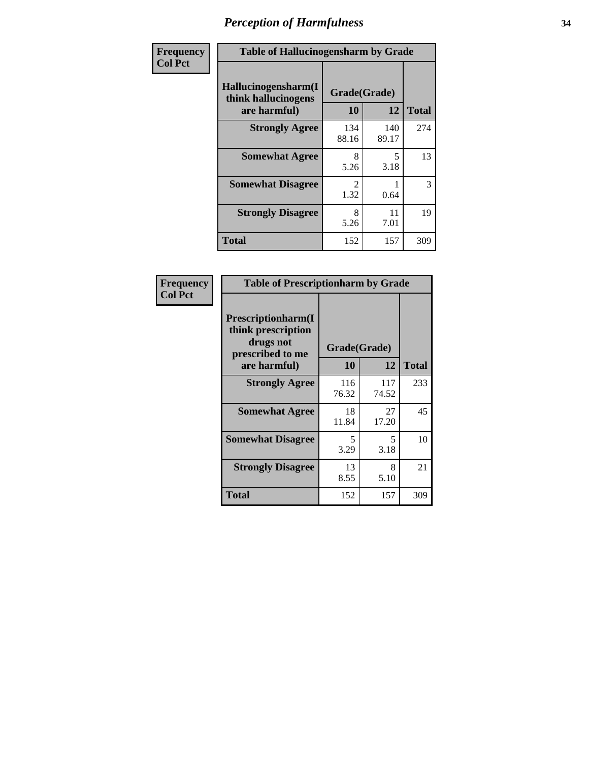# Perception of Harmfulness

| Frequency Col Pct | Table of Hallucinogensharm by Grade | | |
|---|---|---|---|
| Hallucinogensharm(I think hallucinogens are harmful) | Grade(Grade) | | |
| | 10 | 12 | Total |
| Strongly Agree | 134<br>88.16 | 140<br>89.17 | 274 |
| Somewhat Agree | 8<br>5.26 | 5<br>3.18 | 13 |
| Somewhat Disagree | 2<br>1.32 | 1<br>0.64 | 3 |
| Strongly Disagree | 8<br>5.26 | 11<br>7.01 | 19 |
| Total | 152 | 157 | 309 |

| Frequency Col Pct | Table of Prescriptionharm by Grade | | |
|---|---|---|---|
| Prescriptionharm(I think prescription drugs not prescribed to me are harmful) | Grade(Grade) | | |
| | 10 | 12 | Total |
| Strongly Agree | 116<br>76.32 | 117<br>74.52 | 233 |
| Somewhat Agree | 18<br>11.84 | 27<br>17.20 | 45 |
| Somewhat Disagree | 5<br>3.29 | 5<br>3.18 | 10 |
| Strongly Disagree | 13<br>8.55 | 8<br>5.10 | 21 |
| Total | 152 | 157 | 309 |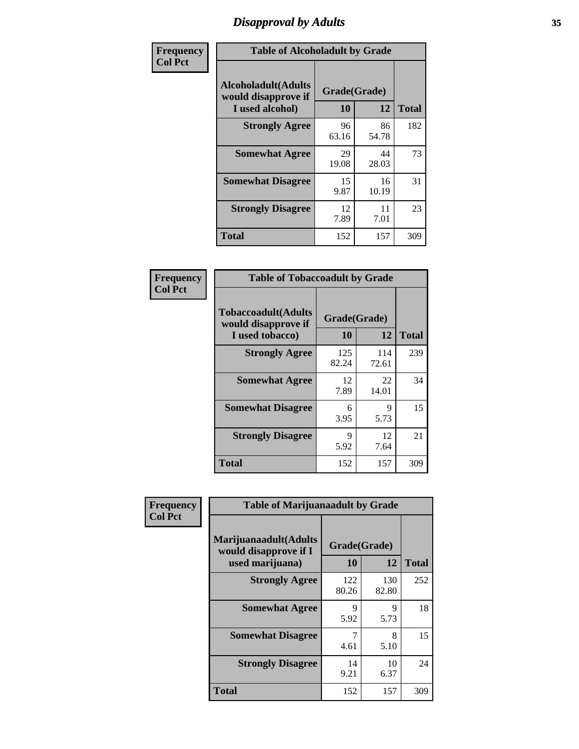# Disapproval by Adults

| Frequency Col Pct | Table of Alcoholadult by Grade | | |
|---|---|---|---|
| Alcoholadult(Adults would disapprove if I used alcohol) | Grade(Grade) | | |
| | 10 | 12 | Total |
| Strongly Agree | 96<br>63.16 | 86<br>54.78 | 182 |
| Somewhat Agree | 29<br>19.08 | 44<br>28.03 | 73 |
| Somewhat Disagree | 15<br>9.87 | 16<br>10.19 | 31 |
| Strongly Disagree | 12<br>7.89 | 11<br>7.01 | 23 |
| Total | 152 | 157 | 309 |

| Frequency Col Pct | Table of Tobaccoadult by Grade | | |
|---|---|---|---|
| Tobaccoadult(Adults would disapprove if I used tobacco) | Grade(Grade) | | |
| | 10 | 12 | Total |
| Strongly Agree | 125<br>82.24 | 114<br>72.61 | 239 |
| Somewhat Agree | 12<br>7.89 | 22<br>14.01 | 34 |
| Somewhat Disagree | 6<br>3.95 | 9<br>5.73 | 15 |
| Strongly Disagree | 9<br>5.92 | 12<br>7.64 | 21 |
| Total | 152 | 157 | 309 |

| Frequency Col Pct | Table of Marijuanaadult by Grade | | |
|---|---|---|---|
| Marijuanaadult(Adults would disapprove if I used marijuana) | Grade(Grade) | | |
| | 10 | 12 | Total |
| Strongly Agree | 122<br>80.26 | 130<br>82.80 | 252 |
| Somewhat Agree | 9<br>5.92 | 9<br>5.73 | 18 |
| Somewhat Disagree | 7<br>4.61 | 8<br>5.10 | 15 |
| Strongly Disagree | 14<br>9.21 | 10<br>6.37 | 24 |
| Total | 152 | 157 | 309 |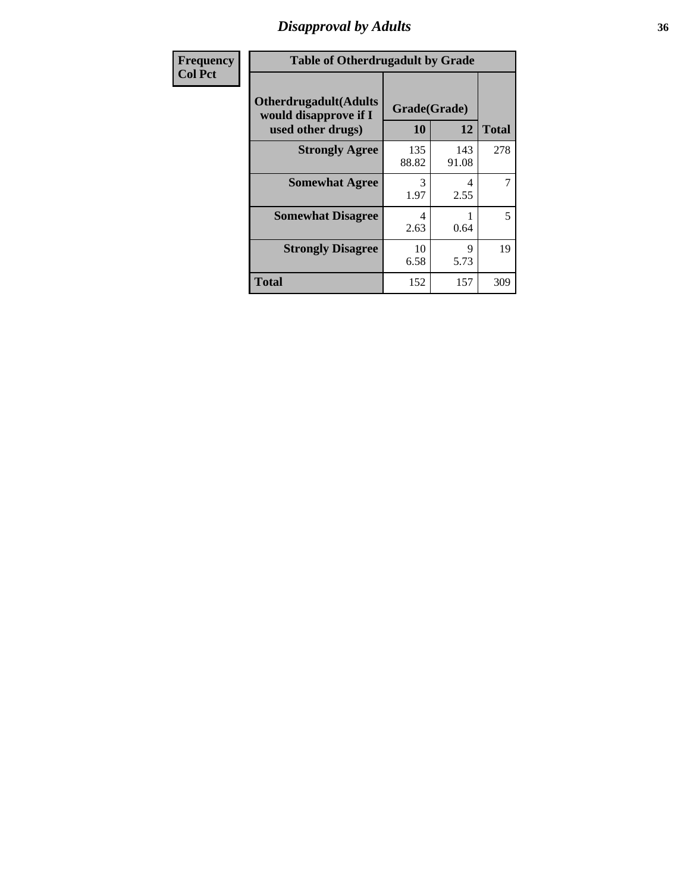| Frequency<br>Col Pct | Table of Otherdrugadult by Grade | | |
|---|---|---|---|
| **Otherdrugadult(Adults would disapprove if I used other drugs)** | **Grade(Grade)** | | |
| | **10** | **12** | **Total** |
| **Strongly Agree** | 135<br>88.82 | 143<br>91.08 | 278 |
| **Somewhat Agree** | 3<br>1.97 | 4<br>2.55 | 7 |
| **Somewhat Disagree** | 4<br>2.63 | 1<br>0.64 | 5 |
| **Strongly Disagree** | 10<br>6.58 | 9<br>5.73 | 19 |
| **Total** | 152 | 157 | 309 |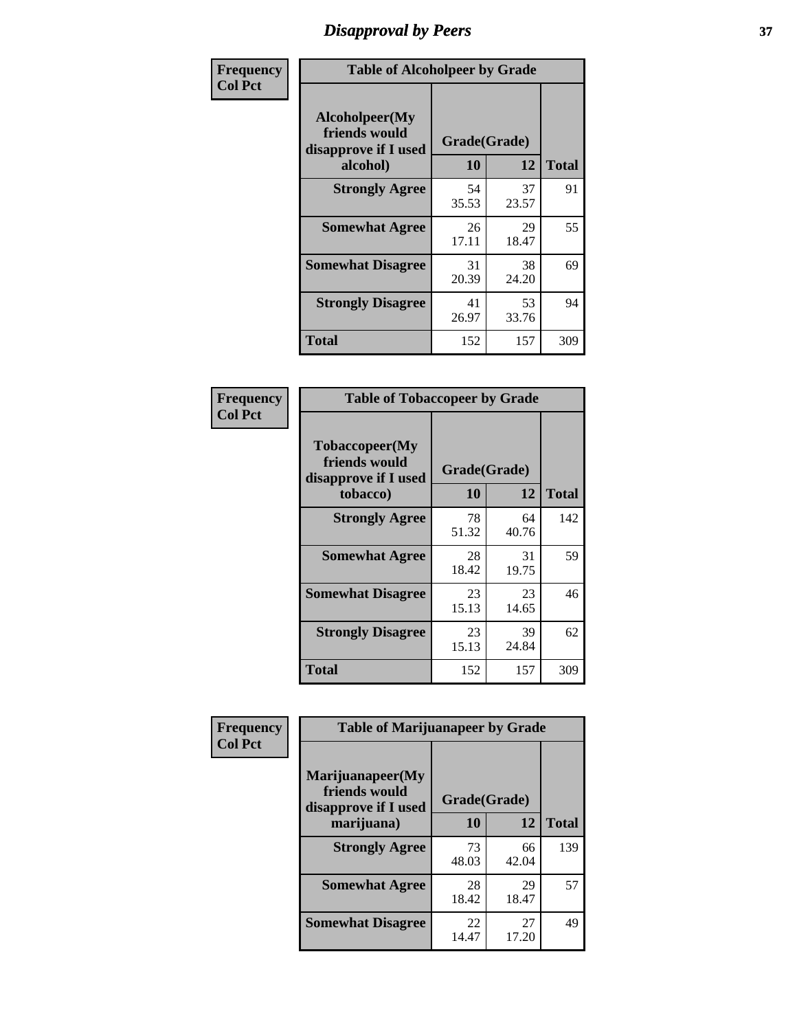# Disapproval by Peers

Frequency
Col Pct

| Table of Alcoholpeer by Grade | | | |
|---|---|---|---|
| Alcoholpeer(My friends would disapprove if I used alcohol) | Grade(Grade) | | |
| | 10 | 12 | Total |
| Strongly Agree | 54<br>35.53 | 37<br>23.57 | 91 |
| Somewhat Agree | 26<br>17.11 | 29<br>18.47 | 55 |
| Somewhat Disagree | 31<br>20.39 | 38<br>24.20 | 69 |
| Strongly Disagree | 41<br>26.97 | 53<br>33.76 | 94 |
| Total | 152 | 157 | 309 |

Frequency
Col Pct

| Table of Tobaccopeer by Grade | | | |
|---|---|---|---|
| Tobaccopeer(My friends would disapprove if I used tobacco) | Grade(Grade) | | |
| | 10 | 12 | Total |
| Strongly Agree | 78<br>51.32 | 64<br>40.76 | 142 |
| Somewhat Agree | 28<br>18.42 | 31<br>19.75 | 59 |
| Somewhat Disagree | 23<br>15.13 | 23<br>14.65 | 46 |
| Strongly Disagree | 23<br>15.13 | 39<br>24.84 | 62 |
| Total | 152 | 157 | 309 |

Frequency
Col Pct

| Table of Marijuanapeer by Grade | | | |
|---|---|---|---|
| Marijuanapeer(My friends would disapprove if I used marijuana) | Grade(Grade) | | |
| | 10 | 12 | Total |
| Strongly Agree | 73<br>48.03 | 66<br>42.04 | 139 |
| Somewhat Agree | 28<br>18.42 | 29<br>18.47 | 57 |
| Somewhat Disagree | 22<br>14.47 | 27<br>17.20 | 49 |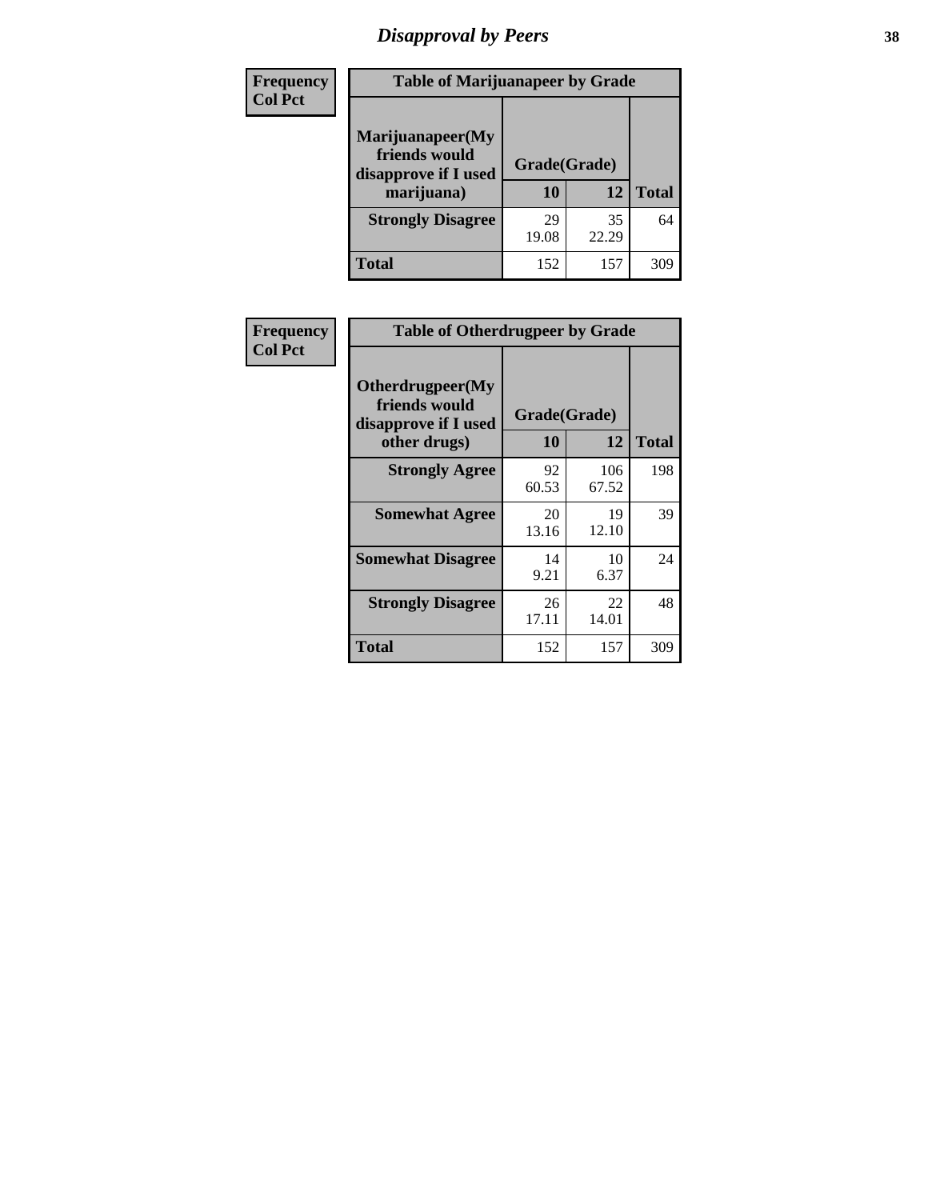# Disapproval by Peers

| Frequency Col Pct | Table of Marijuanapeer by Grade | | |
|---|---|---|---|
| Marijuanapeer(My friends would disapprove if I used marijuana) | Grade(Grade) | | |
| | 10 | 12 | Total |
| Strongly Disagree | 29<br>19.08 | 35<br>22.29 | 64 |
| Total | 152 | 157 | 309 |

| Frequency Col Pct | Table of Otherdrugpeer by Grade | | |
|---|---|---|---|
| Otherdrugpeer(My friends would disapprove if I used other drugs) | Grade(Grade) | | |
| | 10 | 12 | Total |
| Strongly Agree | 92<br>60.53 | 106<br>67.52 | 198 |
| Somewhat Agree | 20<br>13.16 | 19<br>12.10 | 39 |
| Somewhat Disagree | 14<br>9.21 | 10<br>6.37 | 24 |
| Strongly Disagree | 26<br>17.11 | 22<br>14.01 | 48 |
| Total | 152 | 157 | 309 |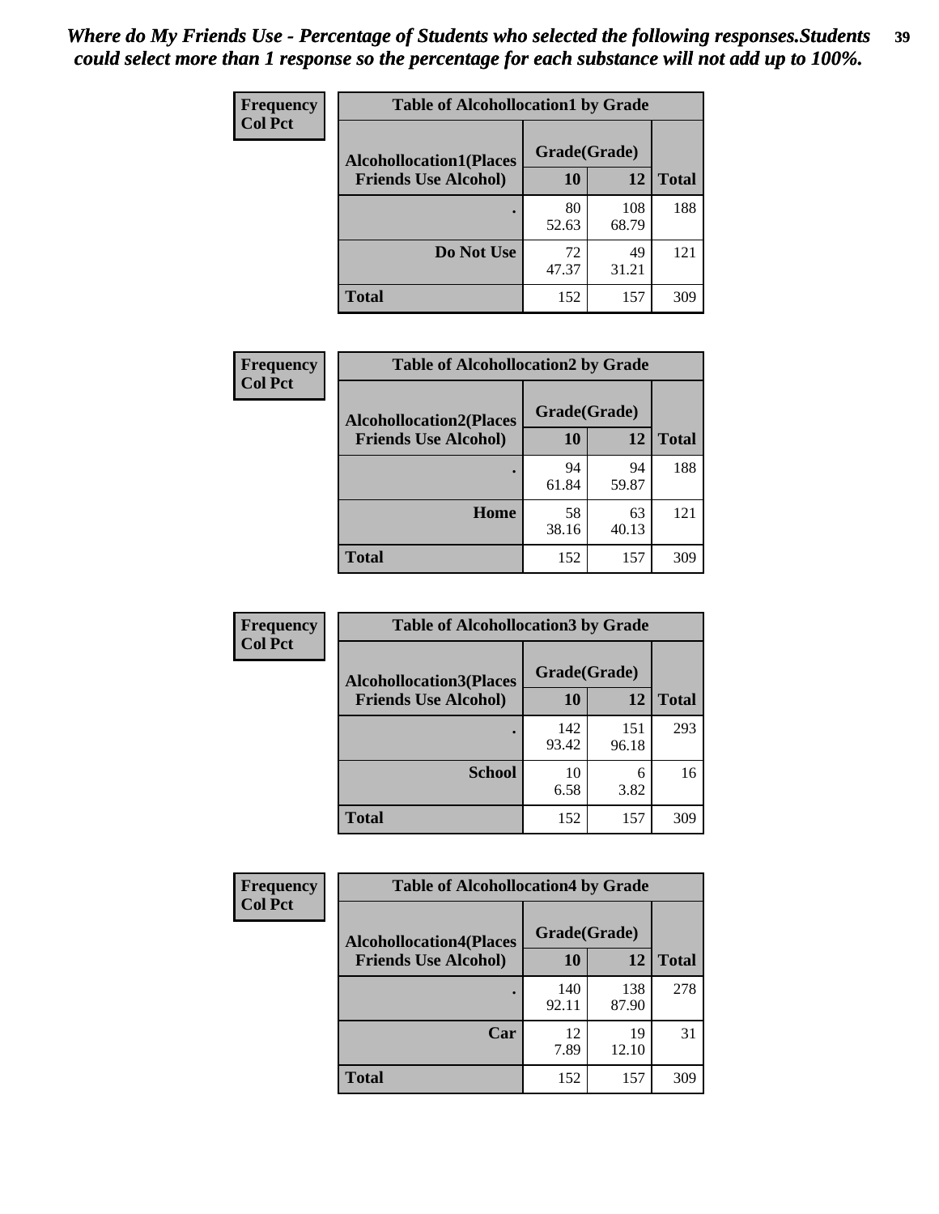*Where do My Friends Use - Percentage of Students who selected the following responses.Students could select more than 1 response so the percentage for each substance will not add up to 100%.*

**Frequency**
**Col Pct**

| Table of Alcohollocation1 by Grade | | | |
|---|---|---|---|
| **Alcohollocation1(Places Friends Use Alcohol)** | **Grade(Grade)** | | **Total** |
| | **10** | **12** | |
| **.** | 80<br>52.63 | 108<br>68.79 | 188 |
| **Do Not Use** | 72<br>47.37 | 49<br>31.21 | 121 |
| **Total** | 152 | 157 | 309 |

**Frequency**
**Col Pct**

| Table of Alcohollocation2 by Grade | | | |
|---|---|---|---|
| **Alcohollocation2(Places Friends Use Alcohol)** | **Grade(Grade)** | | **Total** |
| | **10** | **12** | |
| **.** | 94<br>61.84 | 94<br>59.87 | 188 |
| **Home** | 58<br>38.16 | 63<br>40.13 | 121 |
| **Total** | 152 | 157 | 309 |

**Frequency**
**Col Pct**

| Table of Alcohollocation3 by Grade | | | |
|---|---|---|---|
| **Alcohollocation3(Places Friends Use Alcohol)** | **Grade(Grade)** | | **Total** |
| | **10** | **12** | |
| **.** | 142<br>93.42 | 151<br>96.18 | 293 |
| **School** | 10<br>6.58 | 6<br>3.82 | 16 |
| **Total** | 152 | 157 | 309 |

**Frequency**
**Col Pct**

| Table of Alcohollocation4 by Grade | | | |
|---|---|---|---|
| **Alcohollocation4(Places Friends Use Alcohol)** | **Grade(Grade)** | | **Total** |
| | **10** | **12** | |
| **.** | 140<br>92.11 | 138<br>87.90 | 278 |
| **Car** | 12<br>7.89 | 19<br>12.10 | 31 |
| **Total** | 152 | 157 | 309 |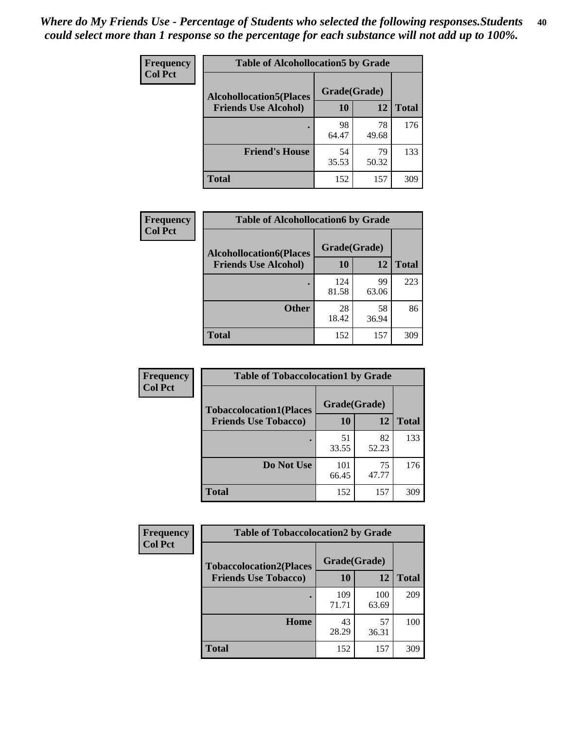*Where do My Friends Use - Percentage of Students who selected the following responses.Students could select more than 1 response so the percentage for each substance will not add up to 100%.*

**Frequency**
**Col Pct**

| Table of Alcohollocation5 by Grade | | | |
|---|---|---|---|
| **Alcohollocation5(Places Friends Use Alcohol)** | **Grade(Grade)** | | **Total** |
| | **10** | **12** | |
| **.** | 98<br>64.47 | 78<br>49.68 | 176 |
| **Friend's House** | 54<br>35.53 | 79<br>50.32 | 133 |
| **Total** | 152 | 157 | 309 |

**Frequency**
**Col Pct**

| Table of Alcohollocation6 by Grade | | | |
|---|---|---|---|
| **Alcohollocation6(Places Friends Use Alcohol)** | **Grade(Grade)** | | **Total** |
| | **10** | **12** | |
| **.** | 124<br>81.58 | 99<br>63.06 | 223 |
| **Other** | 28<br>18.42 | 58<br>36.94 | 86 |
| **Total** | 152 | 157 | 309 |

**Frequency**
**Col Pct**

| Table of Tobaccolocation1 by Grade | | | |
|---|---|---|---|
| **Tobaccolocation1(Places Friends Use Tobacco)** | **Grade(Grade)** | | **Total** |
| | **10** | **12** | |
| **.** | 51<br>33.55 | 82<br>52.23 | 133 |
| **Do Not Use** | 101<br>66.45 | 75<br>47.77 | 176 |
| **Total** | 152 | 157 | 309 |

**Frequency**
**Col Pct**

| Table of Tobaccolocation2 by Grade | | | |
|---|---|---|---|
| **Tobaccolocation2(Places Friends Use Tobacco)** | **Grade(Grade)** | | **Total** |
| | **10** | **12** | |
| **.** | 109<br>71.71 | 100<br>63.69 | 209 |
| **Home** | 43<br>28.29 | 57<br>36.31 | 100 |
| **Total** | 152 | 157 | 309 |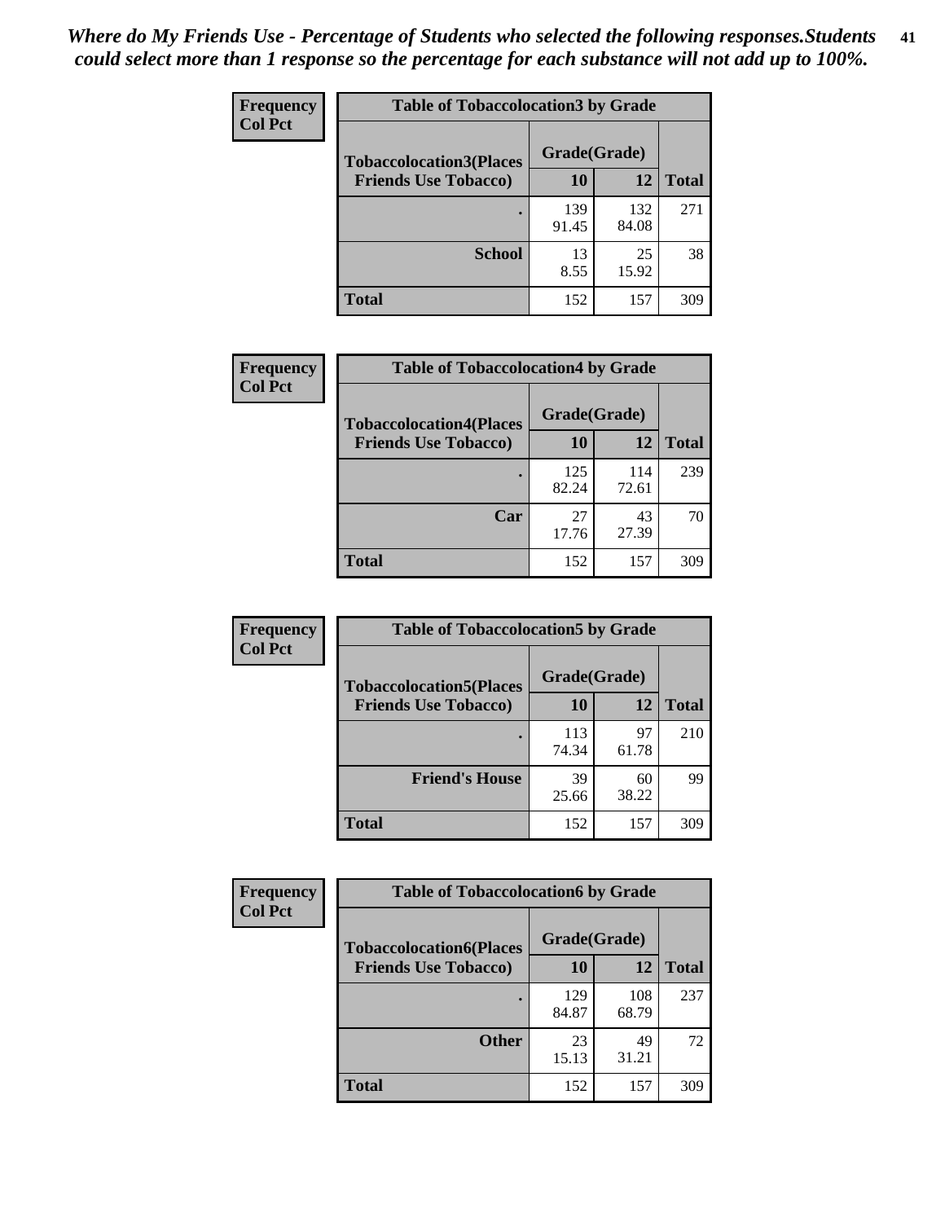*Where do My Friends Use - Percentage of Students who selected the following responses.Students could select more than 1 response so the percentage for each substance will not add up to 100%.*

**Frequency**
**Col Pct**

| Table of Tobaccolocation3 by Grade | | | |
|---|---|---|---|
| **Tobaccolocation3(Places Friends Use Tobacco)** | **Grade(Grade)** | | |
| | **10** | **12** | **Total** |
| **.** | 139<br>91.45 | 132<br>84.08 | 271 |
| **School** | 13<br>8.55 | 25<br>15.92 | 38 |
| **Total** | 152 | 157 | 309 |

**Frequency**
**Col Pct**

| Table of Tobaccolocation4 by Grade | | | |
|---|---|---|---|
| **Tobaccolocation4(Places Friends Use Tobacco)** | **Grade(Grade)** | | |
| | **10** | **12** | **Total** |
| **.** | 125<br>82.24 | 114<br>72.61 | 239 |
| **Car** | 27<br>17.76 | 43<br>27.39 | 70 |
| **Total** | 152 | 157 | 309 |

**Frequency**
**Col Pct**

| Table of Tobaccolocation5 by Grade | | | |
|---|---|---|---|
| **Tobaccolocation5(Places Friends Use Tobacco)** | **Grade(Grade)** | | |
| | **10** | **12** | **Total** |
| **.** | 113<br>74.34 | 97<br>61.78 | 210 |
| **Friend's House** | 39<br>25.66 | 60<br>38.22 | 99 |
| **Total** | 152 | 157 | 309 |

**Frequency**
**Col Pct**

| Table of Tobaccolocation6 by Grade | | | |
|---|---|---|---|
| **Tobaccolocation6(Places Friends Use Tobacco)** | **Grade(Grade)** | | |
| | **10** | **12** | **Total** |
| **.** | 129<br>84.87 | 108<br>68.79 | 237 |
| **Other** | 23<br>15.13 | 49<br>31.21 | 72 |
| **Total** | 152 | 157 | 309 |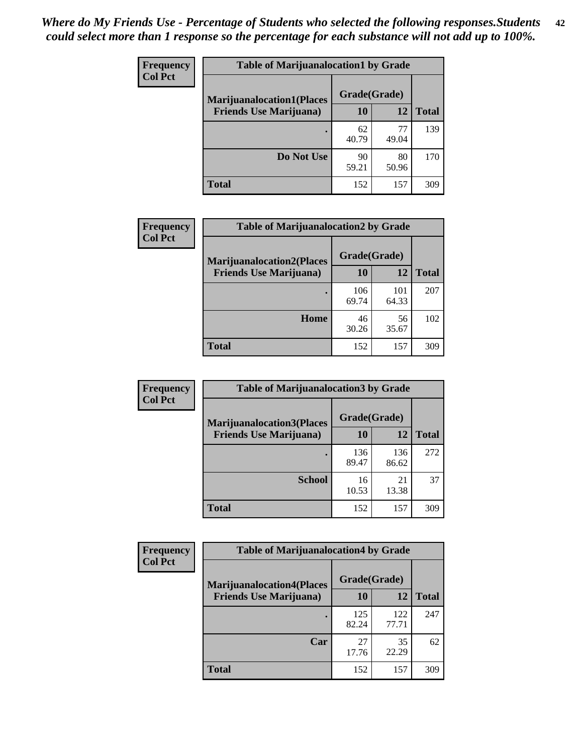*Where do My Friends Use - Percentage of Students who selected the following responses.Students could select more than 1 response so the percentage for each substance will not add up to 100%.*

**Frequency**
**Col Pct**

| Table of Marijuanalocation1 by Grade | | | |
|---|---|---|---|
| **Marijuanalocation1(Places Friends Use Marijuana)** | **Grade(Grade)** | | **Total** |
| | **10** | **12** | |
| **.** | 62<br>40.79 | 77<br>49.04 | 139 |
| **Do Not Use** | 90<br>59.21 | 80<br>50.96 | 170 |
| **Total** | 152 | 157 | 309 |

**Frequency**
**Col Pct**

| Table of Marijuanalocation2 by Grade | | | |
|---|---|---|---|
| **Marijuanalocation2(Places Friends Use Marijuana)** | **Grade(Grade)** | | **Total** |
| | **10** | **12** | |
| **.** | 106<br>69.74 | 101<br>64.33 | 207 |
| **Home** | 46<br>30.26 | 56<br>35.67 | 102 |
| **Total** | 152 | 157 | 309 |

**Frequency**
**Col Pct**

| Table of Marijuanalocation3 by Grade | | | |
|---|---|---|---|
| **Marijuanalocation3(Places Friends Use Marijuana)** | **Grade(Grade)** | | **Total** |
| | **10** | **12** | |
| **.** | 136<br>89.47 | 136<br>86.62 | 272 |
| **School** | 16<br>10.53 | 21<br>13.38 | 37 |
| **Total** | 152 | 157 | 309 |

**Frequency**
**Col Pct**

| Table of Marijuanalocation4 by Grade | | | |
|---|---|---|---|
| **Marijuanalocation4(Places Friends Use Marijuana)** | **Grade(Grade)** | | **Total** |
| | **10** | **12** | |
| **.** | 125<br>82.24 | 122<br>77.71 | 247 |
| **Car** | 27<br>17.76 | 35<br>22.29 | 62 |
| **Total** | 152 | 157 | 309 |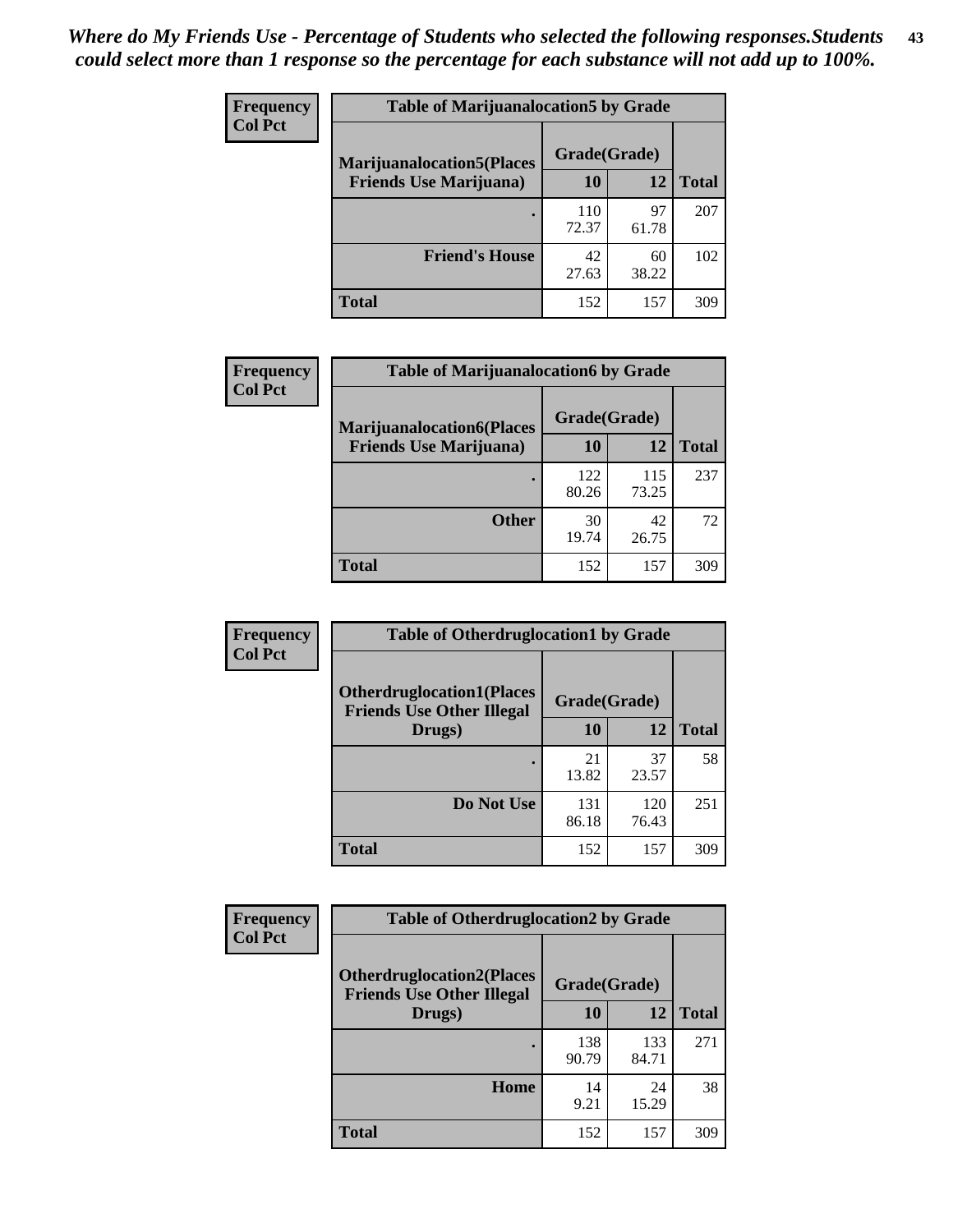*Where do My Friends Use - Percentage of Students who selected the following responses.Students could select more than 1 response so the percentage for each substance will not add up to 100%.*

**Frequency**
**Col Pct**

| Table of Marijuanalocation5 by Grade | | | |
|---|---|---|---|
| **Marijuanalocation5(Places Friends Use Marijuana)** | **Grade(Grade)** | | **Total** |
| | **10** | **12** | |
| **.** | 110<br>72.37 | 97<br>61.78 | 207 |
| **Friend's House** | 42<br>27.63 | 60<br>38.22 | 102 |
| **Total** | 152 | 157 | 309 |

**Frequency**
**Col Pct**

| Table of Marijuanalocation6 by Grade | | | |
|---|---|---|---|
| **Marijuanalocation6(Places Friends Use Marijuana)** | **Grade(Grade)** | | **Total** |
| | **10** | **12** | |
| **.** | 122<br>80.26 | 115<br>73.25 | 237 |
| **Other** | 30<br>19.74 | 42<br>26.75 | 72 |
| **Total** | 152 | 157 | 309 |

**Frequency**
**Col Pct**

| Table of Otherdruglocation1 by Grade | | | |
|---|---|---|---|
| **Otherdruglocation1(Places Friends Use Other Illegal Drugs)** | **Grade(Grade)** | | **Total** |
| | **10** | **12** | |
| **.** | 21<br>13.82 | 37<br>23.57 | 58 |
| **Do Not Use** | 131<br>86.18 | 120<br>76.43 | 251 |
| **Total** | 152 | 157 | 309 |

**Frequency**
**Col Pct**

| Table of Otherdruglocation2 by Grade | | | |
|---|---|---|---|
| **Otherdruglocation2(Places Friends Use Other Illegal Drugs)** | **Grade(Grade)** | | **Total** |
| | **10** | **12** | |
| **.** | 138<br>90.79 | 133<br>84.71 | 271 |
| **Home** | 14<br>9.21 | 24<br>15.29 | 38 |
| **Total** | 152 | 157 | 309 |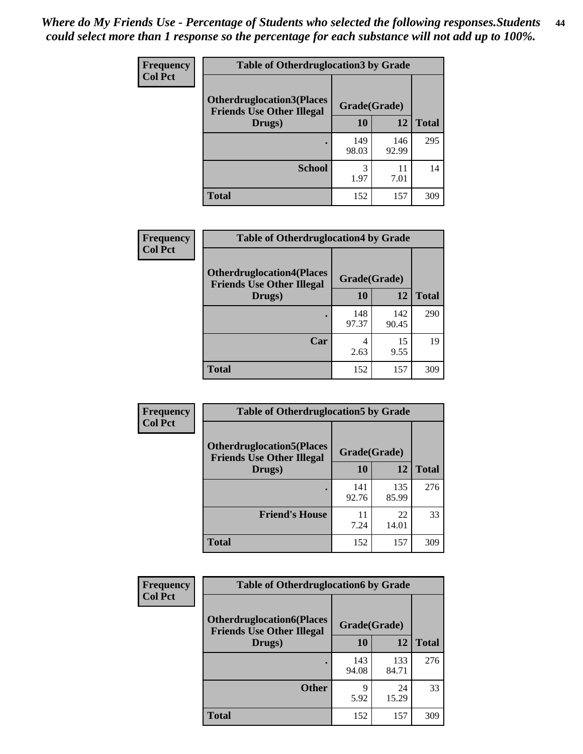*Where do My Friends Use - Percentage of Students who selected the following responses.Students could select more than 1 response so the percentage for each substance will not add up to 100%.*

**Frequency / Col Pct**

**Table of Otherdruglocation3 by Grade**

| Otherdruglocation3(Places Friends Use Other Illegal Drugs) | Grade(Grade) 10 | 12 | Total |
|---|---|---|---|
| . | 149<br>98.03 | 146<br>92.99 | 295 |
| School | 3<br>1.97 | 11<br>7.01 | 14 |
| Total | 152 | 157 | 309 |

**Frequency / Col Pct**

**Table of Otherdruglocation4 by Grade**

| Otherdruglocation4(Places Friends Use Other Illegal Drugs) | Grade(Grade) 10 | 12 | Total |
|---|---|---|---|
| . | 148<br>97.37 | 142<br>90.45 | 290 |
| Car | 4<br>2.63 | 15<br>9.55 | 19 |
| Total | 152 | 157 | 309 |

**Frequency / Col Pct**

**Table of Otherdruglocation5 by Grade**

| Otherdruglocation5(Places Friends Use Other Illegal Drugs) | Grade(Grade) 10 | 12 | Total |
|---|---|---|---|
| . | 141<br>92.76 | 135<br>85.99 | 276 |
| Friend's House | 11<br>7.24 | 22<br>14.01 | 33 |
| Total | 152 | 157 | 309 |

**Frequency / Col Pct**

**Table of Otherdruglocation6 by Grade**

| Otherdruglocation6(Places Friends Use Other Illegal Drugs) | Grade(Grade) 10 | 12 | Total |
|---|---|---|---|
| . | 143<br>94.08 | 133<br>84.71 | 276 |
| Other | 9<br>5.92 | 24<br>15.29 | 33 |
| Total | 152 | 157 | 309 |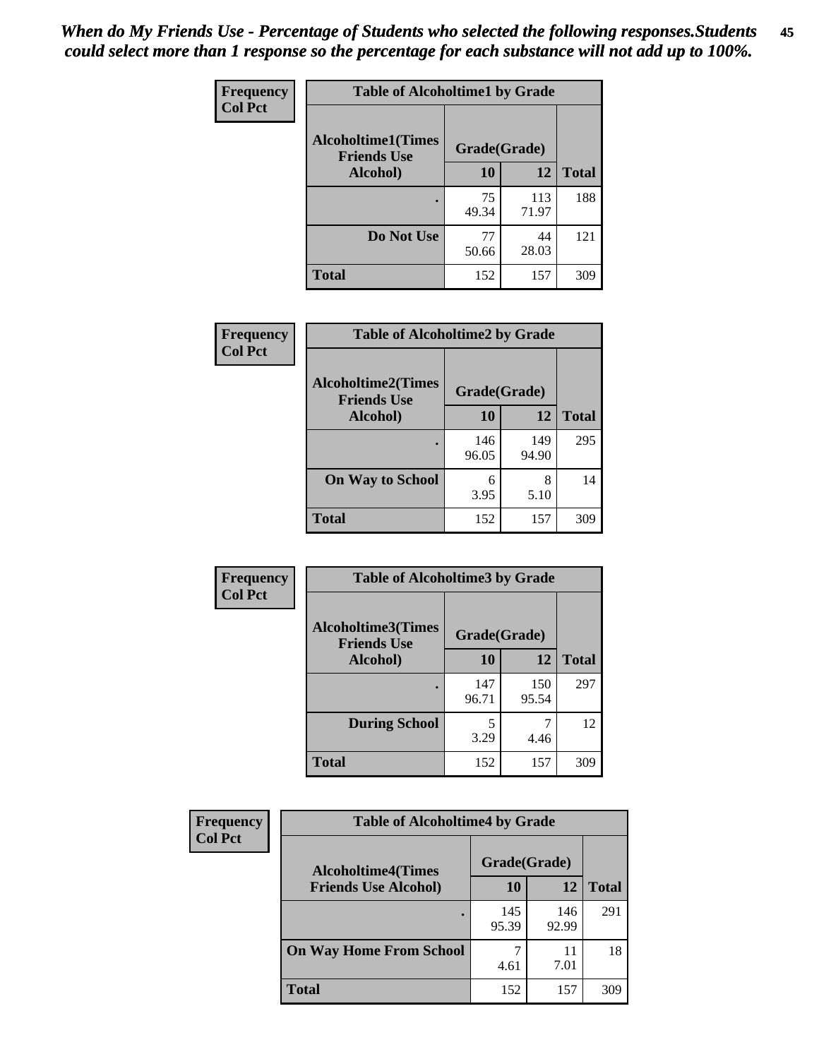*When do My Friends Use - Percentage of Students who selected the following responses.Students could select more than 1 response so the percentage for each substance will not add up to 100%.*

**Frequency**
**Col Pct**

**Table of Alcoholtime1 by Grade**

| Alcoholtime1(Times Friends Use Alcohol) | Grade(Grade) | | Total |
|---|---|---|---|
| | 10 | 12 | |
| . | 75<br>49.34 | 113<br>71.97 | 188 |
| Do Not Use | 77<br>50.66 | 44<br>28.03 | 121 |
| Total | 152 | 157 | 309 |

**Frequency**
**Col Pct**

**Table of Alcoholtime2 by Grade**

| Alcoholtime2(Times Friends Use Alcohol) | Grade(Grade) | | Total |
|---|---|---|---|
| | 10 | 12 | |
| . | 146<br>96.05 | 149<br>94.90 | 295 |
| On Way to School | 6<br>3.95 | 8<br>5.10 | 14 |
| Total | 152 | 157 | 309 |

**Frequency**
**Col Pct**

**Table of Alcoholtime3 by Grade**

| Alcoholtime3(Times Friends Use Alcohol) | Grade(Grade) | | Total |
|---|---|---|---|
| | 10 | 12 | |
| . | 147<br>96.71 | 150<br>95.54 | 297 |
| During School | 5<br>3.29 | 7<br>4.46 | 12 |
| Total | 152 | 157 | 309 |

**Frequency**
**Col Pct**

**Table of Alcoholtime4 by Grade**

| Alcoholtime4(Times Friends Use Alcohol) | Grade(Grade) | | Total |
|---|---|---|---|
| | 10 | 12 | |
| . | 145<br>95.39 | 146<br>92.99 | 291 |
| On Way Home From School | 7<br>4.61 | 11<br>7.01 | 18 |
| Total | 152 | 157 | 309 |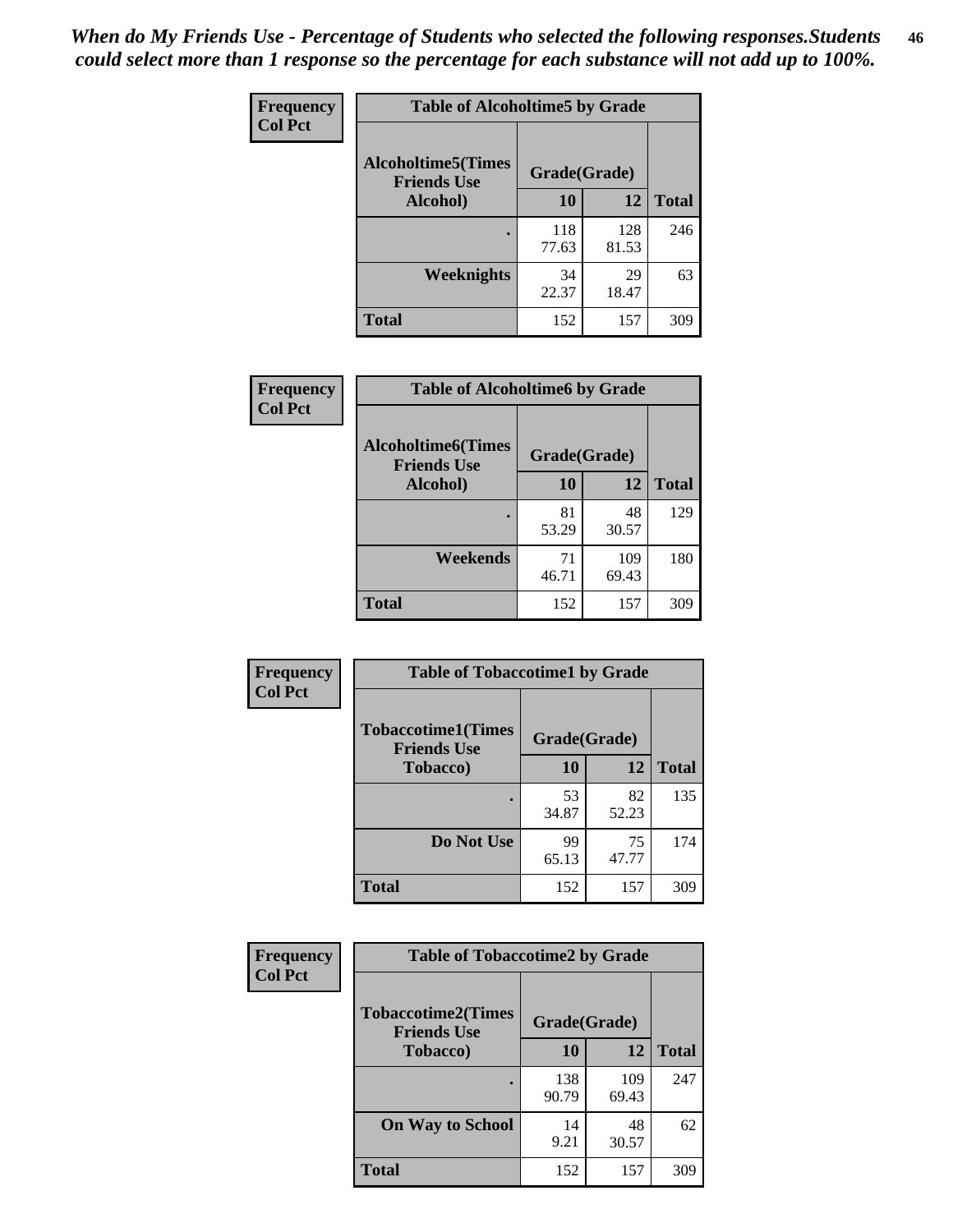*When do My Friends Use - Percentage of Students who selected the following responses.Students could select more than 1 response so the percentage for each substance will not add up to 100%.*

**Frequency**
**Col Pct**

**Table of Alcoholtime5 by Grade**

| Alcoholtime5(Times Friends Use Alcohol) | Grade(Grade) | | Total |
|---|---|---|---|
| | 10 | 12 | |
| . | 118<br>77.63 | 128<br>81.53 | 246 |
| Weeknights | 34<br>22.37 | 29<br>18.47 | 63 |
| Total | 152 | 157 | 309 |

**Frequency**
**Col Pct**

**Table of Alcoholtime6 by Grade**

| Alcoholtime6(Times Friends Use Alcohol) | Grade(Grade) | | Total |
|---|---|---|---|
| | 10 | 12 | |
| . | 81<br>53.29 | 48<br>30.57 | 129 |
| Weekends | 71<br>46.71 | 109<br>69.43 | 180 |
| Total | 152 | 157 | 309 |

**Frequency**
**Col Pct**

**Table of Tobaccotime1 by Grade**

| Tobaccotime1(Times Friends Use Tobacco) | Grade(Grade) | | Total |
|---|---|---|---|
| | 10 | 12 | |
| . | 53<br>34.87 | 82<br>52.23 | 135 |
| Do Not Use | 99<br>65.13 | 75<br>47.77 | 174 |
| Total | 152 | 157 | 309 |

**Frequency**
**Col Pct**

**Table of Tobaccotime2 by Grade**

| Tobaccotime2(Times Friends Use Tobacco) | Grade(Grade) | | Total |
|---|---|---|---|
| | 10 | 12 | |
| . | 138<br>90.79 | 109<br>69.43 | 247 |
| On Way to School | 14<br>9.21 | 48<br>30.57 | 62 |
| Total | 152 | 157 | 309 |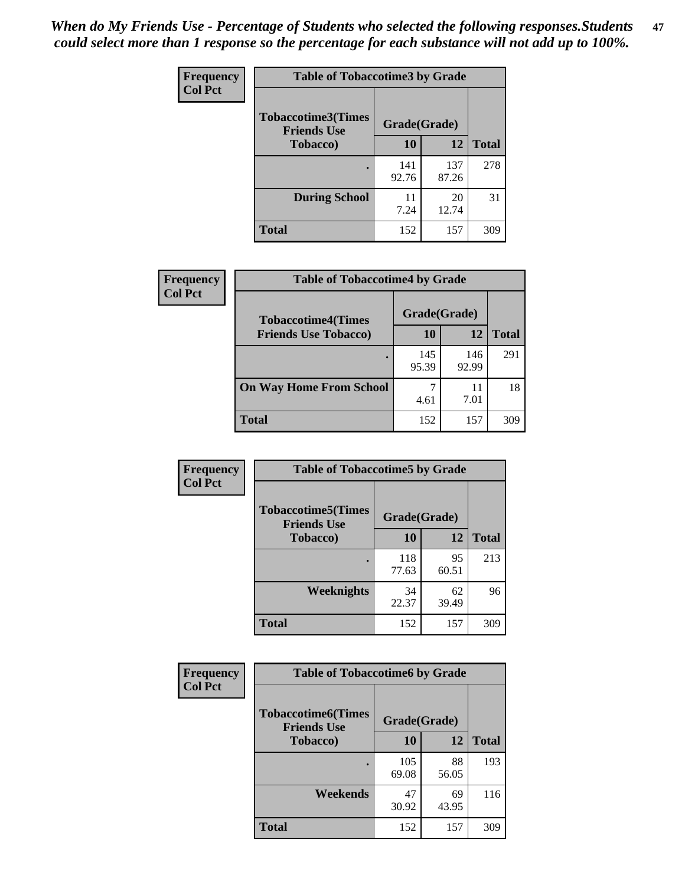*When do My Friends Use - Percentage of Students who selected the following responses.Students could select more than 1 response so the percentage for each substance will not add up to 100%.*

**Frequency**
**Col Pct**

| Table of Tobaccotime3 by Grade | | | |
|---|---|---|---|
| **Tobaccotime3(Times Friends Use Tobacco)** | **Grade(Grade)** | | **Total** |
| | **10** | **12** | |
| **.** | 141<br>92.76 | 137<br>87.26 | 278 |
| **During School** | 11<br>7.24 | 20<br>12.74 | 31 |
| **Total** | 152 | 157 | 309 |

**Frequency**
**Col Pct**

| Table of Tobaccotime4 by Grade | | | |
|---|---|---|---|
| **Tobaccotime4(Times Friends Use Tobacco)** | **Grade(Grade)** | | **Total** |
| | **10** | **12** | |
| **.** | 145<br>95.39 | 146<br>92.99 | 291 |
| **On Way Home From School** | 7<br>4.61 | 11<br>7.01 | 18 |
| **Total** | 152 | 157 | 309 |

**Frequency**
**Col Pct**

| Table of Tobaccotime5 by Grade | | | |
|---|---|---|---|
| **Tobaccotime5(Times Friends Use Tobacco)** | **Grade(Grade)** | | **Total** |
| | **10** | **12** | |
| **.** | 118<br>77.63 | 95<br>60.51 | 213 |
| **Weeknights** | 34<br>22.37 | 62<br>39.49 | 96 |
| **Total** | 152 | 157 | 309 |

**Frequency**
**Col Pct**

| Table of Tobaccotime6 by Grade | | | |
|---|---|---|---|
| **Tobaccotime6(Times Friends Use Tobacco)** | **Grade(Grade)** | | **Total** |
| | **10** | **12** | |
| **.** | 105<br>69.08 | 88<br>56.05 | 193 |
| **Weekends** | 47<br>30.92 | 69<br>43.95 | 116 |
| **Total** | 152 | 157 | 309 |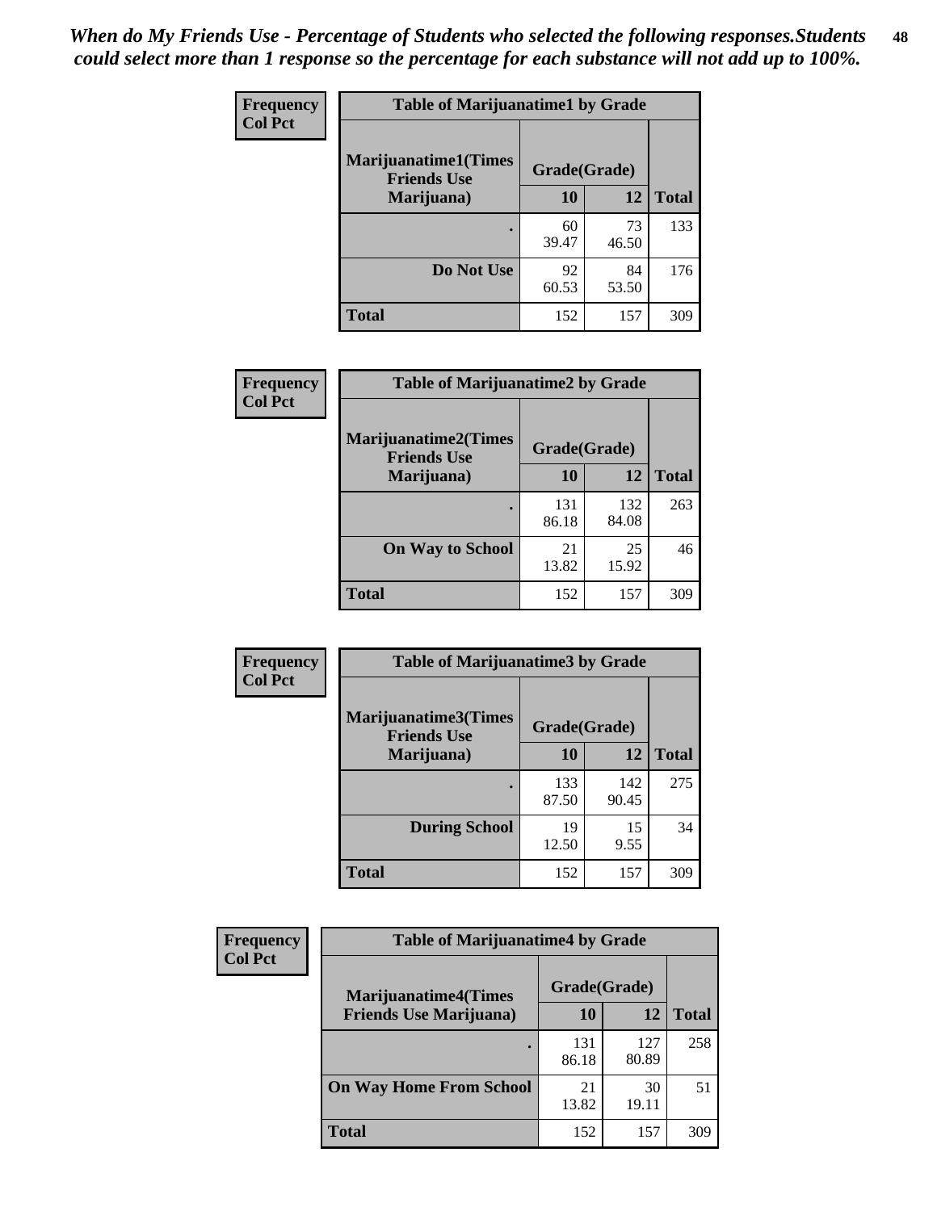*When do My Friends Use - Percentage of Students who selected the following responses.Students could select more than 1 response so the percentage for each substance will not add up to 100%.*

**Frequency**
**Col Pct**

| Table of Marijuanatime1 by Grade | | | |
|---|---|---|---|
| **Marijuanatime1(Times Friends Use Marijuana)** | **Grade(Grade)** | | |
| | **10** | **12** | **Total** |
| **.** | 60<br>39.47 | 73<br>46.50 | 133 |
| **Do Not Use** | 92<br>60.53 | 84<br>53.50 | 176 |
| **Total** | 152 | 157 | 309 |

**Frequency**
**Col Pct**

| Table of Marijuanatime2 by Grade | | | |
|---|---|---|---|
| **Marijuanatime2(Times Friends Use Marijuana)** | **Grade(Grade)** | | |
| | **10** | **12** | **Total** |
| **.** | 131<br>86.18 | 132<br>84.08 | 263 |
| **On Way to School** | 21<br>13.82 | 25<br>15.92 | 46 |
| **Total** | 152 | 157 | 309 |

**Frequency**
**Col Pct**

| Table of Marijuanatime3 by Grade | | | |
|---|---|---|---|
| **Marijuanatime3(Times Friends Use Marijuana)** | **Grade(Grade)** | | |
| | **10** | **12** | **Total** |
| **.** | 133<br>87.50 | 142<br>90.45 | 275 |
| **During School** | 19<br>12.50 | 15<br>9.55 | 34 |
| **Total** | 152 | 157 | 309 |

**Frequency**
**Col Pct**

| Table of Marijuanatime4 by Grade | | | |
|---|---|---|---|
| **Marijuanatime4(Times Friends Use Marijuana)** | **Grade(Grade)** | | |
| | **10** | **12** | **Total** |
| **.** | 131<br>86.18 | 127<br>80.89 | 258 |
| **On Way Home From School** | 21<br>13.82 | 30<br>19.11 | 51 |
| **Total** | 152 | 157 | 309 |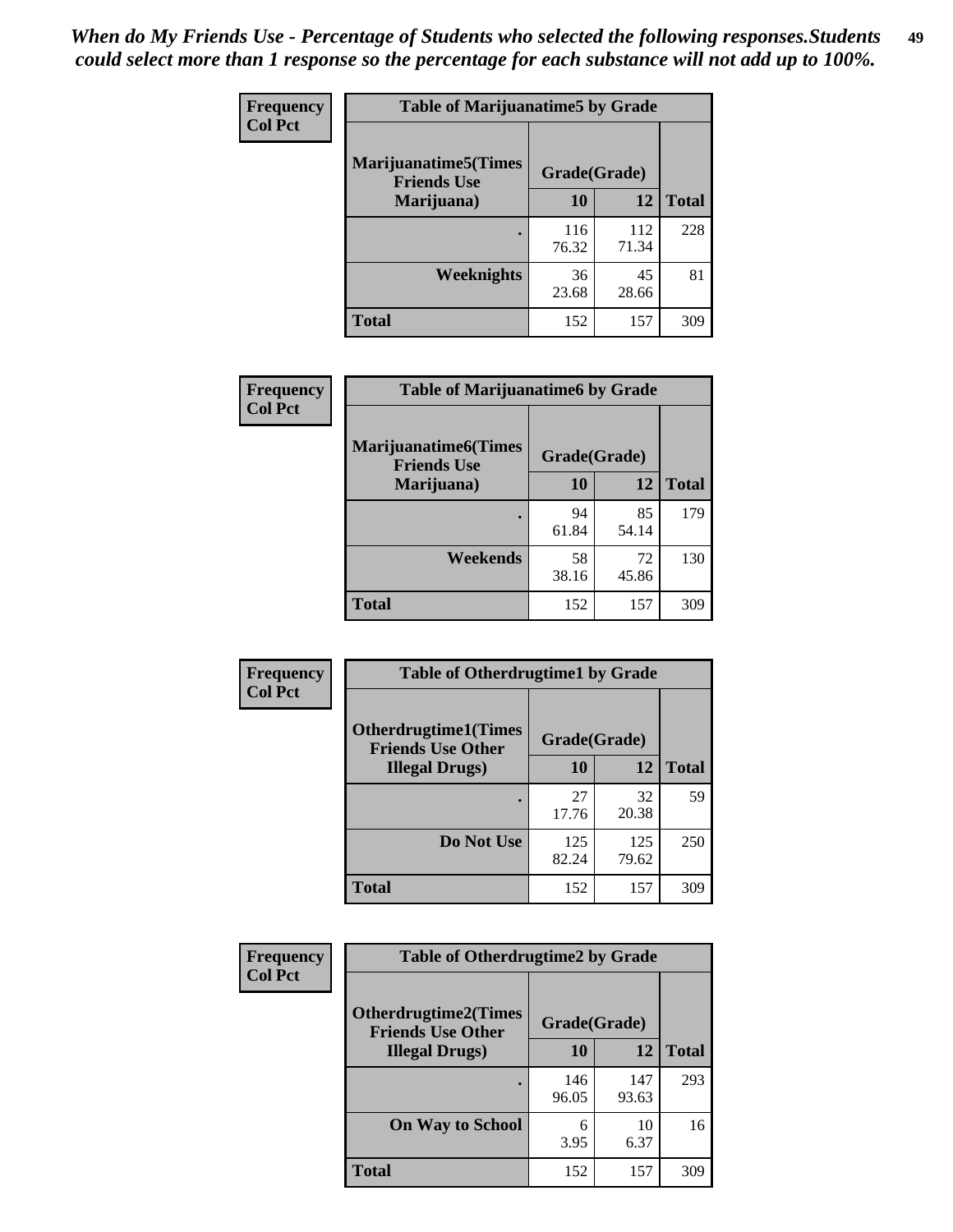*When do My Friends Use - Percentage of Students who selected the following responses.Students could select more than 1 response so the percentage for each substance will not add up to 100%.*

**Frequency**
**Col Pct**

| Table of Marijuanatime5 by Grade | | | |
|---|---|---|---|
| **Marijuanatime5(Times Friends Use Marijuana)** | **Grade(Grade)** | | **Total** |
| | **10** | **12** | |
| **.** | 116<br>76.32 | 112<br>71.34 | 228 |
| **Weeknights** | 36<br>23.68 | 45<br>28.66 | 81 |
| **Total** | 152 | 157 | 309 |

**Frequency**
**Col Pct**

| Table of Marijuanatime6 by Grade | | | |
|---|---|---|---|
| **Marijuanatime6(Times Friends Use Marijuana)** | **Grade(Grade)** | | **Total** |
| | **10** | **12** | |
| **.** | 94<br>61.84 | 85<br>54.14 | 179 |
| **Weekends** | 58<br>38.16 | 72<br>45.86 | 130 |
| **Total** | 152 | 157 | 309 |

**Frequency**
**Col Pct**

| Table of Otherdrugtime1 by Grade | | | |
|---|---|---|---|
| **Otherdrugtime1(Times Friends Use Other Illegal Drugs)** | **Grade(Grade)** | | **Total** |
| | **10** | **12** | |
| **.** | 27<br>17.76 | 32<br>20.38 | 59 |
| **Do Not Use** | 125<br>82.24 | 125<br>79.62 | 250 |
| **Total** | 152 | 157 | 309 |

**Frequency**
**Col Pct**

| Table of Otherdrugtime2 by Grade | | | |
|---|---|---|---|
| **Otherdrugtime2(Times Friends Use Other Illegal Drugs)** | **Grade(Grade)** | | **Total** |
| | **10** | **12** | |
| **.** | 146<br>96.05 | 147<br>93.63 | 293 |
| **On Way to School** | 6<br>3.95 | 10<br>6.37 | 16 |
| **Total** | 152 | 157 | 309 |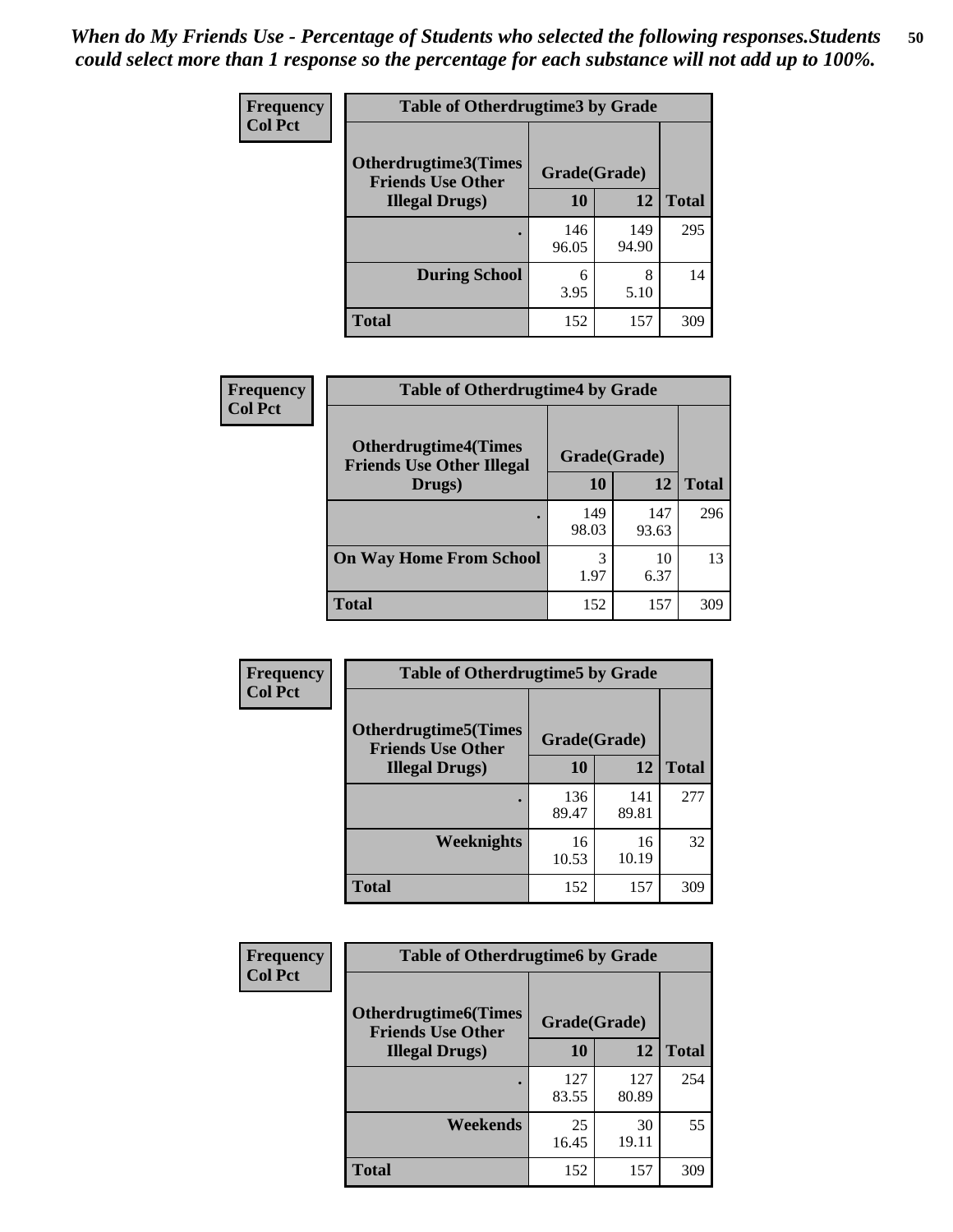*When do My Friends Use - Percentage of Students who selected the following responses.Students could select more than 1 response so the percentage for each substance will not add up to 100%.*

**Frequency**
**Col Pct**

| Table of Otherdrugtime3 by Grade | | | |
|---|---|---|---|
| **Otherdrugtime3(Times Friends Use Other Illegal Drugs)** | **Grade(Grade)** | | **Total** |
| | **10** | **12** | |
| **.** | 146<br>96.05 | 149<br>94.90 | 295 |
| **During School** | 6<br>3.95 | 8<br>5.10 | 14 |
| **Total** | 152 | 157 | 309 |

**Frequency**
**Col Pct**

| Table of Otherdrugtime4 by Grade | | | |
|---|---|---|---|
| **Otherdrugtime4(Times Friends Use Other Illegal Drugs)** | **Grade(Grade)** | | **Total** |
| | **10** | **12** | |
| **.** | 149<br>98.03 | 147<br>93.63 | 296 |
| **On Way Home From School** | 3<br>1.97 | 10<br>6.37 | 13 |
| **Total** | 152 | 157 | 309 |

**Frequency**
**Col Pct**

| Table of Otherdrugtime5 by Grade | | | |
|---|---|---|---|
| **Otherdrugtime5(Times Friends Use Other Illegal Drugs)** | **Grade(Grade)** | | **Total** |
| | **10** | **12** | |
| **.** | 136<br>89.47 | 141<br>89.81 | 277 |
| **Weeknights** | 16<br>10.53 | 16<br>10.19 | 32 |
| **Total** | 152 | 157 | 309 |

**Frequency**
**Col Pct**

| Table of Otherdrugtime6 by Grade | | | |
|---|---|---|---|
| **Otherdrugtime6(Times Friends Use Other Illegal Drugs)** | **Grade(Grade)** | | **Total** |
| | **10** | **12** | |
| **.** | 127<br>83.55 | 127<br>80.89 | 254 |
| **Weekends** | 25<br>16.45 | 30<br>19.11 | 55 |
| **Total** | 152 | 157 | 309 |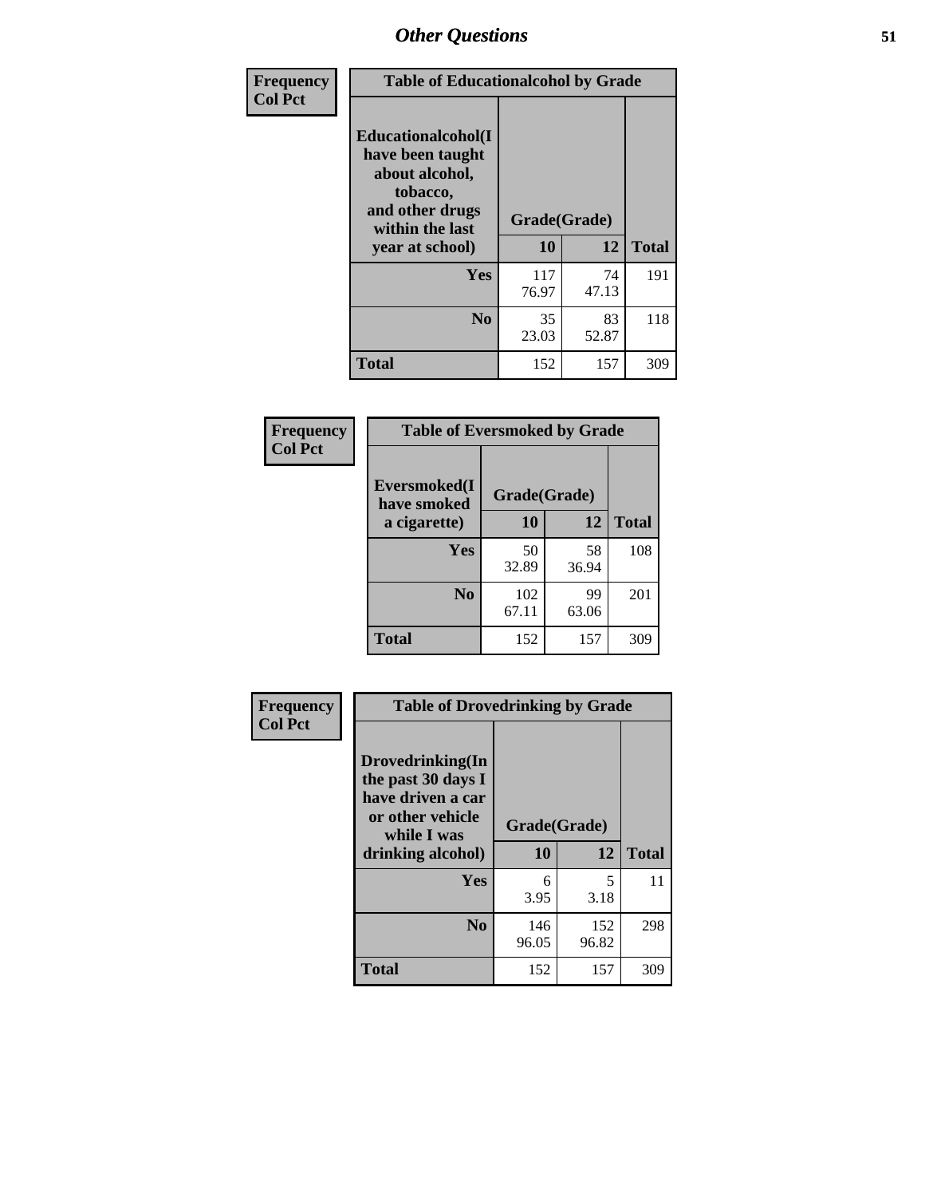## Other Questions

**Frequency**
**Col Pct**

| Table of Educationalalcohol by Grade | | | |
|---|---|---|---|
| **Educationalalcohol(I have been taught about alcohol, tobacco, and other drugs within the last year at school)** | **Grade(Grade)** | | |
| | **10** | **12** | **Total** |
| **Yes** | 117<br>76.97 | 74<br>47.13 | 191 |
| **No** | 35<br>23.03 | 83<br>52.87 | 118 |
| **Total** | 152 | 157 | 309 |

**Frequency**
**Col Pct**

| Table of Eversmoked by Grade | | | |
|---|---|---|---|
| **Eversmoked(I have smoked a cigarette)** | **Grade(Grade)** | | |
| | **10** | **12** | **Total** |
| **Yes** | 50<br>32.89 | 58<br>36.94 | 108 |
| **No** | 102<br>67.11 | 99<br>63.06 | 201 |
| **Total** | 152 | 157 | 309 |

**Frequency**
**Col Pct**

| Table of Drovedrinking by Grade | | | |
|---|---|---|---|
| **Drovedrinking(In the past 30 days I have driven a car or other vehicle while I was drinking alcohol)** | **Grade(Grade)** | | |
| | **10** | **12** | **Total** |
| **Yes** | 6<br>3.95 | 5<br>3.18 | 11 |
| **No** | 146<br>96.05 | 152<br>96.82 | 298 |
| **Total** | 152 | 157 | 309 |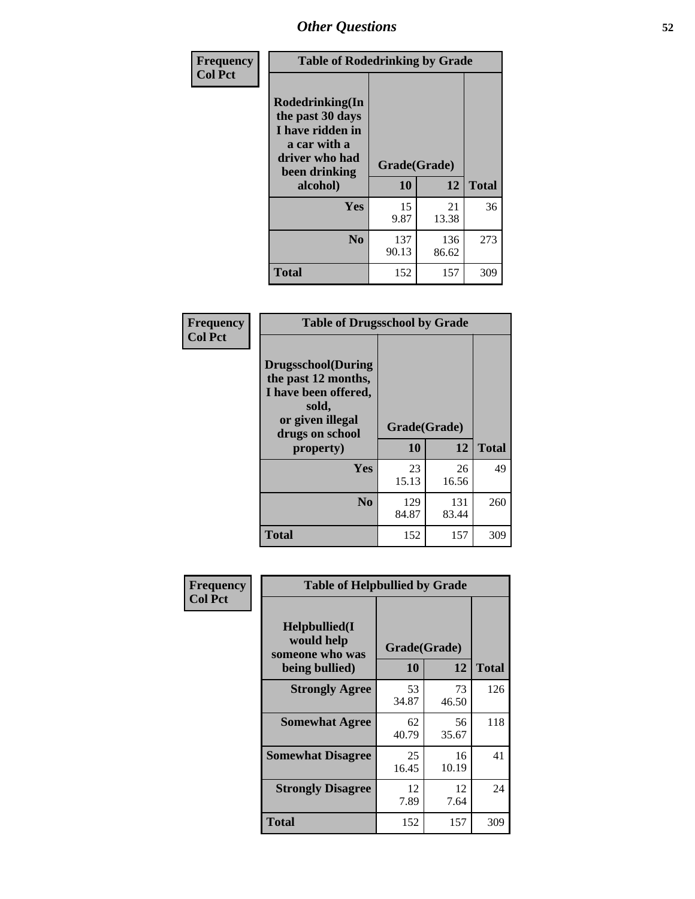# Other Questions

**Frequency**
**Col Pct**

| Table of Rodedrinking by Grade | | | |
|---|---|---|---|
| **Rodedrinking(In the past 30 days I have ridden in a car with a driver who had been drinking alcohol)** | **Grade(Grade)** | | |
| | **10** | **12** | **Total** |
| **Yes** | 15<br>9.87 | 21<br>13.38 | 36 |
| **No** | 137<br>90.13 | 136<br>86.62 | 273 |
| **Total** | 152 | 157 | 309 |

**Frequency**
**Col Pct**

| Table of Drugsschool by Grade | | | |
|---|---|---|---|
| **Drugsschool(During the past 12 months, I have been offered, sold, or given illegal drugs on school property)** | **Grade(Grade)** | | |
| | **10** | **12** | **Total** |
| **Yes** | 23<br>15.13 | 26<br>16.56 | 49 |
| **No** | 129<br>84.87 | 131<br>83.44 | 260 |
| **Total** | 152 | 157 | 309 |

**Frequency**
**Col Pct**

| Table of Helpbullied by Grade | | | |
|---|---|---|---|
| **Helpbullied(I would help someone who was being bullied)** | **Grade(Grade)** | | |
| | **10** | **12** | **Total** |
| **Strongly Agree** | 53<br>34.87 | 73<br>46.50 | 126 |
| **Somewhat Agree** | 62<br>40.79 | 56<br>35.67 | 118 |
| **Somewhat Disagree** | 25<br>16.45 | 16<br>10.19 | 41 |
| **Strongly Disagree** | 12<br>7.89 | 12<br>7.64 | 24 |
| **Total** | 152 | 157 | 309 |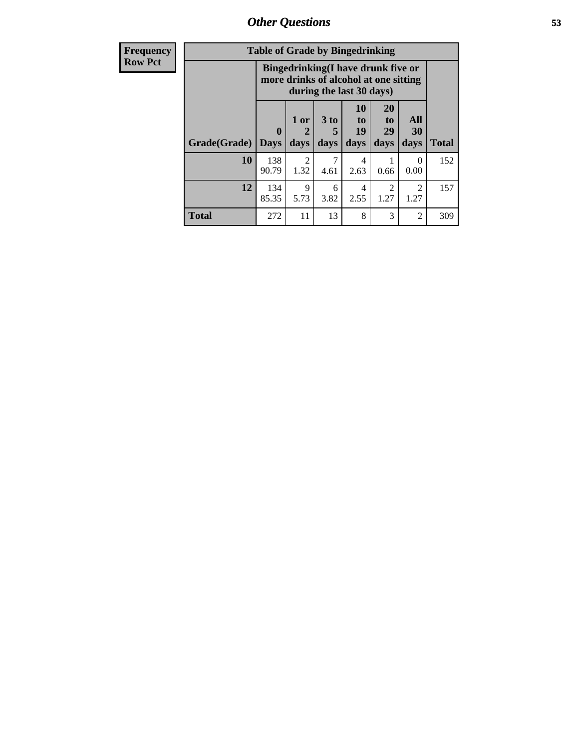| Frequency Row Pct | Table of Grade by Bingedrinking | | | | | | |
|---|---|---|---|---|---|---|---|
| | Bingedrinking(I have drunk five or more drinks of alcohol at one sitting during the last 30 days) | | | | | | |
| Grade(Grade) | 0 Days | 1 or 2 days | 3 to 5 days | 10 to 19 days | 20 to 29 days | All 30 days | Total |
| 10 | 138 90.79 | 2 1.32 | 7 4.61 | 4 2.63 | 1 0.66 | 0 0.00 | 152 |
| 12 | 134 85.35 | 9 5.73 | 6 3.82 | 4 2.55 | 2 1.27 | 2 1.27 | 157 |
| Total | 272 | 11 | 13 | 8 | 3 | 2 | 309 |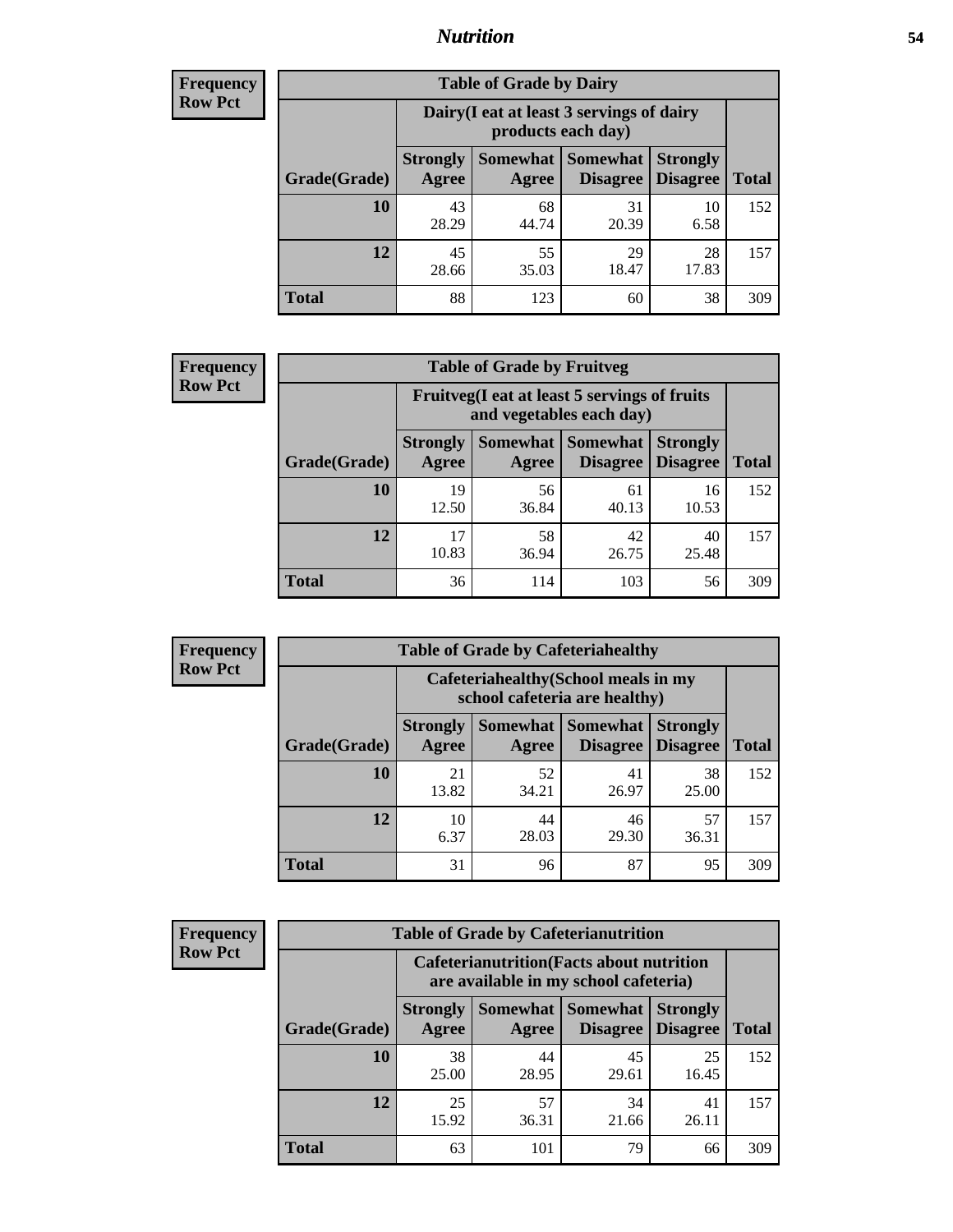## Nutrition

**Frequency**
**Row Pct**

**Table of Grade by Dairy**

| Grade(Grade) | Dairy(I eat at least 3 servings of dairy products each day) | | | | Total |
|---|---|---|---|---|---|
| | Strongly Agree | Somewhat Agree | Somewhat Disagree | Strongly Disagree | |
| 10 | 43<br>28.29 | 68<br>44.74 | 31<br>20.39 | 10<br>6.58 | 152 |
| 12 | 45<br>28.66 | 55<br>35.03 | 29<br>18.47 | 28<br>17.83 | 157 |
| Total | 88 | 123 | 60 | 38 | 309 |

**Frequency**
**Row Pct**

**Table of Grade by Fruitveg**

| Grade(Grade) | Fruitveg(I eat at least 5 servings of fruits and vegetables each day) | | | | Total |
|---|---|---|---|---|---|
| | Strongly Agree | Somewhat Agree | Somewhat Disagree | Strongly Disagree | |
| 10 | 19<br>12.50 | 56<br>36.84 | 61<br>40.13 | 16<br>10.53 | 152 |
| 12 | 17<br>10.83 | 58<br>36.94 | 42<br>26.75 | 40<br>25.48 | 157 |
| Total | 36 | 114 | 103 | 56 | 309 |

**Frequency**
**Row Pct**

**Table of Grade by Cafeteriahealthy**

| Grade(Grade) | Cafeteriahealthy(School meals in my school cafeteria are healthy) | | | | Total |
|---|---|---|---|---|---|
| | Strongly Agree | Somewhat Agree | Somewhat Disagree | Strongly Disagree | |
| 10 | 21<br>13.82 | 52<br>34.21 | 41<br>26.97 | 38<br>25.00 | 152 |
| 12 | 10<br>6.37 | 44<br>28.03 | 46<br>29.30 | 57<br>36.31 | 157 |
| Total | 31 | 96 | 87 | 95 | 309 |

**Frequency**
**Row Pct**

**Table of Grade by Cafeterianutrition**

| Grade(Grade) | Cafeterianutrition(Facts about nutrition are available in my school cafeteria) | | | | Total |
|---|---|---|---|---|---|
| | Strongly Agree | Somewhat Agree | Somewhat Disagree | Strongly Disagree | |
| 10 | 38<br>25.00 | 44<br>28.95 | 45<br>29.61 | 25<br>16.45 | 152 |
| 12 | 25<br>15.92 | 57<br>36.31 | 34<br>21.66 | 41<br>26.11 | 157 |
| Total | 63 | 101 | 79 | 66 | 309 |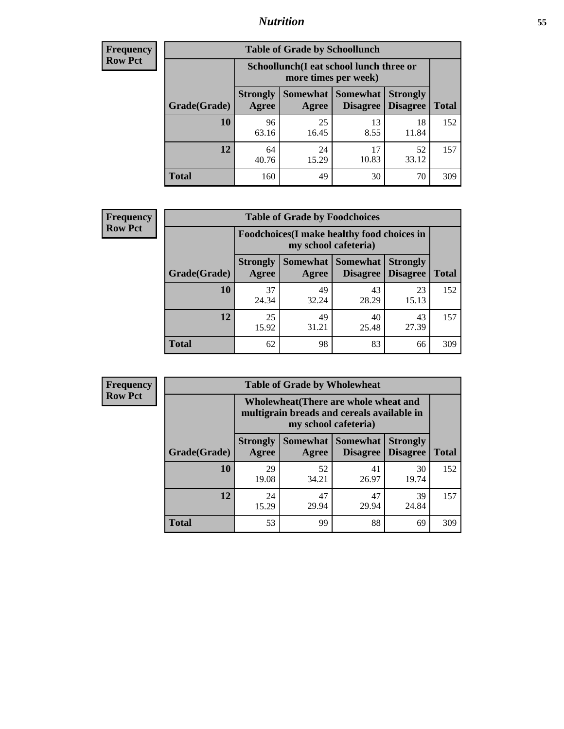| Frequency Row Pct |
|---|

**Table of Grade by Schoollunch**

| Grade(Grade) | Schoollunch(I eat school lunch three or more times per week) | | | | Total |
|---|---|---|---|---|---|
| | Strongly Agree | Somewhat Agree | Somewhat Disagree | Strongly Disagree | Total |
| 10 | 96<br>63.16 | 25<br>16.45 | 13<br>8.55 | 18<br>11.84 | 152 |
| 12 | 64<br>40.76 | 24<br>15.29 | 17<br>10.83 | 52<br>33.12 | 157 |
| Total | 160 | 49 | 30 | 70 | 309 |

| Frequency Row Pct |
|---|

**Table of Grade by Foodchoices**

| Grade(Grade) | Foodchoices(I make healthy food choices in my school cafeteria) | | | | Total |
|---|---|---|---|---|---|
| | Strongly Agree | Somewhat Agree | Somewhat Disagree | Strongly Disagree | Total |
| 10 | 37<br>24.34 | 49<br>32.24 | 43<br>28.29 | 23<br>15.13 | 152 |
| 12 | 25<br>15.92 | 49<br>31.21 | 40<br>25.48 | 43<br>27.39 | 157 |
| Total | 62 | 98 | 83 | 66 | 309 |

| Frequency Row Pct |
|---|

**Table of Grade by Wholewheat**

| Grade(Grade) | Wholewheat(There are whole wheat and multigrain breads and cereals available in my school cafeteria) | | | | Total |
|---|---|---|---|---|---|
| | Strongly Agree | Somewhat Agree | Somewhat Disagree | Strongly Disagree | Total |
| 10 | 29<br>19.08 | 52<br>34.21 | 41<br>26.97 | 30<br>19.74 | 152 |
| 12 | 24<br>15.29 | 47<br>29.94 | 47<br>29.94 | 39<br>24.84 | 157 |
| Total | 53 | 99 | 88 | 69 | 309 |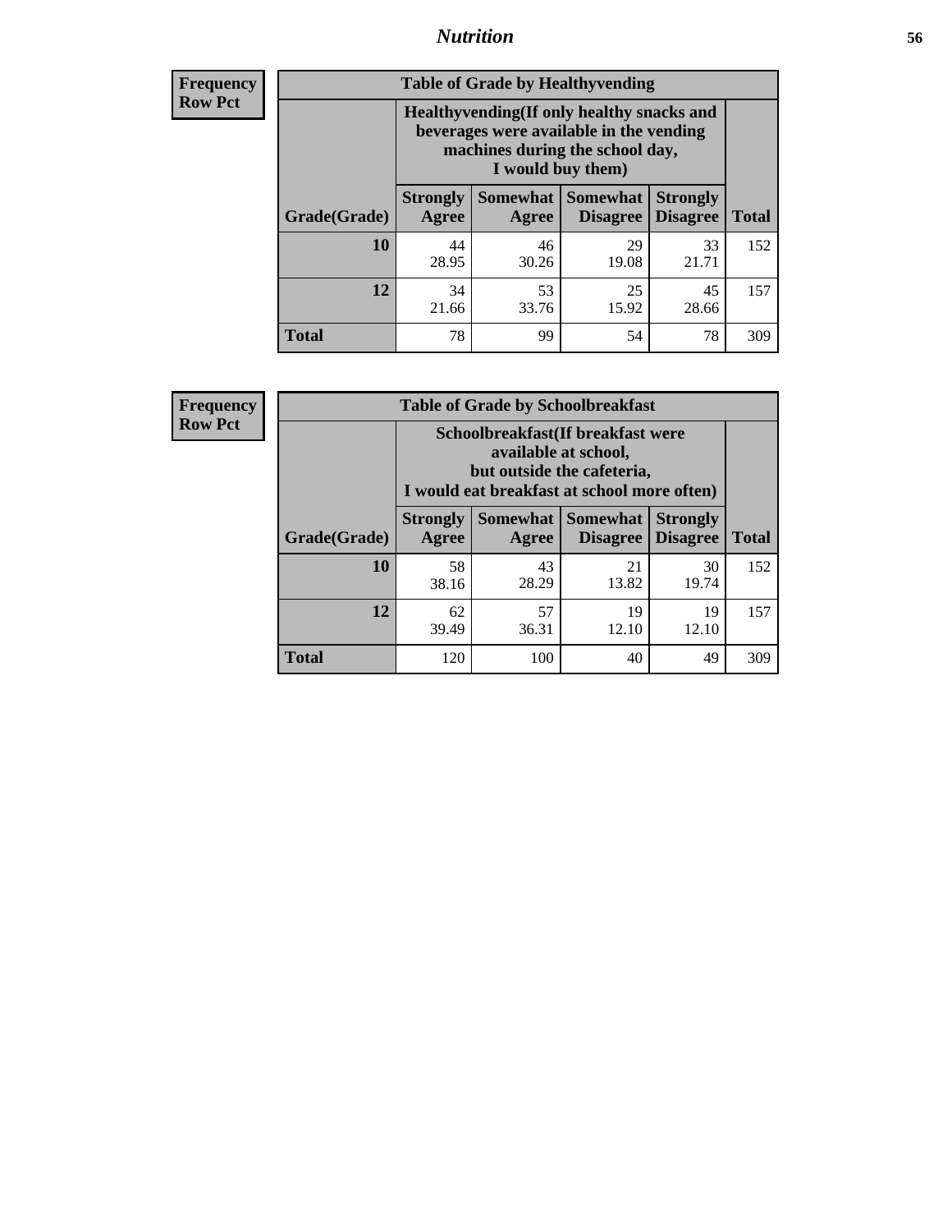| Frequency<br>Row Pct |
|---|

**Table of Grade by Healthyvending**

| Grade(Grade) | Healthyvending(If only healthy snacks and beverages were available in the vending machines during the school day, I would buy them) | | | | Total |
|---|---|---|---|---|---|
| | Strongly Agree | Somewhat Agree | Somewhat Disagree | Strongly Disagree | |
| **10** | 44<br>28.95 | 46<br>30.26 | 29<br>19.08 | 33<br>21.71 | 152 |
| **12** | 34<br>21.66 | 53<br>33.76 | 25<br>15.92 | 45<br>28.66 | 157 |
| **Total** | 78 | 99 | 54 | 78 | 309 |

| Frequency<br>Row Pct |
|---|

**Table of Grade by Schoolbreakfast**

| Grade(Grade) | Schoolbreakfast(If breakfast were available at school, but outside the cafeteria, I would eat breakfast at school more often) | | | | Total |
|---|---|---|---|---|---|
| | Strongly Agree | Somewhat Agree | Somewhat Disagree | Strongly Disagree | |
| **10** | 58<br>38.16 | 43<br>28.29 | 21<br>13.82 | 30<br>19.74 | 152 |
| **12** | 62<br>39.49 | 57<br>36.31 | 19<br>12.10 | 19<br>12.10 | 157 |
| **Total** | 120 | 100 | 40 | 49 | 309 |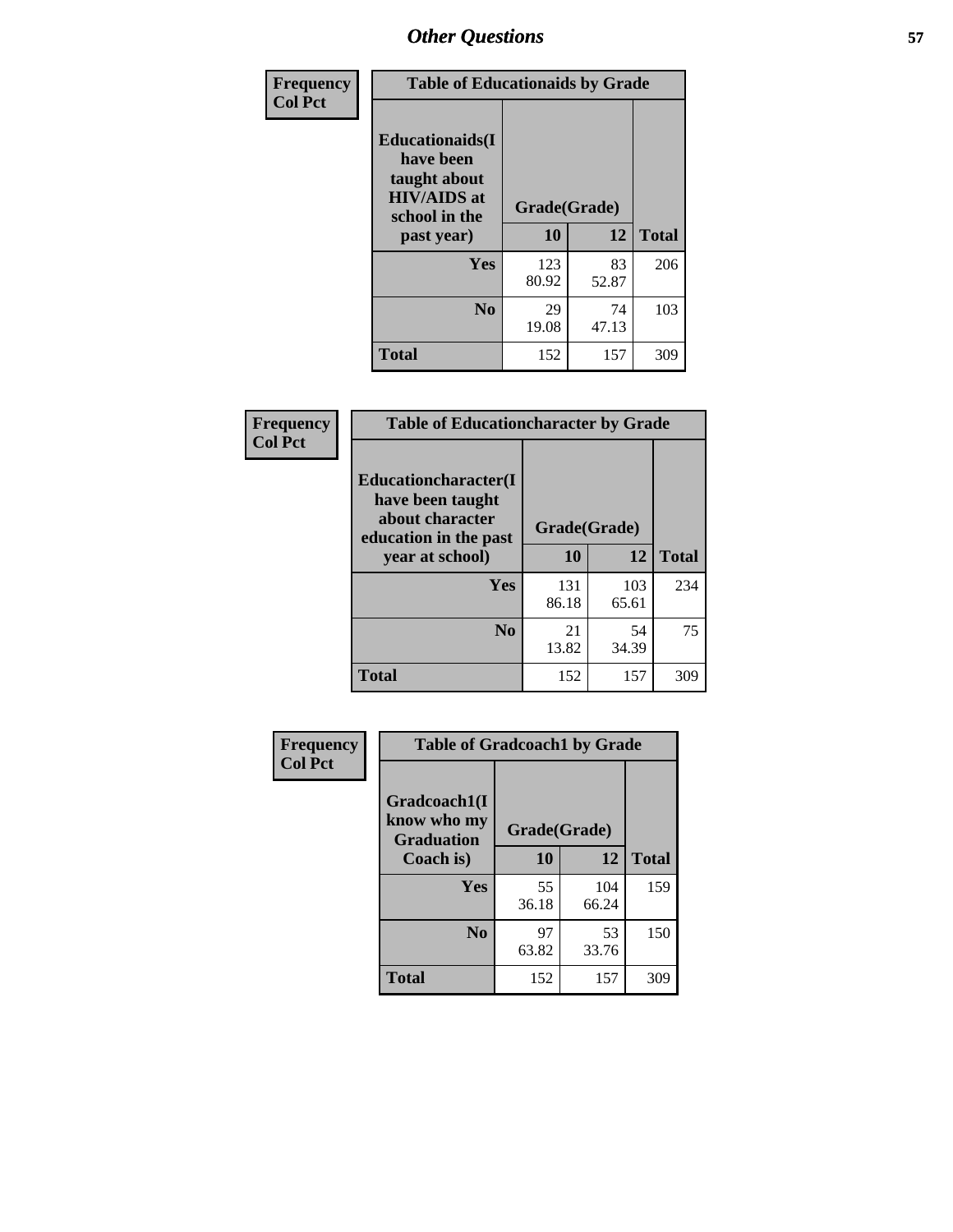## Other Questions

**Frequency / Col Pct**

| Table of Educationaids by Grade | | | |
|---|---|---|---|
| Educationaids(I have been taught about HIV/AIDS at school in the past year) | Grade(Grade) | | |
| | 10 | 12 | Total |
| Yes | 123<br>80.92 | 83<br>52.87 | 206 |
| No | 29<br>19.08 | 74<br>47.13 | 103 |
| Total | 152 | 157 | 309 |

**Frequency / Col Pct**

| Table of Educationcharacter by Grade | | | |
|---|---|---|---|
| Educationcharacter(I have been taught about character education in the past year at school) | Grade(Grade) | | |
| | 10 | 12 | Total |
| Yes | 131<br>86.18 | 103<br>65.61 | 234 |
| No | 21<br>13.82 | 54<br>34.39 | 75 |
| Total | 152 | 157 | 309 |

**Frequency / Col Pct**

| Table of Gradcoach1 by Grade | | | |
|---|---|---|---|
| Gradcoach1(I know who my Graduation Coach is) | Grade(Grade) | | |
| | 10 | 12 | Total |
| Yes | 55<br>36.18 | 104<br>66.24 | 159 |
| No | 97<br>63.82 | 53<br>33.76 | 150 |
| Total | 152 | 157 | 309 |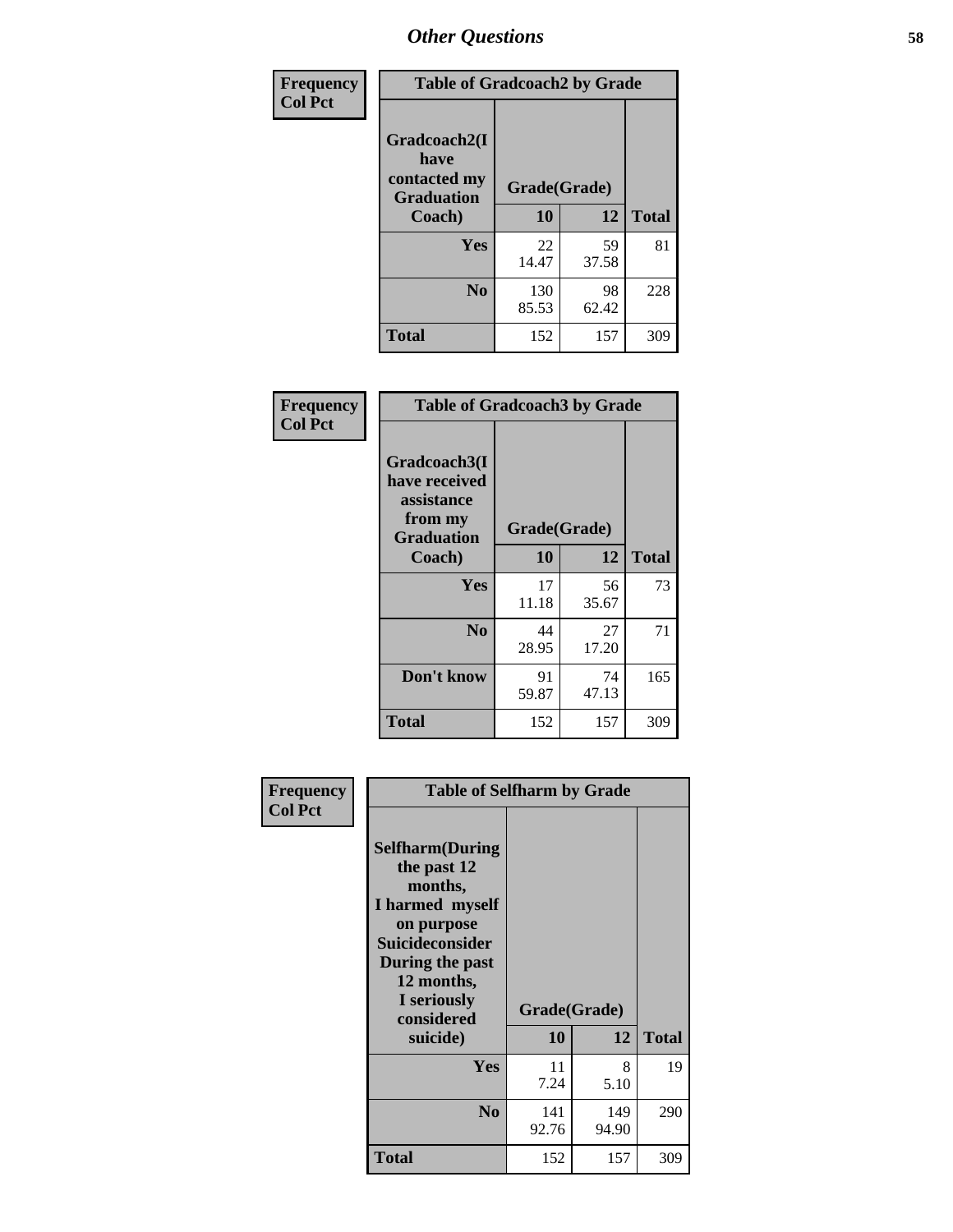## Other Questions

**Frequency**
**Col Pct**

| Table of Gradcoach2 by Grade | | | |
|---|---|---|---|
| Gradcoach2(I have contacted my Graduation Coach) | Grade(Grade) | | |
| | 10 | 12 | Total |
| Yes | 22<br>14.47 | 59<br>37.58 | 81 |
| No | 130<br>85.53 | 98<br>62.42 | 228 |
| Total | 152 | 157 | 309 |

**Frequency**
**Col Pct**

| Table of Gradcoach3 by Grade | | | |
|---|---|---|---|
| Gradcoach3(I have received assistance from my Graduation Coach) | Grade(Grade) | | |
| | 10 | 12 | Total |
| Yes | 17<br>11.18 | 56<br>35.67 | 73 |
| No | 44<br>28.95 | 27<br>17.20 | 71 |
| Don't know | 91<br>59.87 | 74<br>47.13 | 165 |
| Total | 152 | 157 | 309 |

**Frequency**
**Col Pct**

| Table of Selfharm by Grade | | | |
|---|---|---|---|
| Selfharm(During the past 12 months, I harmed myself on purpose Suicideconsider During the past 12 months, I seriously considered suicide) | Grade(Grade) | | |
| | 10 | 12 | Total |
| Yes | 11<br>7.24 | 8<br>5.10 | 19 |
| No | 141<br>92.76 | 149<br>94.90 | 290 |
| Total | 152 | 157 | 309 |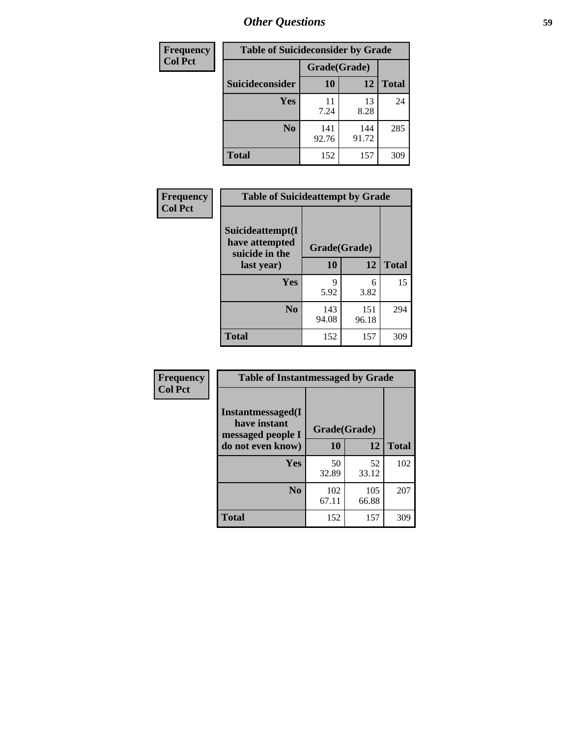## Other Questions

**Frequency**
**Col Pct**

| Table of Suicideconsider by Grade | | | |
|---|---|---|---|
| | Grade(Grade) | | |
| Suicideconsider | 10 | 12 | Total |
| Yes | 11<br>7.24 | 13<br>8.28 | 24 |
| No | 141<br>92.76 | 144<br>91.72 | 285 |
| Total | 152 | 157 | 309 |

**Frequency**
**Col Pct**

| Table of Suicideattempt by Grade | | | |
|---|---|---|---|
| Suicideattempt(I have attempted suicide in the last year) | Grade(Grade) | | |
| | 10 | 12 | Total |
| Yes | 9<br>5.92 | 6<br>3.82 | 15 |
| No | 143<br>94.08 | 151<br>96.18 | 294 |
| Total | 152 | 157 | 309 |

**Frequency**
**Col Pct**

| Table of Instantmessaged by Grade | | | |
|---|---|---|---|
| Instantmessaged(I have instant messaged people I do not even know) | Grade(Grade) | | |
| | 10 | 12 | Total |
| Yes | 50<br>32.89 | 52<br>33.12 | 102 |
| No | 102<br>67.11 | 105<br>66.88 | 207 |
| Total | 152 | 157 | 309 |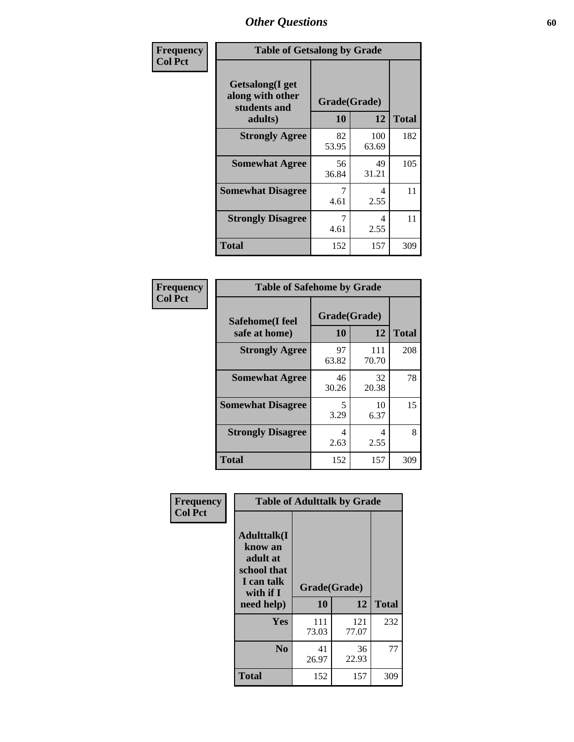## Other Questions

**Frequency / Col Pct**

**Table of Getsalong by Grade**

| Getsalong(I get along with other students and adults) | Grade(Grade) 10 | 12 | Total |
|---|---|---|---|
| **Strongly Agree** | 82<br>53.95 | 100<br>63.69 | 182 |
| **Somewhat Agree** | 56<br>36.84 | 49<br>31.21 | 105 |
| **Somewhat Disagree** | 7<br>4.61 | 4<br>2.55 | 11 |
| **Strongly Disagree** | 7<br>4.61 | 4<br>2.55 | 11 |
| **Total** | 152 | 157 | 309 |

**Frequency / Col Pct**

**Table of Safehome by Grade**

| Safehome(I feel safe at home) | Grade(Grade) 10 | 12 | Total |
|---|---|---|---|
| **Strongly Agree** | 97<br>63.82 | 111<br>70.70 | 208 |
| **Somewhat Agree** | 46<br>30.26 | 32<br>20.38 | 78 |
| **Somewhat Disagree** | 5<br>3.29 | 10<br>6.37 | 15 |
| **Strongly Disagree** | 4<br>2.63 | 4<br>2.55 | 8 |
| **Total** | 152 | 157 | 309 |

**Frequency / Col Pct**

**Table of Adulttalk by Grade**

| Adulttalk(I know an adult at school that I can talk with if I need help) | Grade(Grade) 10 | 12 | Total |
|---|---|---|---|
| **Yes** | 111<br>73.03 | 121<br>77.07 | 232 |
| **No** | 41<br>26.97 | 36<br>22.93 | 77 |
| **Total** | 152 | 157 | 309 |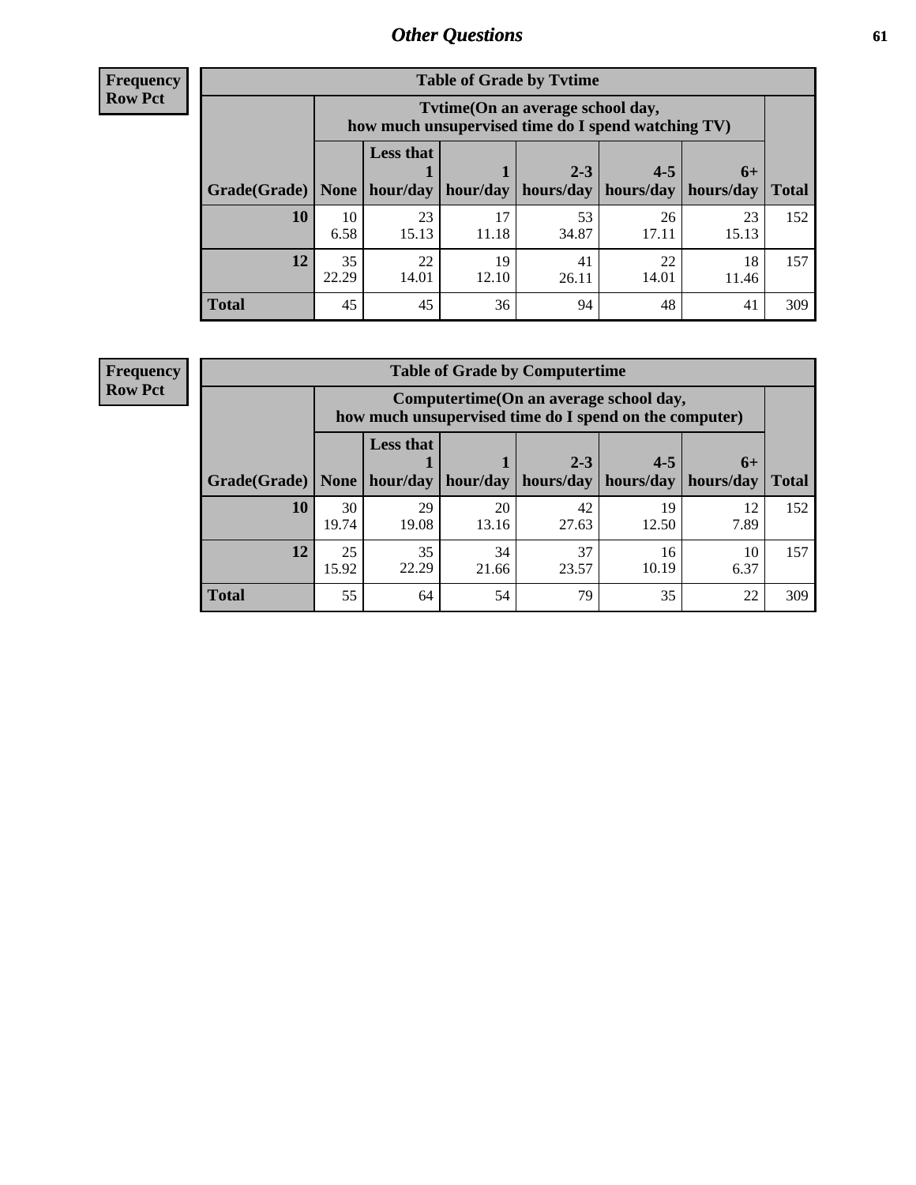# Other Questions

**Frequency Row Pct**

| Table of Grade by Tvtime | | | | | | | |
|---|---|---|---|---|---|---|---|
| | Tvtime(On an average school day, how much unsupervised time do I spend watching TV) | | | | | | |
| Grade(Grade) | None | Less that 1 hour/day | 1 hour/day | 2-3 hours/day | 4-5 hours/day | 6+ hours/day | Total |
| **10** | 10<br>6.58 | 23<br>15.13 | 17<br>11.18 | 53<br>34.87 | 26<br>17.11 | 23<br>15.13 | 152 |
| **12** | 35<br>22.29 | 22<br>14.01 | 19<br>12.10 | 41<br>26.11 | 22<br>14.01 | 18<br>11.46 | 157 |
| **Total** | 45 | 45 | 36 | 94 | 48 | 41 | 309 |

**Frequency Row Pct**

| Table of Grade by Computertime | | | | | | | |
|---|---|---|---|---|---|---|---|
| | Computertime(On an average school day, how much unsupervised time do I spend on the computer) | | | | | | |
| Grade(Grade) | None | Less that 1 hour/day | 1 hour/day | 2-3 hours/day | 4-5 hours/day | 6+ hours/day | Total |
| **10** | 30<br>19.74 | 29<br>19.08 | 20<br>13.16 | 42<br>27.63 | 19<br>12.50 | 12<br>7.89 | 152 |
| **12** | 25<br>15.92 | 35<br>22.29 | 34<br>21.66 | 37<br>23.57 | 16<br>10.19 | 10<br>6.37 | 157 |
| **Total** | 55 | 64 | 54 | 79 | 35 | 22 | 309 |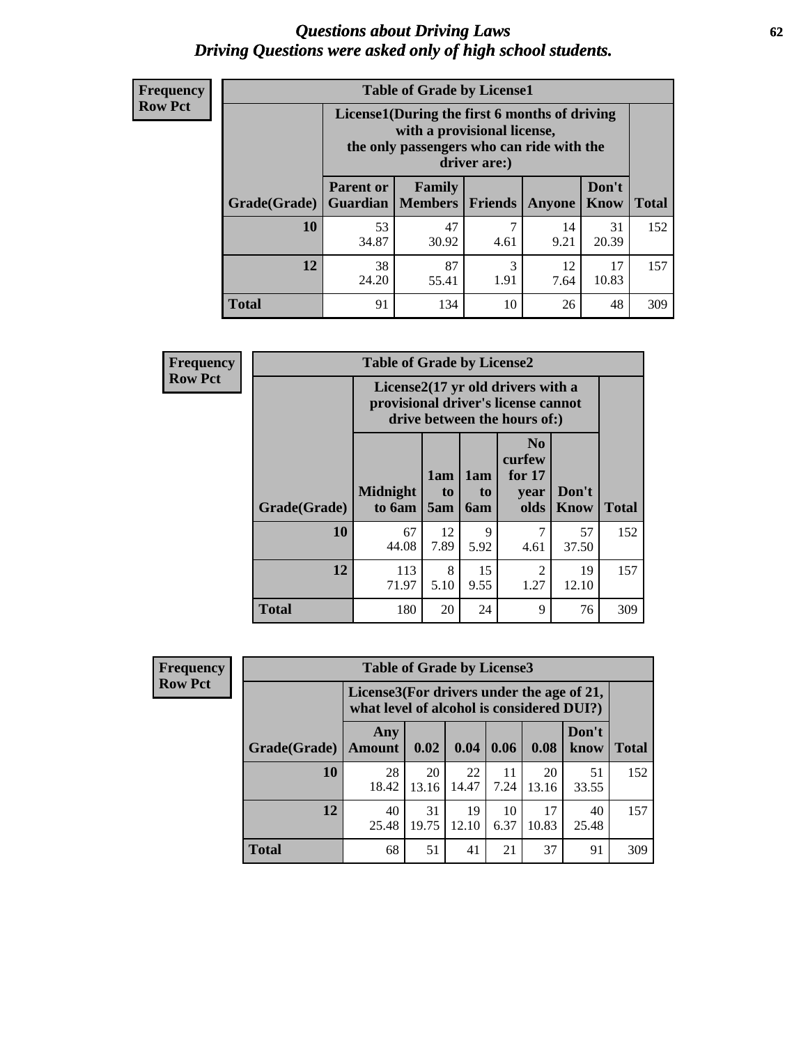# *Questions about Driving Laws*
## *Driving Questions were asked only of high school students.*

**Frequency**
**Row Pct**

| Table of Grade by License1 | | | | | | |
|---|---|---|---|---|---|---|
| | License1(During the first 6 months of driving with a provisional license, the only passengers who can ride with the driver are:) | | | | | |
| **Grade(Grade)** | **Parent or Guardian** | **Family Members** | **Friends** | **Anyone** | **Don't Know** | **Total** |
| **10** | 53<br>34.87 | 47<br>30.92 | 7<br>4.61 | 14<br>9.21 | 31<br>20.39 | 152 |
| **12** | 38<br>24.20 | 87<br>55.41 | 3<br>1.91 | 12<br>7.64 | 17<br>10.83 | 157 |
| **Total** | 91 | 134 | 10 | 26 | 48 | 309 |

**Frequency**
**Row Pct**

| Table of Grade by License2 | | | | | | |
|---|---|---|---|---|---|---|
| | License2(17 yr old drivers with a provisional driver's license cannot drive between the hours of:) | | | | | |
| **Grade(Grade)** | **Midnight to 6am** | **1am to 5am** | **1am to 6am** | **No curfew for 17 year olds** | **Don't Know** | **Total** |
| **10** | 67<br>44.08 | 12<br>7.89 | 9<br>5.92 | 7<br>4.61 | 57<br>37.50 | 152 |
| **12** | 113<br>71.97 | 8<br>5.10 | 15<br>9.55 | 2<br>1.27 | 19<br>12.10 | 157 |
| **Total** | 180 | 20 | 24 | 9 | 76 | 309 |

**Frequency**
**Row Pct**

| Table of Grade by License3 | | | | | | | |
|---|---|---|---|---|---|---|---|
| | License3(For drivers under the age of 21, what level of alcohol is considered DUI?) | | | | | | |
| **Grade(Grade)** | **Any Amount** | **0.02** | **0.04** | **0.06** | **0.08** | **Don't know** | **Total** |
| **10** | 28<br>18.42 | 20<br>13.16 | 22<br>14.47 | 11<br>7.24 | 20<br>13.16 | 51<br>33.55 | 152 |
| **12** | 40<br>25.48 | 31<br>19.75 | 19<br>12.10 | 10<br>6.37 | 17<br>10.83 | 40<br>25.48 | 157 |
| **Total** | 68 | 51 | 41 | 21 | 37 | 91 | 309 |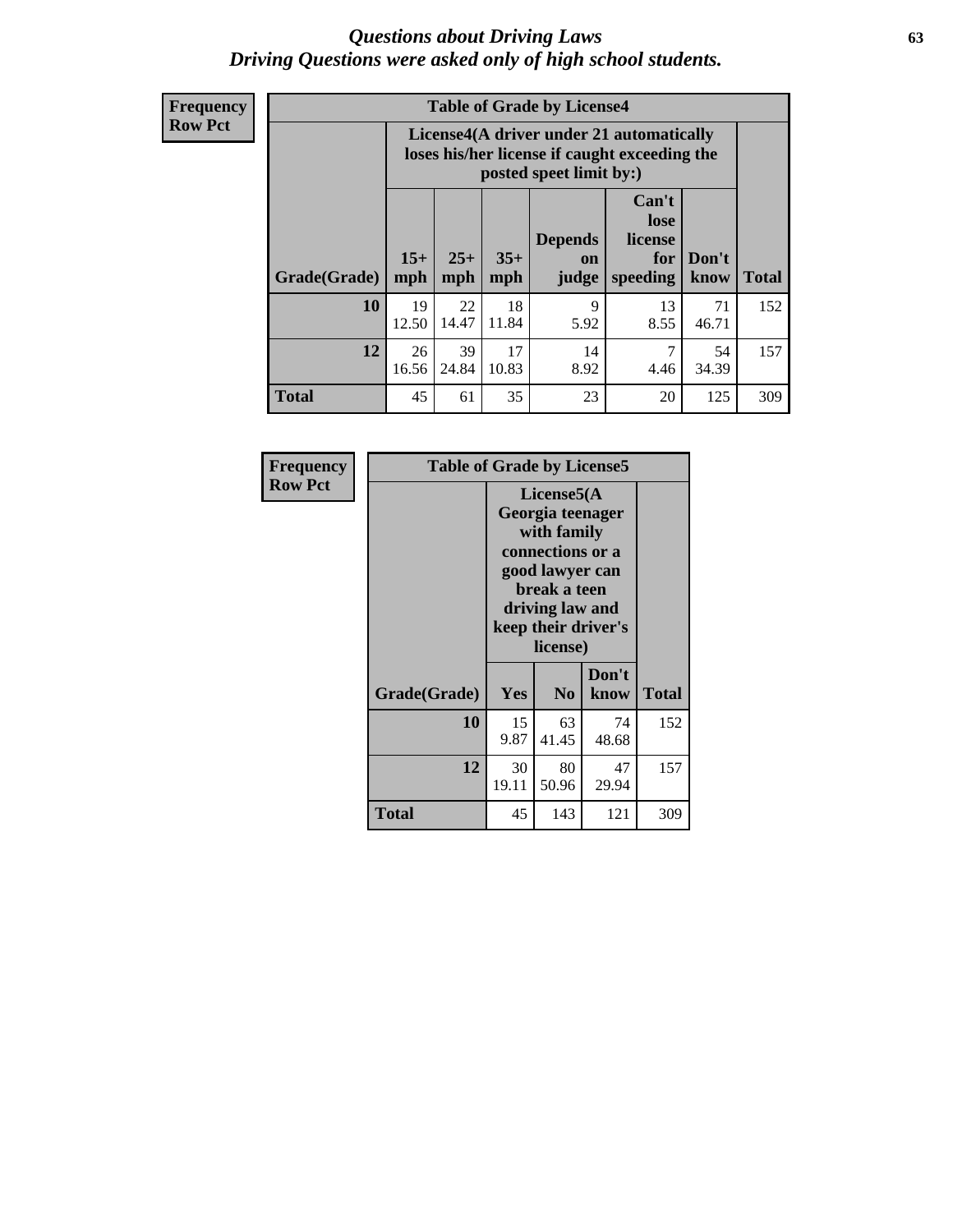# *Questions about Driving Laws*
## *Driving Questions were asked only of high school students.*

**Frequency**
**Row Pct**

| Table of Grade by License4 | | | | | | | |
|---|---|---|---|---|---|---|---|
| | License4(A driver under 21 automatically loses his/her license if caught exceeding the posted speet limit by:) | | | | | | |
| Grade(Grade) | 15+ mph | 25+ mph | 35+ mph | Depends on judge | Can't lose license for speeding | Don't know | Total |
| **10** | 19<br>12.50 | 22<br>14.47 | 18<br>11.84 | 9<br>5.92 | 13<br>8.55 | 71<br>46.71 | 152 |
| **12** | 26<br>16.56 | 39<br>24.84 | 17<br>10.83 | 14<br>8.92 | 7<br>4.46 | 54<br>34.39 | 157 |
| **Total** | 45 | 61 | 35 | 23 | 20 | 125 | 309 |

**Frequency**
**Row Pct**

| Table of Grade by License5 | | | | |
|---|---|---|---|---|
| | License5(A Georgia teenager with family connections or a good lawyer can break a teen driving law and keep their driver's license) | | | |
| Grade(Grade) | Yes | No | Don't know | Total |
| **10** | 15<br>9.87 | 63<br>41.45 | 74<br>48.68 | 152 |
| **12** | 30<br>19.11 | 80<br>50.96 | 47<br>29.94 | 157 |
| **Total** | 45 | 143 | 121 | 309 |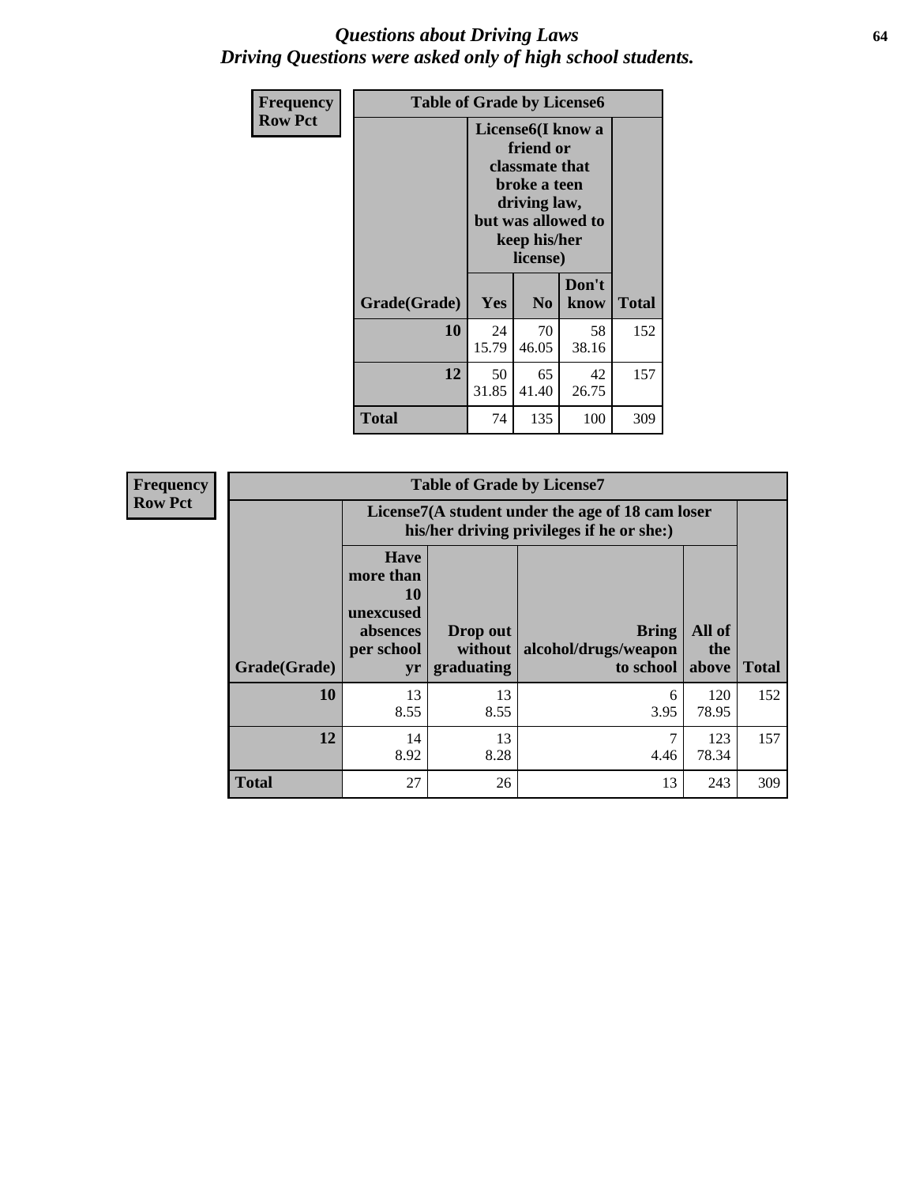# *Questions about Driving Laws*
# *Driving Questions were asked only of high school students.*

**Frequency**
**Row Pct**

**Table of Grade by License6**

| Grade(Grade) | License6(I know a friend or classmate that broke a teen driving law, but was allowed to keep his/her license) | | | Total |
|---|---|---|---|---|
| | Yes | No | Don't know | |
| **10** | 24<br>15.79 | 70<br>46.05 | 58<br>38.16 | 152 |
| **12** | 50<br>31.85 | 65<br>41.40 | 42<br>26.75 | 157 |
| **Total** | 74 | 135 | 100 | 309 |

**Frequency**
**Row Pct**

**Table of Grade by License7**

| Grade(Grade) | License7(A student under the age of 18 cam loser his/her driving privileges if he or she:) | | | | Total |
|---|---|---|---|---|---|
| | Have more than 10 unexcused absences per school yr | Drop out without graduating | Bring alcohol/drugs/weapon to school | All of the above | |
| **10** | 13<br>8.55 | 13<br>8.55 | 6<br>3.95 | 120<br>78.95 | 152 |
| **12** | 14<br>8.92 | 13<br>8.28 | 7<br>4.46 | 123<br>78.34 | 157 |
| **Total** | 27 | 26 | 13 | 243 | 309 |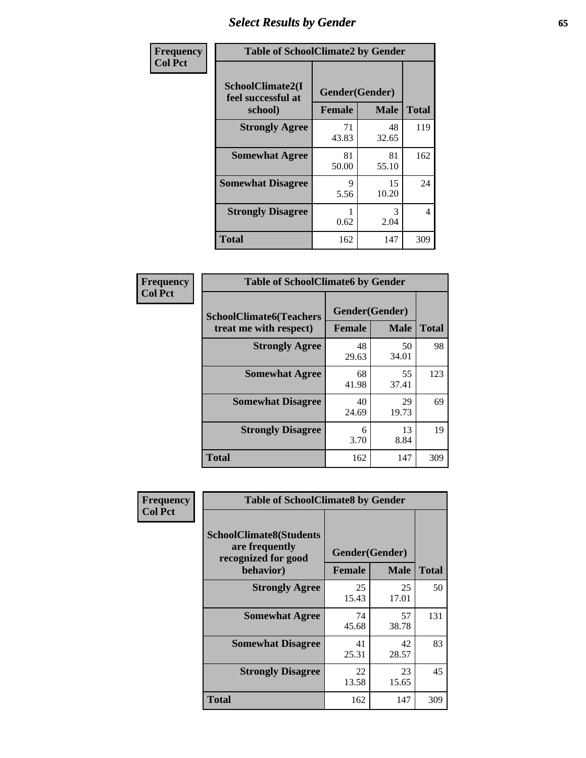# Select Results by Gender

| Frequency<br>Col Pct | Table of SchoolClimate2 by Gender | | |
|---|---|---|---|
| SchoolClimate2(I feel successful at school) | Gender(Gender) | | |
| | Female | Male | Total |
| Strongly Agree | 71<br>43.83 | 48<br>32.65 | 119 |
| Somewhat Agree | 81<br>50.00 | 81<br>55.10 | 162 |
| Somewhat Disagree | 9<br>5.56 | 15<br>10.20 | 24 |
| Strongly Disagree | 1<br>0.62 | 3<br>2.04 | 4 |
| Total | 162 | 147 | 309 |

| Frequency<br>Col Pct | Table of SchoolClimate6 by Gender | | |
|---|---|---|---|
| SchoolClimate6(Teachers treat me with respect) | Gender(Gender) | | |
| | Female | Male | Total |
| Strongly Agree | 48<br>29.63 | 50<br>34.01 | 98 |
| Somewhat Agree | 68<br>41.98 | 55<br>37.41 | 123 |
| Somewhat Disagree | 40<br>24.69 | 29<br>19.73 | 69 |
| Strongly Disagree | 6<br>3.70 | 13<br>8.84 | 19 |
| Total | 162 | 147 | 309 |

| Frequency<br>Col Pct | Table of SchoolClimate8 by Gender | | |
|---|---|---|---|
| SchoolClimate8(Students are frequently recognized for good behavior) | Gender(Gender) | | |
| | Female | Male | Total |
| Strongly Agree | 25<br>15.43 | 25<br>17.01 | 50 |
| Somewhat Agree | 74<br>45.68 | 57<br>38.78 | 131 |
| Somewhat Disagree | 41<br>25.31 | 42<br>28.57 | 83 |
| Strongly Disagree | 22<br>13.58 | 23<br>15.65 | 45 |
| Total | 162 | 147 | 309 |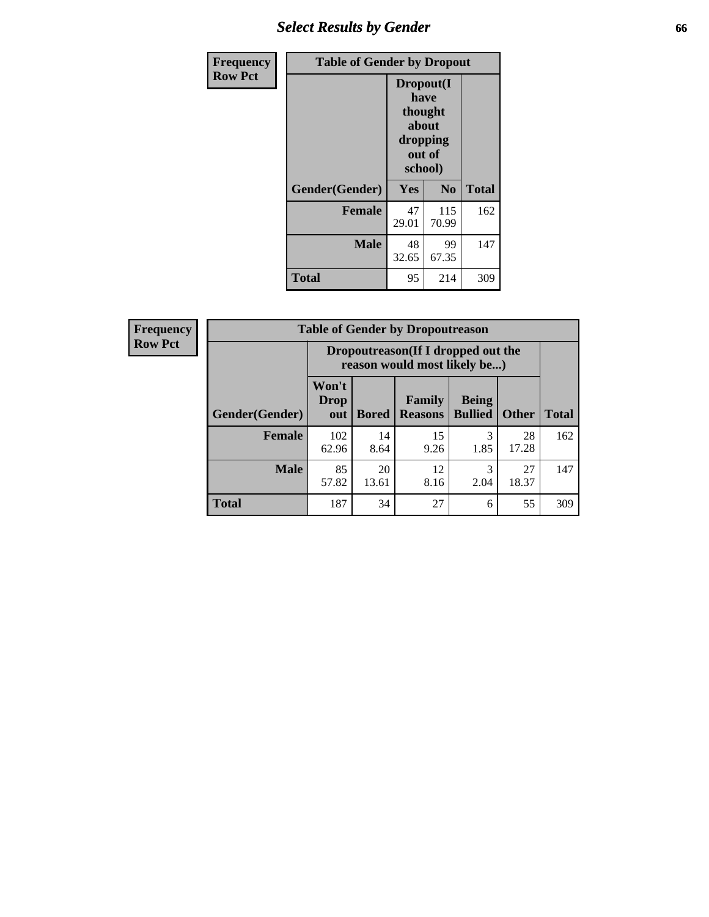## Select Results by Gender

| Frequency Row Pct | Table of Gender by Dropout | | |
|---|---|---|---|
| | Dropout(I have thought about dropping out of school) | | |
| Gender(Gender) | Yes | No | Total |
| Female | 47<br>29.01 | 115<br>70.99 | 162 |
| Male | 48<br>32.65 | 99<br>67.35 | 147 |
| Total | 95 | 214 | 309 |

| Frequency Row Pct | Table of Gender by Dropoutreason | | | | | |
|---|---|---|---|---|---|---|
| | Dropoutreason(If I dropped out the reason would most likely be...) | | | | | |
| Gender(Gender) | Won't Drop out | Bored | Family Reasons | Being Bullied | Other | Total |
| Female | 102<br>62.96 | 14<br>8.64 | 15<br>9.26 | 3<br>1.85 | 28<br>17.28 | 162 |
| Male | 85<br>57.82 | 20<br>13.61 | 12<br>8.16 | 3<br>2.04 | 27<br>18.37 | 147 |
| Total | 187 | 34 | 27 | 6 | 55 | 309 |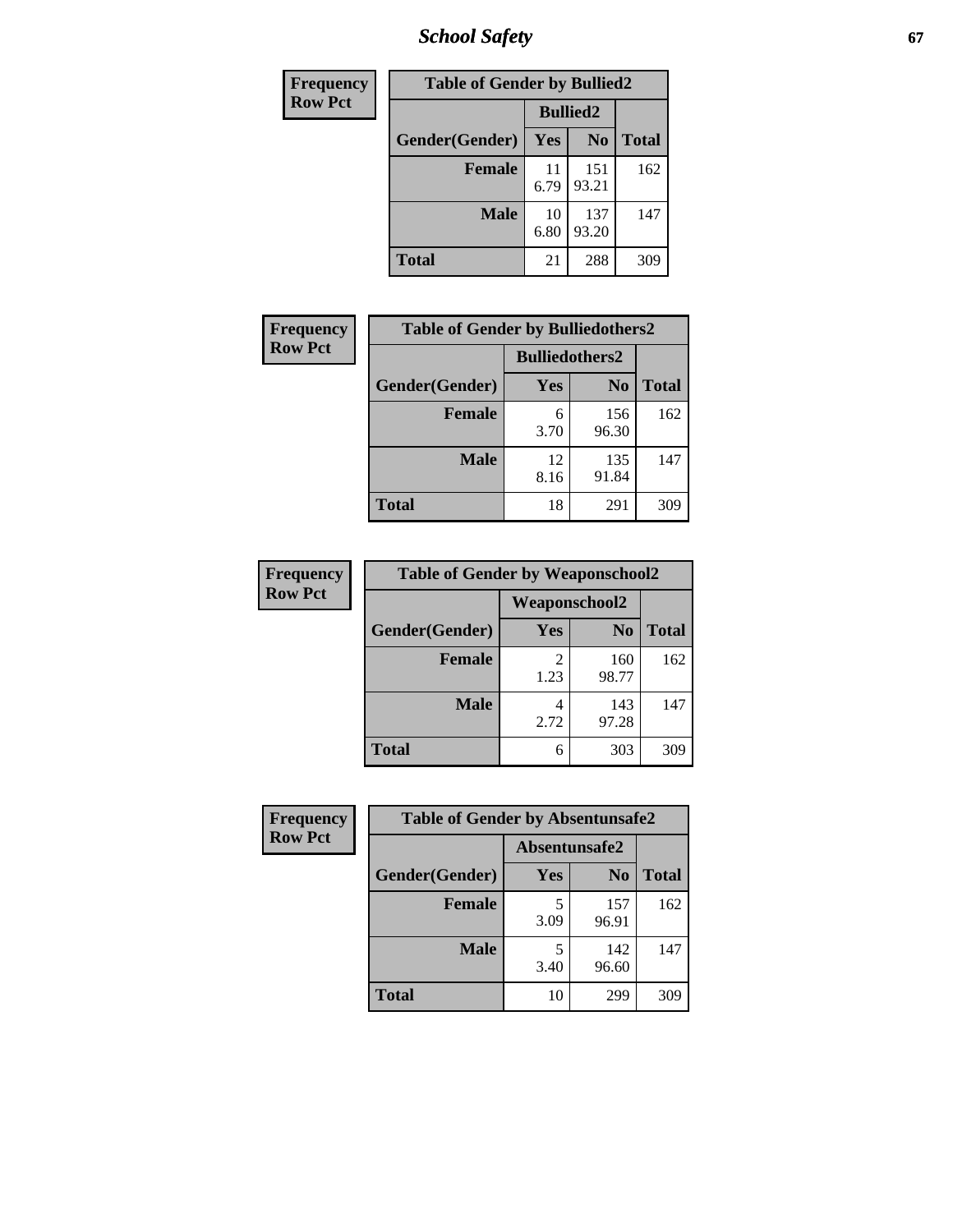| Frequency |
|---|
| Row Pct |

| Table of Gender by Bullied2 | | | |
|---|---|---|---|
| | Bullied2 | | |
| Gender(Gender) | Yes | No | Total |
| Female | 11<br>6.79 | 151<br>93.21 | 162 |
| Male | 10<br>6.80 | 137<br>93.20 | 147 |
| Total | 21 | 288 | 309 |

| Frequency |
|---|
| Row Pct |

| Table of Gender by Bulliedothers2 | | | |
|---|---|---|---|
| | Bulliedothers2 | | |
| Gender(Gender) | Yes | No | Total |
| Female | 6<br>3.70 | 156<br>96.30 | 162 |
| Male | 12<br>8.16 | 135<br>91.84 | 147 |
| Total | 18 | 291 | 309 |

| Frequency |
|---|
| Row Pct |

| Table of Gender by Weaponschool2 | | | |
|---|---|---|---|
| | Weaponschool2 | | |
| Gender(Gender) | Yes | No | Total |
| Female | 2<br>1.23 | 160<br>98.77 | 162 |
| Male | 4<br>2.72 | 143<br>97.28 | 147 |
| Total | 6 | 303 | 309 |

| Frequency |
|---|
| Row Pct |

| Table of Gender by Absentunsafe2 | | | |
|---|---|---|---|
| | Absentunsafe2 | | |
| Gender(Gender) | Yes | No | Total |
| Female | 5<br>3.09 | 157<br>96.91 | 162 |
| Male | 5<br>3.40 | 142<br>96.60 | 147 |
| Total | 10 | 299 | 309 |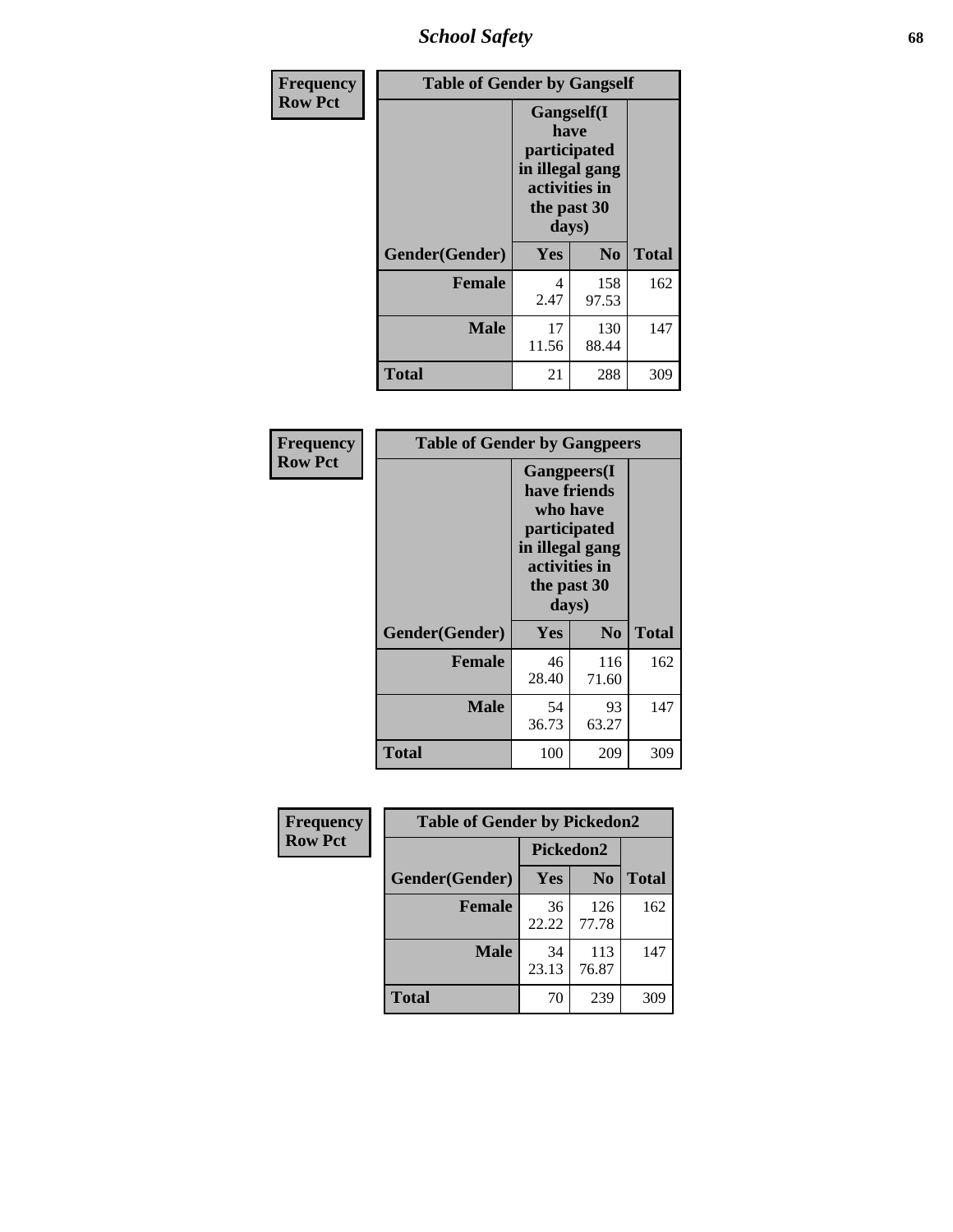| Frequency Row Pct | Table of Gender by Gangself | | |
|---|---|---|---|
| | Gangself(I have participated in illegal gang activities in the past 30 days) | | |
| Gender(Gender) | Yes | No | Total |
| Female | 4<br>2.47 | 158<br>97.53 | 162 |
| Male | 17<br>11.56 | 130<br>88.44 | 147 |
| Total | 21 | 288 | 309 |

| Frequency Row Pct | Table of Gender by Gangpeers | | |
|---|---|---|---|
| | Gangpeers(I have friends who have participated in illegal gang activities in the past 30 days) | | |
| Gender(Gender) | Yes | No | Total |
| Female | 46<br>28.40 | 116<br>71.60 | 162 |
| Male | 54<br>36.73 | 93<br>63.27 | 147 |
| Total | 100 | 209 | 309 |

| Frequency Row Pct | Table of Gender by Pickedon2 | | |
|---|---|---|---|
| | Pickedon2 | | |
| Gender(Gender) | Yes | No | Total |
| Female | 36<br>22.22 | 126<br>77.78 | 162 |
| Male | 34<br>23.13 | 113<br>76.87 | 147 |
| Total | 70 | 239 | 309 |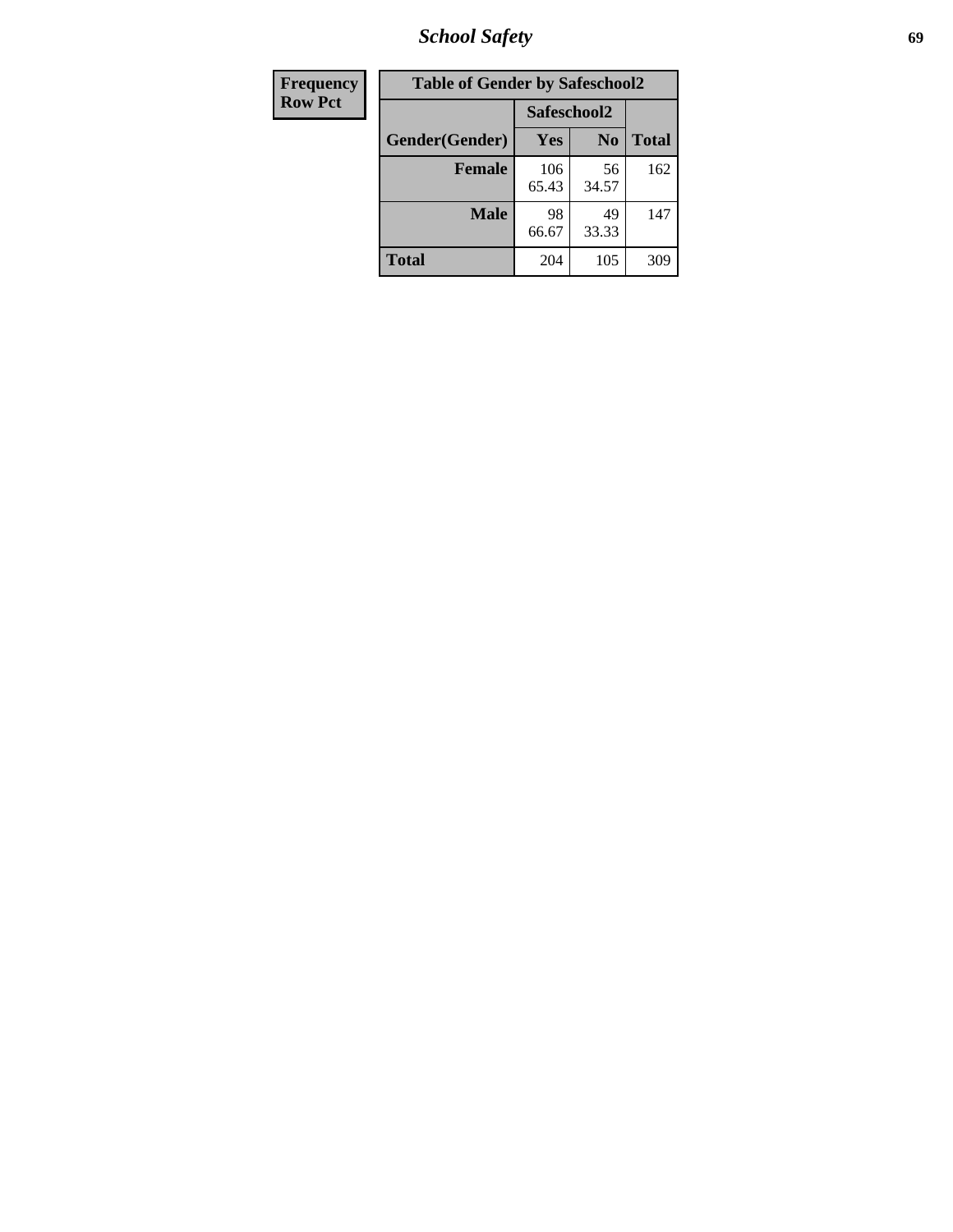| Frequency |
|---|
| Row Pct |

| Table of Gender by Safeschool2 | | | |
|---|---|---|---|
| | Safeschool2 | | |
| Gender(Gender) | Yes | No | Total |
| Female | 106<br>65.43 | 56<br>34.57 | 162 |
| Male | 98<br>66.67 | 49<br>33.33 | 147 |
| Total | 204 | 105 | 309 |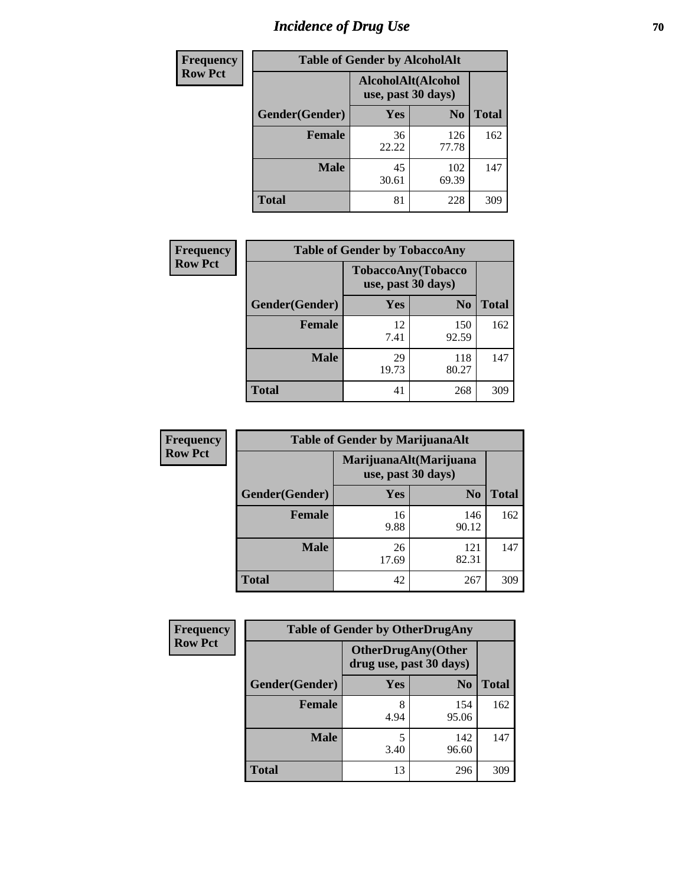# *Incidence of Drug Use*

**Frequency**
**Row Pct**

| Table of Gender by AlcoholAlt | | | |
|---|---|---|---|
| | AlcoholAlt(Alcohol use, past 30 days) | | |
| Gender(Gender) | Yes | No | Total |
| Female | 36<br>22.22 | 126<br>77.78 | 162 |
| Male | 45<br>30.61 | 102<br>69.39 | 147 |
| Total | 81 | 228 | 309 |

**Frequency**
**Row Pct**

| Table of Gender by TobaccoAny | | | |
|---|---|---|---|
| | TobaccoAny(Tobacco use, past 30 days) | | |
| Gender(Gender) | Yes | No | Total |
| Female | 12<br>7.41 | 150<br>92.59 | 162 |
| Male | 29<br>19.73 | 118<br>80.27 | 147 |
| Total | 41 | 268 | 309 |

**Frequency**
**Row Pct**

| Table of Gender by MarijuanaAlt | | | |
|---|---|---|---|
| | MarijuanaAlt(Marijuana use, past 30 days) | | |
| Gender(Gender) | Yes | No | Total |
| Female | 16<br>9.88 | 146<br>90.12 | 162 |
| Male | 26<br>17.69 | 121<br>82.31 | 147 |
| Total | 42 | 267 | 309 |

**Frequency**
**Row Pct**

| Table of Gender by OtherDrugAny | | | |
|---|---|---|---|
| | OtherDrugAny(Other drug use, past 30 days) | | |
| Gender(Gender) | Yes | No | Total |
| Female | 8<br>4.94 | 154<br>95.06 | 162 |
| Male | 5<br>3.40 | 142<br>96.60 | 147 |
| Total | 13 | 296 | 309 |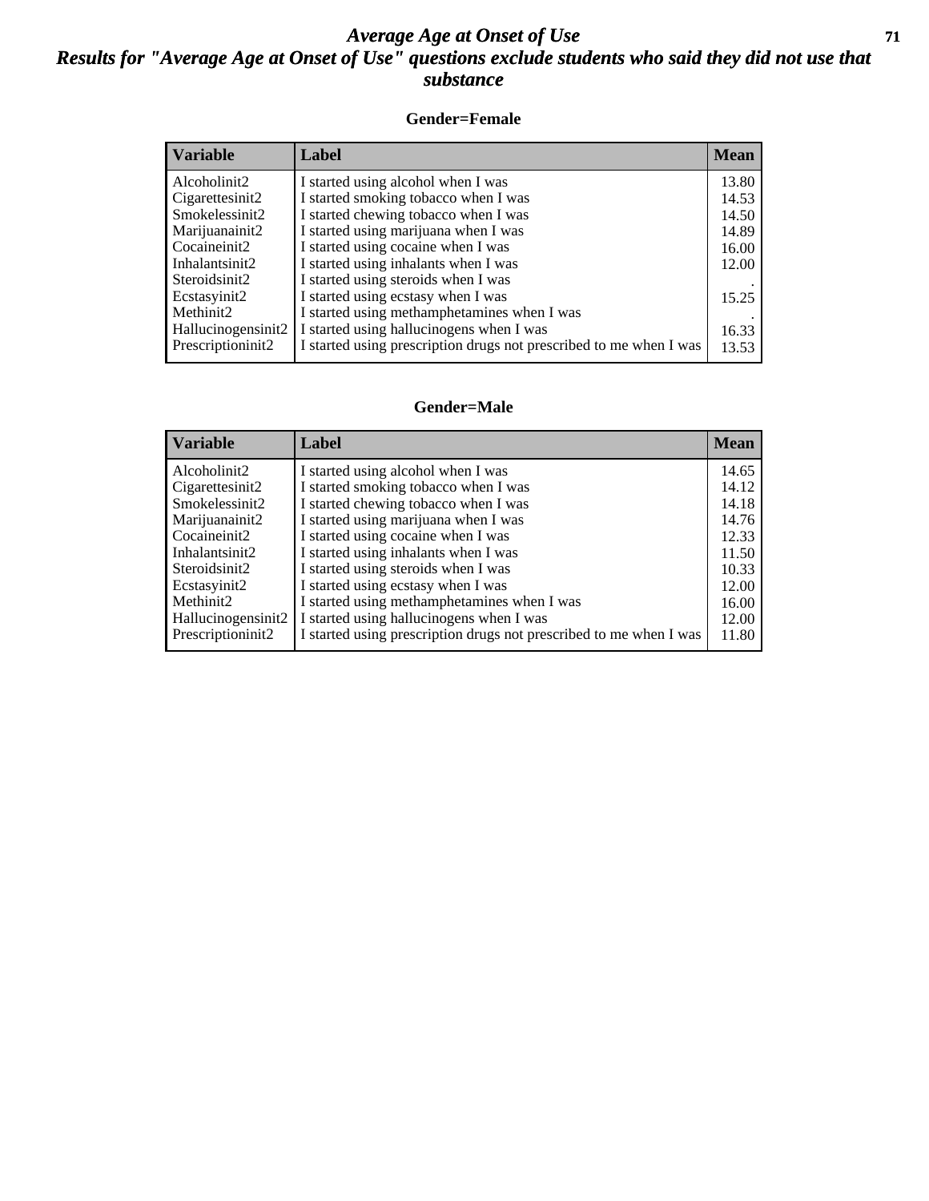# *Average Age at Onset of Use*

## *Results for "Average Age at Onset of Use" questions exclude students who said they did not use that substance*

**Gender=Female**

| Variable | Label | Mean |
|---|---|---|
| Alcoholinit2 | I started using alcohol when I was | 13.80 |
| Cigarettesinit2 | I started smoking tobacco when I was | 14.53 |
| Smokelessinit2 | I started chewing tobacco when I was | 14.50 |
| Marijuanainit2 | I started using marijuana when I was | 14.89 |
| Cocaineinit2 | I started using cocaine when I was | 16.00 |
| Inhalantsinit2 | I started using inhalants when I was | 12.00 |
| Steroidsinit2 | I started using steroids when I was | . |
| Ecstasyinit2 | I started using ecstasy when I was | 15.25 |
| Methinit2 | I started using methamphetamines when I was | . |
| Hallucinogensinit2 | I started using hallucinogens when I was | 16.33 |
| Prescriptioninit2 | I started using prescription drugs not prescribed to me when I was | 13.53 |

**Gender=Male**

| Variable | Label | Mean |
|---|---|---|
| Alcoholinit2 | I started using alcohol when I was | 14.65 |
| Cigarettesinit2 | I started smoking tobacco when I was | 14.12 |
| Smokelessinit2 | I started chewing tobacco when I was | 14.18 |
| Marijuanainit2 | I started using marijuana when I was | 14.76 |
| Cocaineinit2 | I started using cocaine when I was | 12.33 |
| Inhalantsinit2 | I started using inhalants when I was | 11.50 |
| Steroidsinit2 | I started using steroids when I was | 10.33 |
| Ecstasyinit2 | I started using ecstasy when I was | 12.00 |
| Methinit2 | I started using methamphetamines when I was | 16.00 |
| Hallucinogensinit2 | I started using hallucinogens when I was | 12.00 |
| Prescriptioninit2 | I started using prescription drugs not prescribed to me when I was | 11.80 |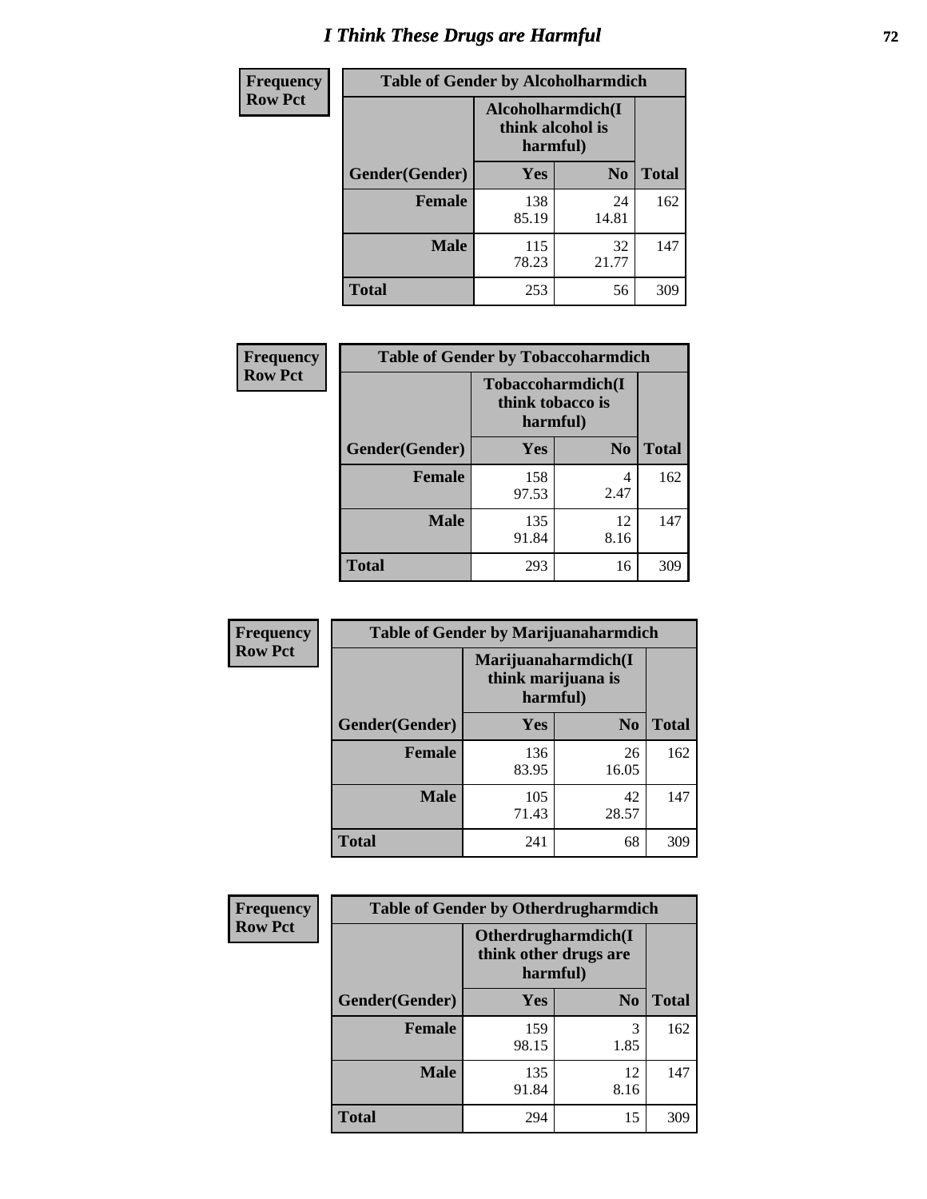# I Think These Drugs are Harmful

| Frequency Row Pct | Table of Gender by Alcoholharmdich | | |
|---|---|---|---|
| | Alcoholharmdich(I think alcohol is harmful) | | |
| Gender(Gender) | Yes | No | Total |
| Female | 138<br>85.19 | 24<br>14.81 | 162 |
| Male | 115<br>78.23 | 32<br>21.77 | 147 |
| Total | 253 | 56 | 309 |

| Frequency Row Pct | Table of Gender by Tobaccoharmdich | | |
|---|---|---|---|
| | Tobaccoharmdich(I think tobacco is harmful) | | |
| Gender(Gender) | Yes | No | Total |
| Female | 158<br>97.53 | 4<br>2.47 | 162 |
| Male | 135<br>91.84 | 12<br>8.16 | 147 |
| Total | 293 | 16 | 309 |

| Frequency Row Pct | Table of Gender by Marijuanaharmdich | | |
|---|---|---|---|
| | Marijuanaharmdich(I think marijuana is harmful) | | |
| Gender(Gender) | Yes | No | Total |
| Female | 136<br>83.95 | 26<br>16.05 | 162 |
| Male | 105<br>71.43 | 42<br>28.57 | 147 |
| Total | 241 | 68 | 309 |

| Frequency Row Pct | Table of Gender by Otherdrugharmdich | | |
|---|---|---|---|
| | Otherdrugharmdich(I think other drugs are harmful) | | |
| Gender(Gender) | Yes | No | Total |
| Female | 159<br>98.15 | 3<br>1.85 | 162 |
| Male | 135<br>91.84 | 12<br>8.16 | 147 |
| Total | 294 | 15 | 309 |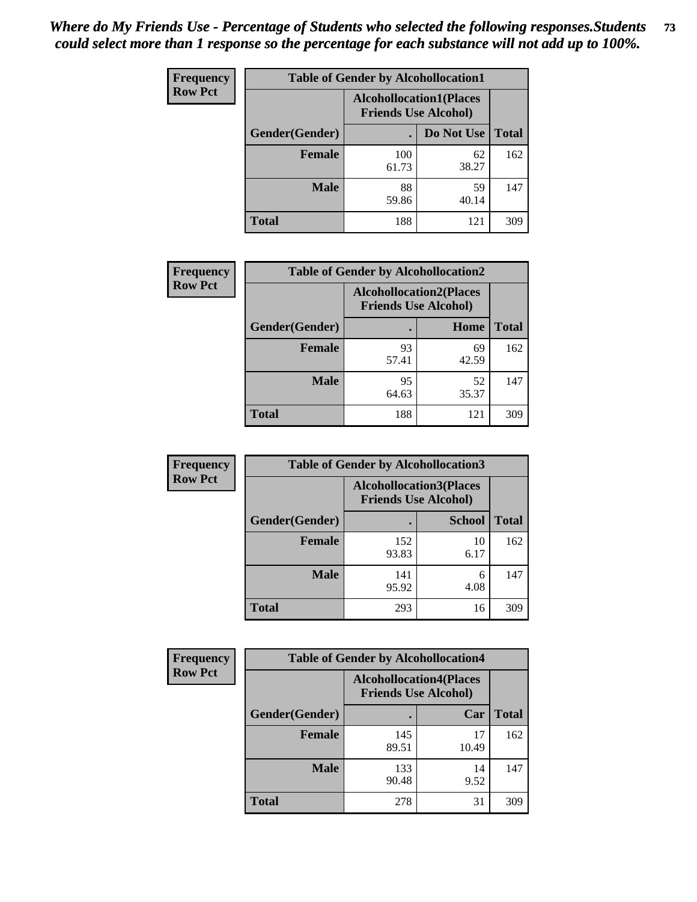*Where do My Friends Use - Percentage of Students who selected the following responses.Students could select more than 1 response so the percentage for each substance will not add up to 100%.*

**Frequency**
**Row Pct**

| Table of Gender by Alcohollocation1 | | | |
|---|---|---|---|
| | Alcohollocation1(Places Friends Use Alcohol) | | |
| Gender(Gender) | . | Do Not Use | Total |
| Female | 100<br>61.73 | 62<br>38.27 | 162 |
| Male | 88<br>59.86 | 59<br>40.14 | 147 |
| Total | 188 | 121 | 309 |

**Frequency**
**Row Pct**

| Table of Gender by Alcohollocation2 | | | |
|---|---|---|---|
| | Alcohollocation2(Places Friends Use Alcohol) | | |
| Gender(Gender) | . | Home | Total |
| Female | 93<br>57.41 | 69<br>42.59 | 162 |
| Male | 95<br>64.63 | 52<br>35.37 | 147 |
| Total | 188 | 121 | 309 |

**Frequency**
**Row Pct**

| Table of Gender by Alcohollocation3 | | | |
|---|---|---|---|
| | Alcohollocation3(Places Friends Use Alcohol) | | |
| Gender(Gender) | . | School | Total |
| Female | 152<br>93.83 | 10<br>6.17 | 162 |
| Male | 141<br>95.92 | 6<br>4.08 | 147 |
| Total | 293 | 16 | 309 |

**Frequency**
**Row Pct**

| Table of Gender by Alcohollocation4 | | | |
|---|---|---|---|
| | Alcohollocation4(Places Friends Use Alcohol) | | |
| Gender(Gender) | . | Car | Total |
| Female | 145<br>89.51 | 17<br>10.49 | 162 |
| Male | 133<br>90.48 | 14<br>9.52 | 147 |
| Total | 278 | 31 | 309 |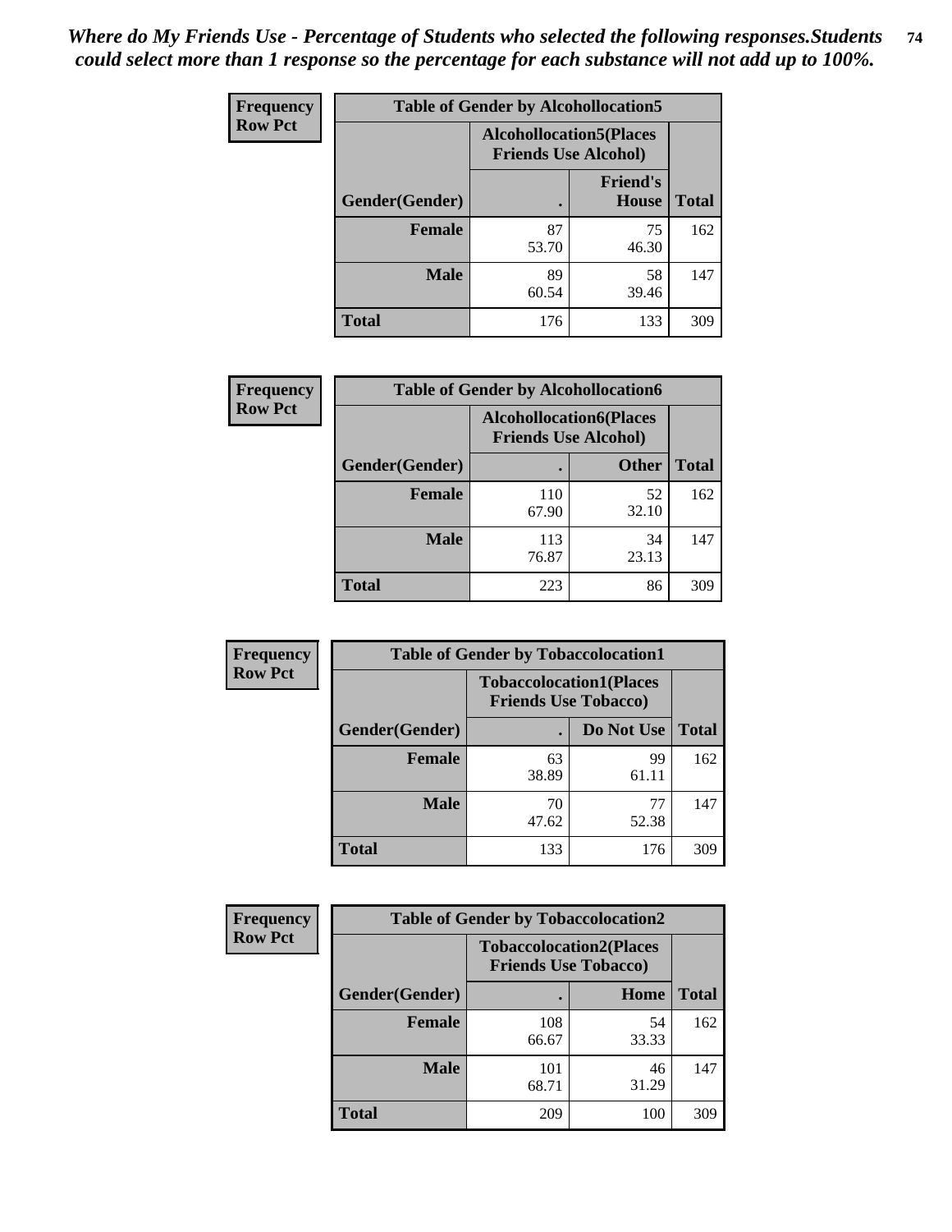*Where do My Friends Use - Percentage of Students who selected the following responses.Students could select more than 1 response so the percentage for each substance will not add up to 100%.*

**Frequency**
**Row Pct**

| Table of Gender by Alcohollocation5 | | | |
|---|---|---|---|
| | Alcohollocation5(Places Friends Use Alcohol) | | |
| Gender(Gender) | . | Friend's House | Total |
| **Female** | 87<br>53.70 | 75<br>46.30 | 162 |
| **Male** | 89<br>60.54 | 58<br>39.46 | 147 |
| **Total** | 176 | 133 | 309 |

**Frequency**
**Row Pct**

| Table of Gender by Alcohollocation6 | | | |
|---|---|---|---|
| | Alcohollocation6(Places Friends Use Alcohol) | | |
| Gender(Gender) | . | Other | Total |
| **Female** | 110<br>67.90 | 52<br>32.10 | 162 |
| **Male** | 113<br>76.87 | 34<br>23.13 | 147 |
| **Total** | 223 | 86 | 309 |

**Frequency**
**Row Pct**

| Table of Gender by Tobaccolocation1 | | | |
|---|---|---|---|
| | Tobaccolocation1(Places Friends Use Tobacco) | | |
| Gender(Gender) | . | Do Not Use | Total |
| **Female** | 63<br>38.89 | 99<br>61.11 | 162 |
| **Male** | 70<br>47.62 | 77<br>52.38 | 147 |
| **Total** | 133 | 176 | 309 |

**Frequency**
**Row Pct**

| Table of Gender by Tobaccolocation2 | | | |
|---|---|---|---|
| | Tobaccolocation2(Places Friends Use Tobacco) | | |
| Gender(Gender) | . | Home | Total |
| **Female** | 108<br>66.67 | 54<br>33.33 | 162 |
| **Male** | 101<br>68.71 | 46<br>31.29 | 147 |
| **Total** | 209 | 100 | 309 |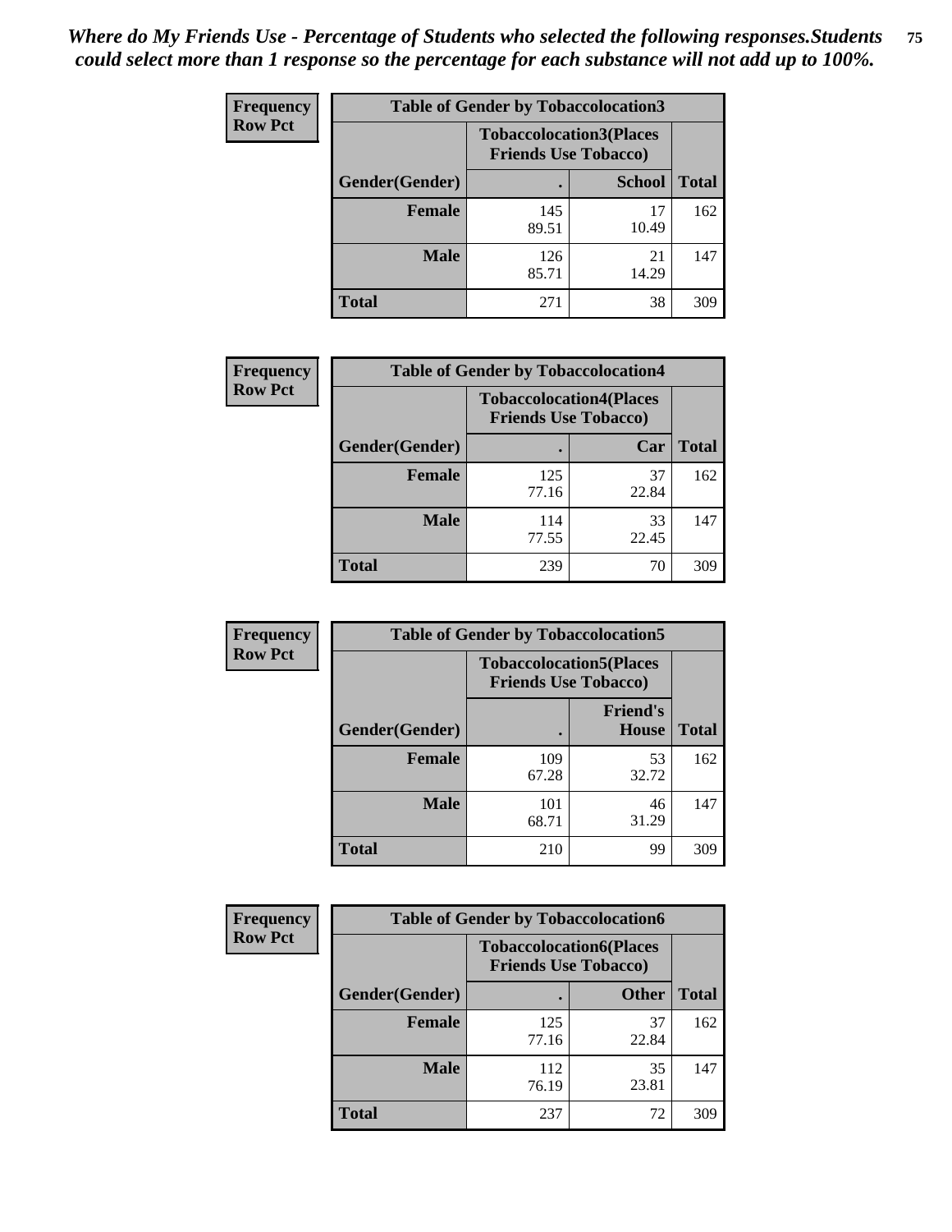*Where do My Friends Use - Percentage of Students who selected the following responses.Students could select more than 1 response so the percentage for each substance will not add up to 100%.*

**Frequency**
**Row Pct**

| Table of Gender by Tobaccolocation3 | | | |
|---|---|---|---|
| | Tobaccolocation3(Places Friends Use Tobacco) | | |
| Gender(Gender) | . | School | Total |
| Female | 145<br>89.51 | 17<br>10.49 | 162 |
| Male | 126<br>85.71 | 21<br>14.29 | 147 |
| Total | 271 | 38 | 309 |

**Frequency**
**Row Pct**

| Table of Gender by Tobaccolocation4 | | | |
|---|---|---|---|
| | Tobaccolocation4(Places Friends Use Tobacco) | | |
| Gender(Gender) | . | Car | Total |
| Female | 125<br>77.16 | 37<br>22.84 | 162 |
| Male | 114<br>77.55 | 33<br>22.45 | 147 |
| Total | 239 | 70 | 309 |

**Frequency**
**Row Pct**

| Table of Gender by Tobaccolocation5 | | | |
|---|---|---|---|
| | Tobaccolocation5(Places Friends Use Tobacco) | | |
| Gender(Gender) | . | Friend's House | Total |
| Female | 109<br>67.28 | 53<br>32.72 | 162 |
| Male | 101<br>68.71 | 46<br>31.29 | 147 |
| Total | 210 | 99 | 309 |

**Frequency**
**Row Pct**

| Table of Gender by Tobaccolocation6 | | | |
|---|---|---|---|
| | Tobaccolocation6(Places Friends Use Tobacco) | | |
| Gender(Gender) | . | Other | Total |
| Female | 125<br>77.16 | 37<br>22.84 | 162 |
| Male | 112<br>76.19 | 35<br>23.81 | 147 |
| Total | 237 | 72 | 309 |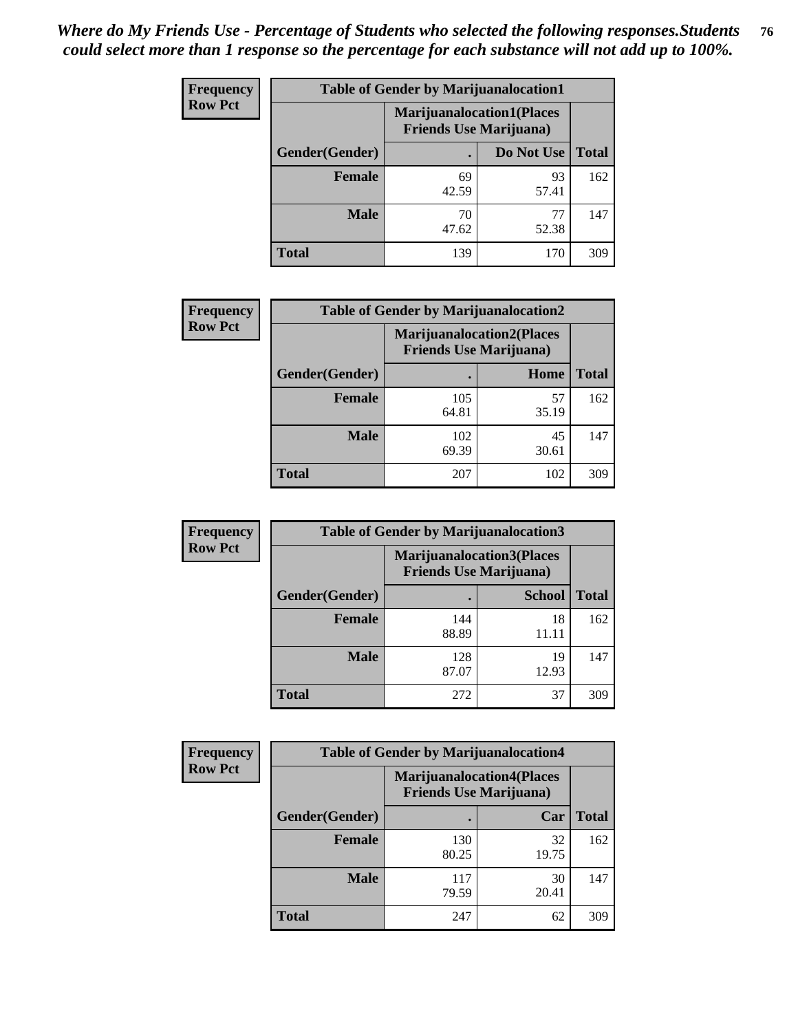*Where do My Friends Use - Percentage of Students who selected the following responses.Students could select more than 1 response so the percentage for each substance will not add up to 100%.*

**Frequency**
**Row Pct**

| Table of Gender by Marijuanalocation1 | | | |
|---|---|---|---|
| | Marijuanalocation1(Places Friends Use Marijuana) | | |
| Gender(Gender) | . | Do Not Use | Total |
| Female | 69<br>42.59 | 93<br>57.41 | 162 |
| Male | 70<br>47.62 | 77<br>52.38 | 147 |
| Total | 139 | 170 | 309 |

**Frequency**
**Row Pct**

| Table of Gender by Marijuanalocation2 | | | |
|---|---|---|---|
| | Marijuanalocation2(Places Friends Use Marijuana) | | |
| Gender(Gender) | . | Home | Total |
| Female | 105<br>64.81 | 57<br>35.19 | 162 |
| Male | 102<br>69.39 | 45<br>30.61 | 147 |
| Total | 207 | 102 | 309 |

**Frequency**
**Row Pct**

| Table of Gender by Marijuanalocation3 | | | |
|---|---|---|---|
| | Marijuanalocation3(Places Friends Use Marijuana) | | |
| Gender(Gender) | . | School | Total |
| Female | 144<br>88.89 | 18<br>11.11 | 162 |
| Male | 128<br>87.07 | 19<br>12.93 | 147 |
| Total | 272 | 37 | 309 |

**Frequency**
**Row Pct**

| Table of Gender by Marijuanalocation4 | | | |
|---|---|---|---|
| | Marijuanalocation4(Places Friends Use Marijuana) | | |
| Gender(Gender) | . | Car | Total |
| Female | 130<br>80.25 | 32<br>19.75 | 162 |
| Male | 117<br>79.59 | 30<br>20.41 | 147 |
| Total | 247 | 62 | 309 |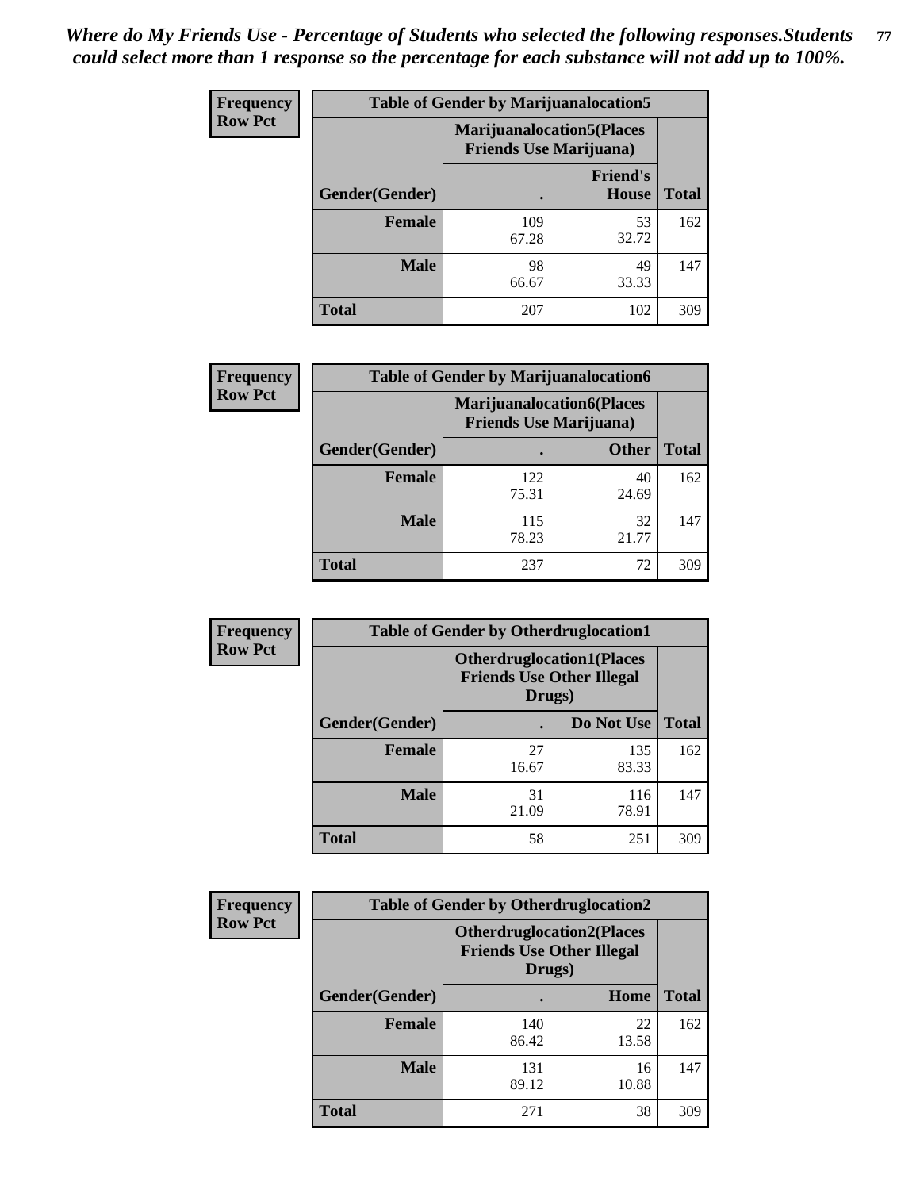*Where do My Friends Use - Percentage of Students who selected the following responses.Students could select more than 1 response so the percentage for each substance will not add up to 100%.*

**Frequency Row Pct**

| Table of Gender by Marijuanalocation5 | | | |
|---|---|---|---|
| | Marijuanalocation5(Places Friends Use Marijuana) | | |
| Gender(Gender) | . | Friend's House | Total |
| **Female** | 109<br>67.28 | 53<br>32.72 | 162 |
| **Male** | 98<br>66.67 | 49<br>33.33 | 147 |
| **Total** | 207 | 102 | 309 |

**Frequency Row Pct**

| Table of Gender by Marijuanalocation6 | | | |
|---|---|---|---|
| | Marijuanalocation6(Places Friends Use Marijuana) | | |
| Gender(Gender) | . | Other | Total |
| **Female** | 122<br>75.31 | 40<br>24.69 | 162 |
| **Male** | 115<br>78.23 | 32<br>21.77 | 147 |
| **Total** | 237 | 72 | 309 |

**Frequency Row Pct**

| Table of Gender by Otherdruglocation1 | | | |
|---|---|---|---|
| | Otherdruglocation1(Places Friends Use Other Illegal Drugs) | | |
| Gender(Gender) | . | Do Not Use | Total |
| **Female** | 27<br>16.67 | 135<br>83.33 | 162 |
| **Male** | 31<br>21.09 | 116<br>78.91 | 147 |
| **Total** | 58 | 251 | 309 |

**Frequency Row Pct**

| Table of Gender by Otherdruglocation2 | | | |
|---|---|---|---|
| | Otherdruglocation2(Places Friends Use Other Illegal Drugs) | | |
| Gender(Gender) | . | Home | Total |
| **Female** | 140<br>86.42 | 22<br>13.58 | 162 |
| **Male** | 131<br>89.12 | 16<br>10.88 | 147 |
| **Total** | 271 | 38 | 309 |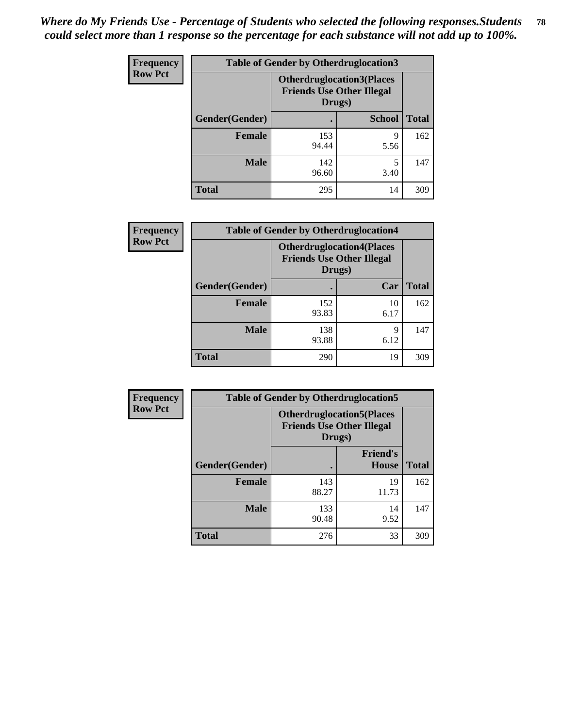*Where do My Friends Use - Percentage of Students who selected the following responses.Students could select more than 1 response so the percentage for each substance will not add up to 100%.*

**Frequency**
**Row Pct**

| Table of Gender by Otherdruglocation3 | | | |
|---|---|---|---|
| | Otherdruglocation3(Places Friends Use Other Illegal Drugs) | | |
| Gender(Gender) | . | School | Total |
| **Female** | 153<br>94.44 | 9<br>5.56 | 162 |
| **Male** | 142<br>96.60 | 5<br>3.40 | 147 |
| **Total** | 295 | 14 | 309 |

**Frequency**
**Row Pct**

| Table of Gender by Otherdruglocation4 | | | |
|---|---|---|---|
| | Otherdruglocation4(Places Friends Use Other Illegal Drugs) | | |
| Gender(Gender) | . | Car | Total |
| **Female** | 152<br>93.83 | 10<br>6.17 | 162 |
| **Male** | 138<br>93.88 | 9<br>6.12 | 147 |
| **Total** | 290 | 19 | 309 |

**Frequency**
**Row Pct**

| Table of Gender by Otherdruglocation5 | | | |
|---|---|---|---|
| | Otherdruglocation5(Places Friends Use Other Illegal Drugs) | | |
| Gender(Gender) | . | Friend's House | Total |
| **Female** | 143<br>88.27 | 19<br>11.73 | 162 |
| **Male** | 133<br>90.48 | 14<br>9.52 | 147 |
| **Total** | 276 | 33 | 309 |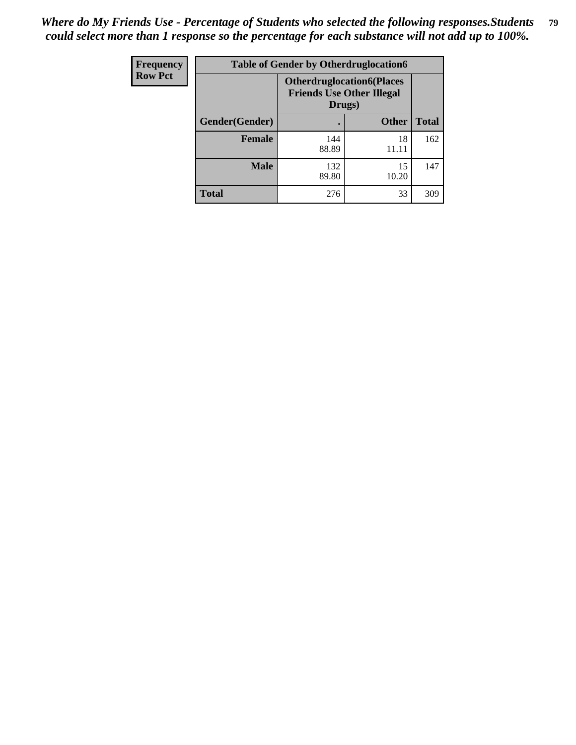*Where do My Friends Use - Percentage of Students who selected the following responses.Students could select more than 1 response so the percentage for each substance will not add up to 100%.*

| Frequency Row Pct | Table of Gender by Otherdruglocation6 | | |
|---|---|---|---|
| | Otherdruglocation6(Places Friends Use Other Illegal Drugs) | | |
| Gender(Gender) | . | Other | Total |
| Female | 144<br>88.89 | 18<br>11.11 | 162 |
| Male | 132<br>89.80 | 15<br>10.20 | 147 |
| Total | 276 | 33 | 309 |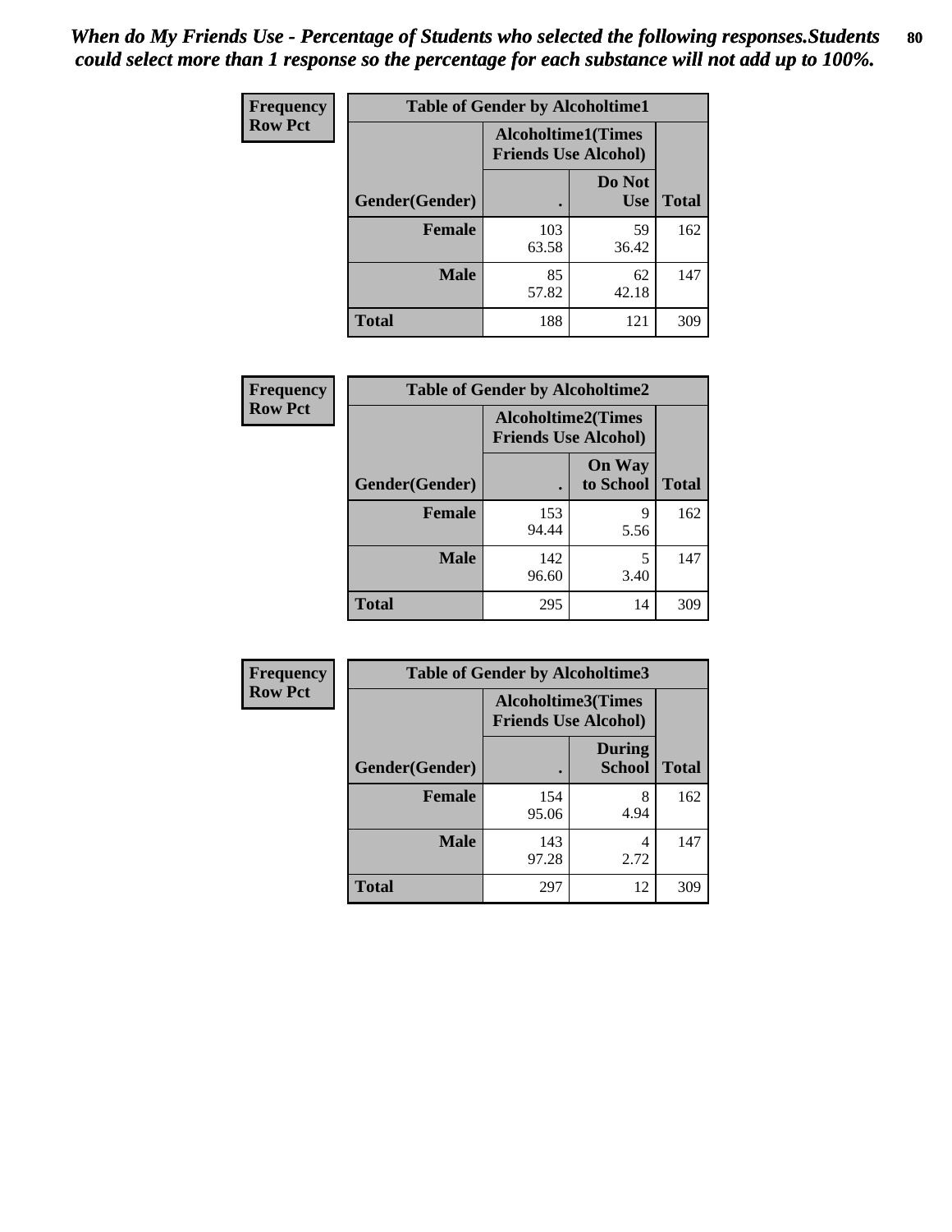*When do My Friends Use - Percentage of Students who selected the following responses.Students could select more than 1 response so the percentage for each substance will not add up to 100%.*

**Frequency**
**Row Pct**

| Table of Gender by Alcoholtime1 | | | |
|---|---|---|---|
| | Alcoholtime1(Times Friends Use Alcohol) | | |
| Gender(Gender) | . | Do Not Use | Total |
| **Female** | 103<br>63.58 | 59<br>36.42 | 162 |
| **Male** | 85<br>57.82 | 62<br>42.18 | 147 |
| **Total** | 188 | 121 | 309 |

**Frequency**
**Row Pct**

| Table of Gender by Alcoholtime2 | | | |
|---|---|---|---|
| | Alcoholtime2(Times Friends Use Alcohol) | | |
| Gender(Gender) | . | On Way to School | Total |
| **Female** | 153<br>94.44 | 9<br>5.56 | 162 |
| **Male** | 142<br>96.60 | 5<br>3.40 | 147 |
| **Total** | 295 | 14 | 309 |

**Frequency**
**Row Pct**

| Table of Gender by Alcoholtime3 | | | |
|---|---|---|---|
| | Alcoholtime3(Times Friends Use Alcohol) | | |
| Gender(Gender) | . | During School | Total |
| **Female** | 154<br>95.06 | 8<br>4.94 | 162 |
| **Male** | 143<br>97.28 | 4<br>2.72 | 147 |
| **Total** | 297 | 12 | 309 |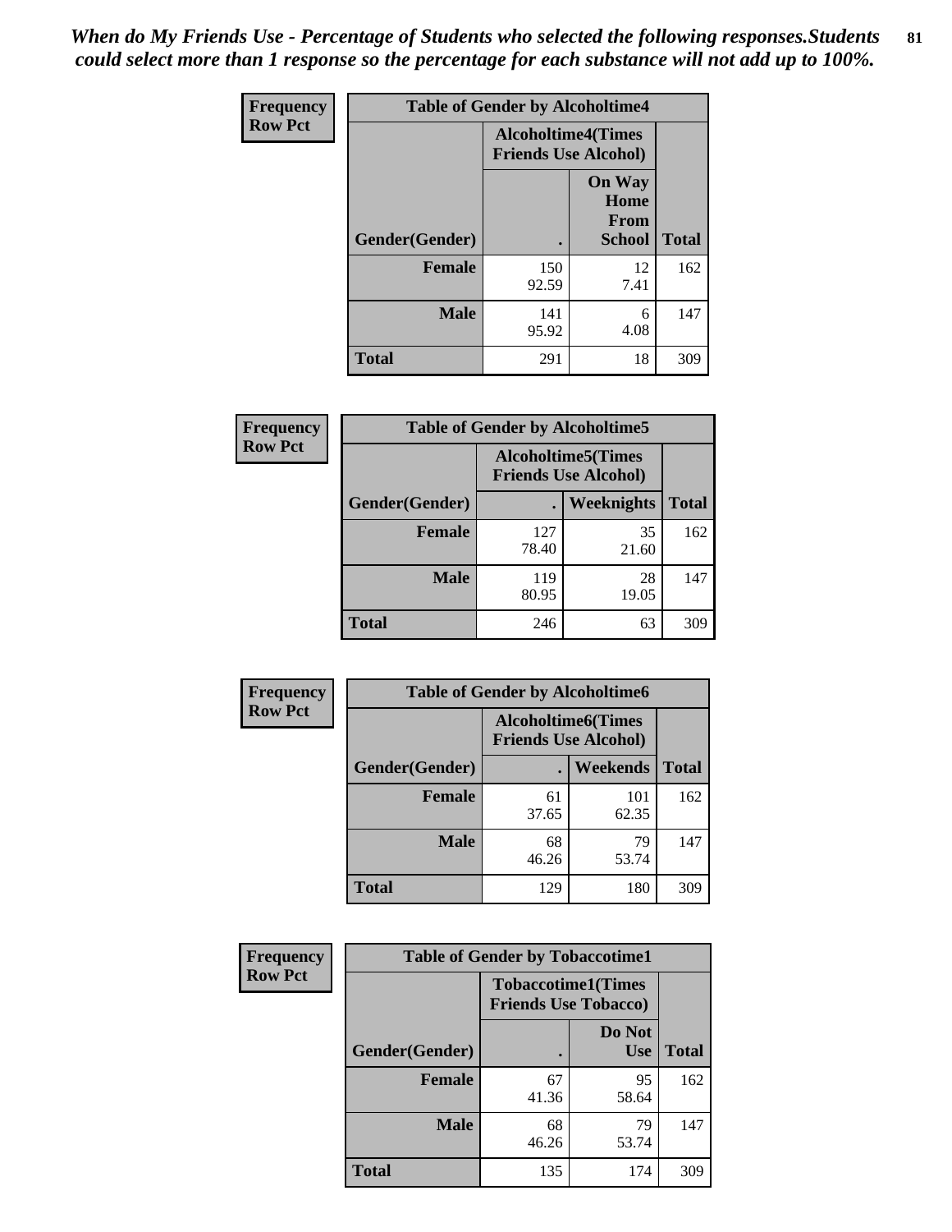*When do My Friends Use - Percentage of Students who selected the following responses.Students could select more than 1 response so the percentage for each substance will not add up to 100%.*

**Frequency**
**Row Pct**

| Table of Gender by Alcoholtime4 | | | |
|---|---|---|---|
| | Alcoholtime4(Times Friends Use Alcohol) | | |
| Gender(Gender) | . | On Way Home From School | Total |
| **Female** | 150<br>92.59 | 12<br>7.41 | 162 |
| **Male** | 141<br>95.92 | 6<br>4.08 | 147 |
| **Total** | 291 | 18 | 309 |

**Frequency**
**Row Pct**

| Table of Gender by Alcoholtime5 | | | |
|---|---|---|---|
| | Alcoholtime5(Times Friends Use Alcohol) | | |
| Gender(Gender) | . | Weeknights | Total |
| **Female** | 127<br>78.40 | 35<br>21.60 | 162 |
| **Male** | 119<br>80.95 | 28<br>19.05 | 147 |
| **Total** | 246 | 63 | 309 |

**Frequency**
**Row Pct**

| Table of Gender by Alcoholtime6 | | | |
|---|---|---|---|
| | Alcoholtime6(Times Friends Use Alcohol) | | |
| Gender(Gender) | . | Weekends | Total |
| **Female** | 61<br>37.65 | 101<br>62.35 | 162 |
| **Male** | 68<br>46.26 | 79<br>53.74 | 147 |
| **Total** | 129 | 180 | 309 |

**Frequency**
**Row Pct**

| Table of Gender by Tobaccotime1 | | | |
|---|---|---|---|
| | Tobaccotime1(Times Friends Use Tobacco) | | |
| Gender(Gender) | . | Do Not Use | Total |
| **Female** | 67<br>41.36 | 95<br>58.64 | 162 |
| **Male** | 68<br>46.26 | 79<br>53.74 | 147 |
| **Total** | 135 | 174 | 309 |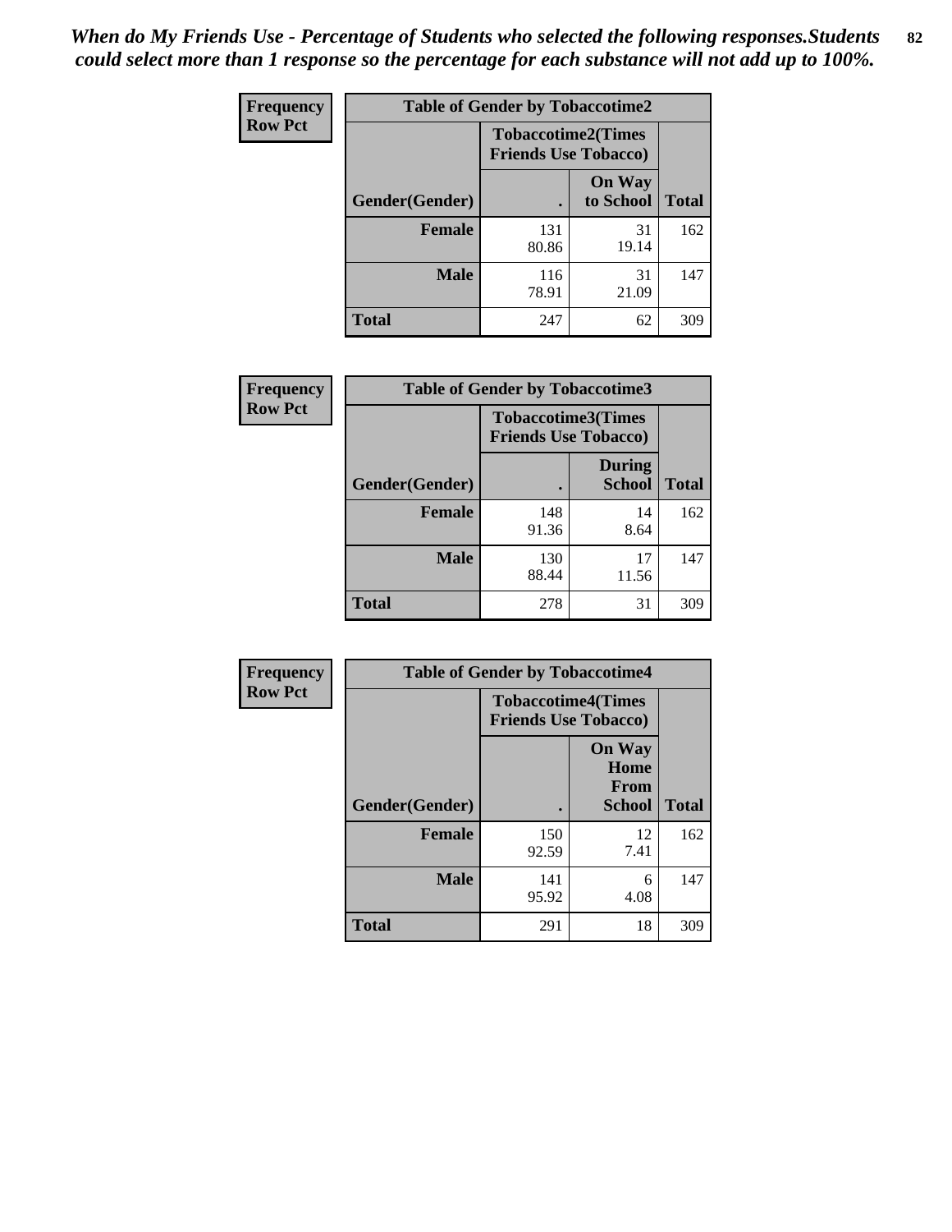*When do My Friends Use - Percentage of Students who selected the following responses.Students could select more than 1 response so the percentage for each substance will not add up to 100%.*

**Frequency**
**Row Pct**

| Table of Gender by Tobaccotime2 | | | |
|---|---|---|---|
| | Tobaccotime2(Times Friends Use Tobacco) | | |
| Gender(Gender) | . | On Way to School | Total |
| **Female** | 131<br>80.86 | 31<br>19.14 | 162 |
| **Male** | 116<br>78.91 | 31<br>21.09 | 147 |
| **Total** | 247 | 62 | 309 |

**Frequency**
**Row Pct**

| Table of Gender by Tobaccotime3 | | | |
|---|---|---|---|
| | Tobaccotime3(Times Friends Use Tobacco) | | |
| Gender(Gender) | . | During School | Total |
| **Female** | 148<br>91.36 | 14<br>8.64 | 162 |
| **Male** | 130<br>88.44 | 17<br>11.56 | 147 |
| **Total** | 278 | 31 | 309 |

**Frequency**
**Row Pct**

| Table of Gender by Tobaccotime4 | | | |
|---|---|---|---|
| | Tobaccotime4(Times Friends Use Tobacco) | | |
| Gender(Gender) | . | On Way Home From School | Total |
| **Female** | 150<br>92.59 | 12<br>7.41 | 162 |
| **Male** | 141<br>95.92 | 6<br>4.08 | 147 |
| **Total** | 291 | 18 | 309 |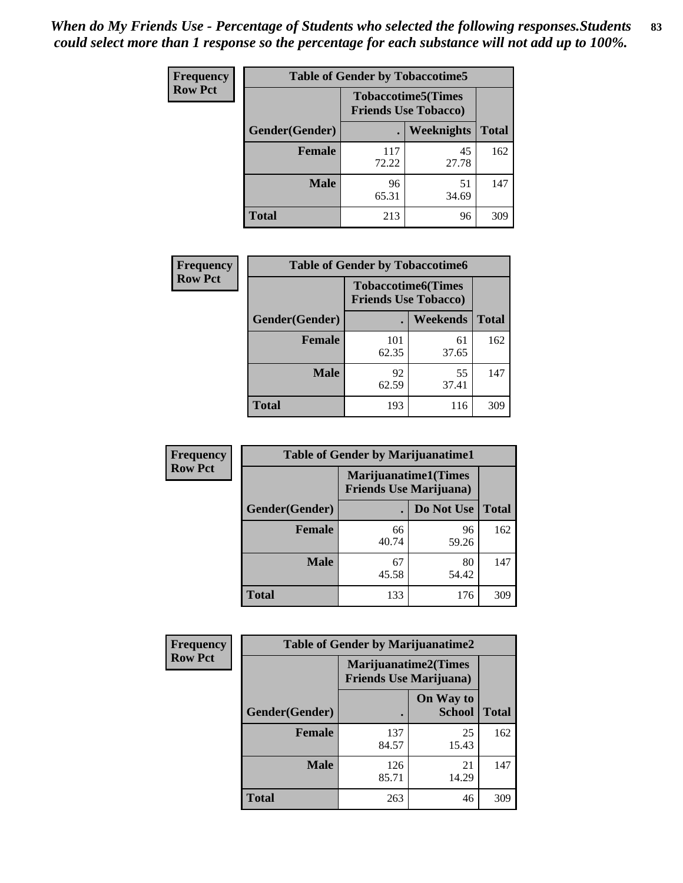*When do My Friends Use - Percentage of Students who selected the following responses.Students could select more than 1 response so the percentage for each substance will not add up to 100%.*

**Frequency**
**Row Pct**

**Table of Gender by Tobaccotime5**

| Gender(Gender) | Tobaccotime5(Times Friends Use Tobacco) . | Weeknights | Total |
|---|---|---|---|
| **Female** | 117<br>72.22 | 45<br>27.78 | 162 |
| **Male** | 96<br>65.31 | 51<br>34.69 | 147 |
| **Total** | 213 | 96 | 309 |

**Frequency**
**Row Pct**

**Table of Gender by Tobaccotime6**

| Gender(Gender) | Tobaccotime6(Times Friends Use Tobacco) . | Weekends | Total |
|---|---|---|---|
| **Female** | 101<br>62.35 | 61<br>37.65 | 162 |
| **Male** | 92<br>62.59 | 55<br>37.41 | 147 |
| **Total** | 193 | 116 | 309 |

**Frequency**
**Row Pct**

**Table of Gender by Marijuanatime1**

| Gender(Gender) | Marijuanatime1(Times Friends Use Marijuana) . | Do Not Use | Total |
|---|---|---|---|
| **Female** | 66<br>40.74 | 96<br>59.26 | 162 |
| **Male** | 67<br>45.58 | 80<br>54.42 | 147 |
| **Total** | 133 | 176 | 309 |

**Frequency**
**Row Pct**

**Table of Gender by Marijuanatime2**

| Gender(Gender) | Marijuanatime2(Times Friends Use Marijuana) . | On Way to School | Total |
|---|---|---|---|
| **Female** | 137<br>84.57 | 25<br>15.43 | 162 |
| **Male** | 126<br>85.71 | 21<br>14.29 | 147 |
| **Total** | 263 | 46 | 309 |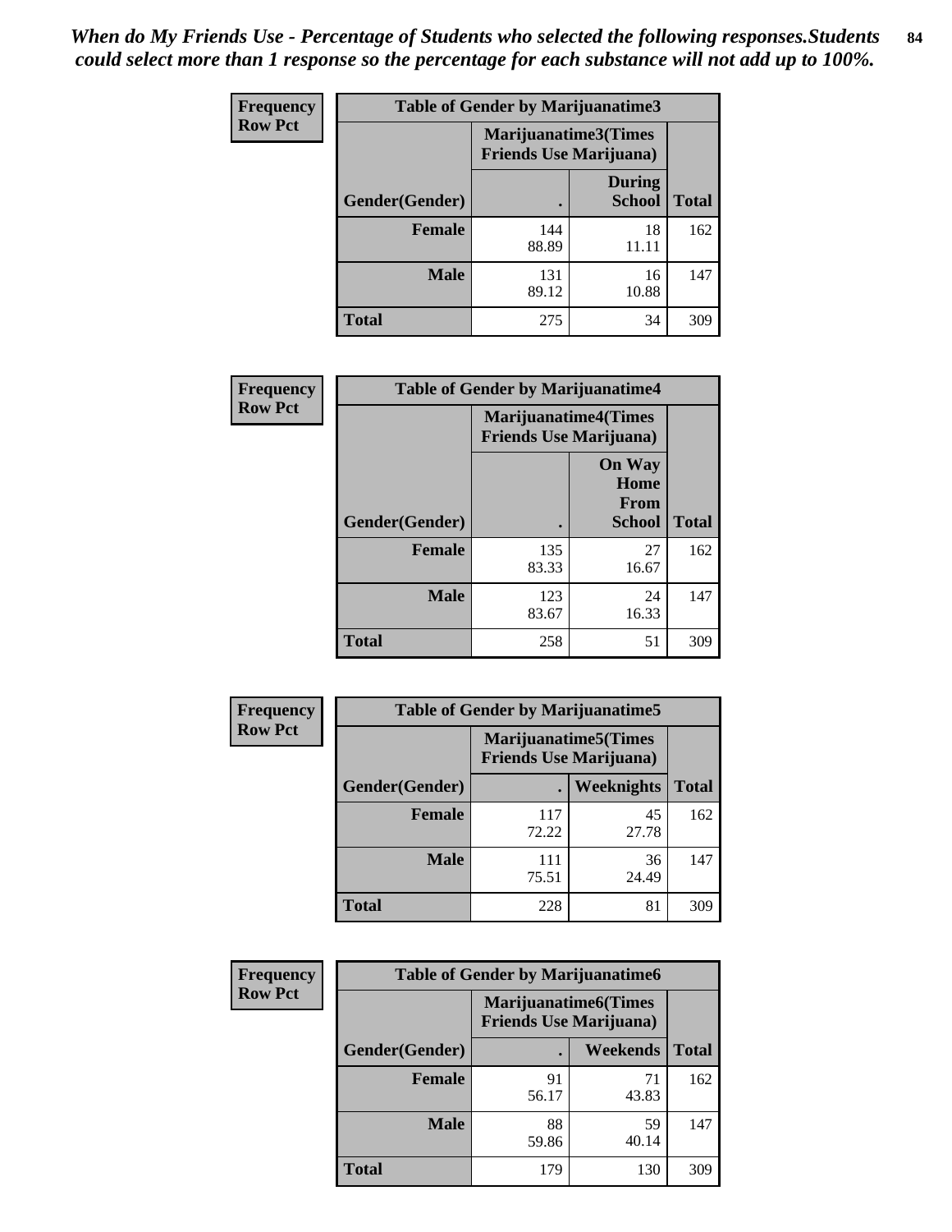*When do My Friends Use - Percentage of Students who selected the following responses.Students could select more than 1 response so the percentage for each substance will not add up to 100%.*

**Frequency**
**Row Pct**

| Table of Gender by Marijuanatime3 | | | |
|---|---|---|---|
| | Marijuanatime3(Times Friends Use Marijuana) | | |
| Gender(Gender) | . | During School | Total |
| **Female** | 144<br>88.89 | 18<br>11.11 | 162 |
| **Male** | 131<br>89.12 | 16<br>10.88 | 147 |
| **Total** | 275 | 34 | 309 |

**Frequency**
**Row Pct**

| Table of Gender by Marijuanatime4 | | | |
|---|---|---|---|
| | Marijuanatime4(Times Friends Use Marijuana) | | |
| Gender(Gender) | . | On Way Home From School | Total |
| **Female** | 135<br>83.33 | 27<br>16.67 | 162 |
| **Male** | 123<br>83.67 | 24<br>16.33 | 147 |
| **Total** | 258 | 51 | 309 |

**Frequency**
**Row Pct**

| Table of Gender by Marijuanatime5 | | | |
|---|---|---|---|
| | Marijuanatime5(Times Friends Use Marijuana) | | |
| Gender(Gender) | . | Weeknights | Total |
| **Female** | 117<br>72.22 | 45<br>27.78 | 162 |
| **Male** | 111<br>75.51 | 36<br>24.49 | 147 |
| **Total** | 228 | 81 | 309 |

**Frequency**
**Row Pct**

| Table of Gender by Marijuanatime6 | | | |
|---|---|---|---|
| | Marijuanatime6(Times Friends Use Marijuana) | | |
| Gender(Gender) | . | Weekends | Total |
| **Female** | 91<br>56.17 | 71<br>43.83 | 162 |
| **Male** | 88<br>59.86 | 59<br>40.14 | 147 |
| **Total** | 179 | 130 | 309 |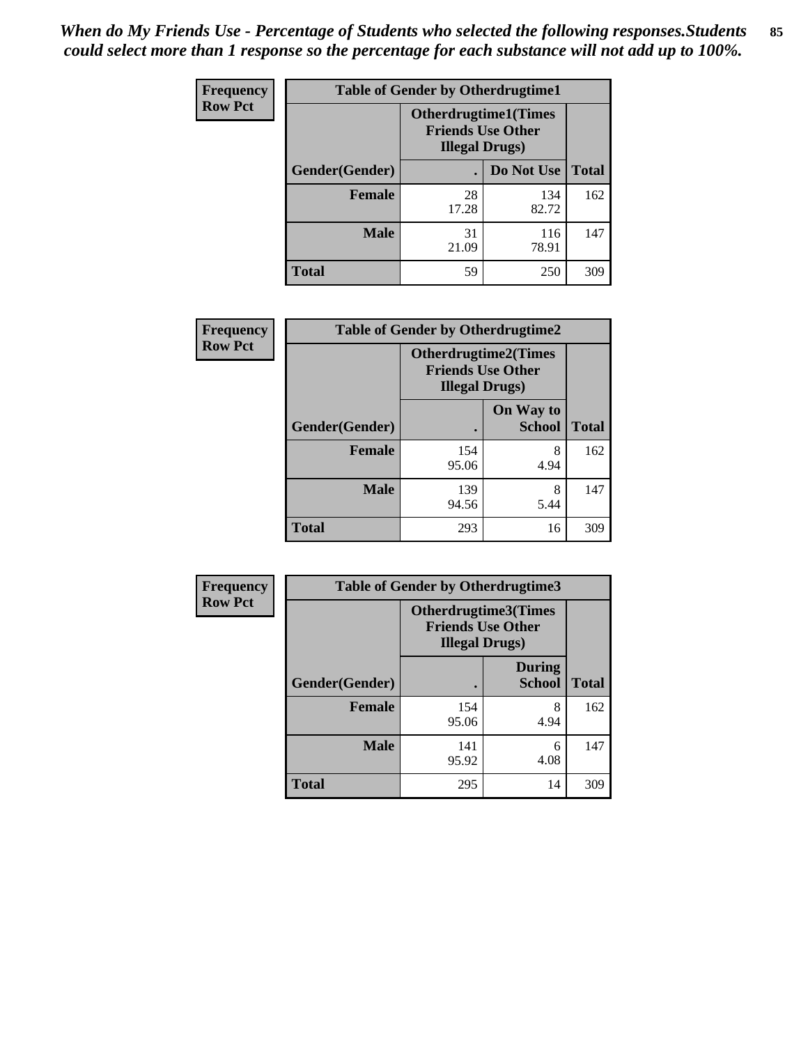*When do My Friends Use - Percentage of Students who selected the following responses.Students could select more than 1 response so the percentage for each substance will not add up to 100%.*

**Frequency**
**Row Pct**

| Table of Gender by Otherdrugtime1 | | | |
|---|---|---|---|
| | Otherdrugtime1(Times Friends Use Other Illegal Drugs) | | |
| Gender(Gender) | . | Do Not Use | Total |
| Female | 28<br>17.28 | 134<br>82.72 | 162 |
| Male | 31<br>21.09 | 116<br>78.91 | 147 |
| Total | 59 | 250 | 309 |

**Frequency**
**Row Pct**

| Table of Gender by Otherdrugtime2 | | | |
|---|---|---|---|
| | Otherdrugtime2(Times Friends Use Other Illegal Drugs) | | |
| Gender(Gender) | . | On Way to School | Total |
| Female | 154<br>95.06 | 8<br>4.94 | 162 |
| Male | 139<br>94.56 | 8<br>5.44 | 147 |
| Total | 293 | 16 | 309 |

**Frequency**
**Row Pct**

| Table of Gender by Otherdrugtime3 | | | |
|---|---|---|---|
| | Otherdrugtime3(Times Friends Use Other Illegal Drugs) | | |
| Gender(Gender) | . | During School | Total |
| Female | 154<br>95.06 | 8<br>4.94 | 162 |
| Male | 141<br>95.92 | 6<br>4.08 | 147 |
| Total | 295 | 14 | 309 |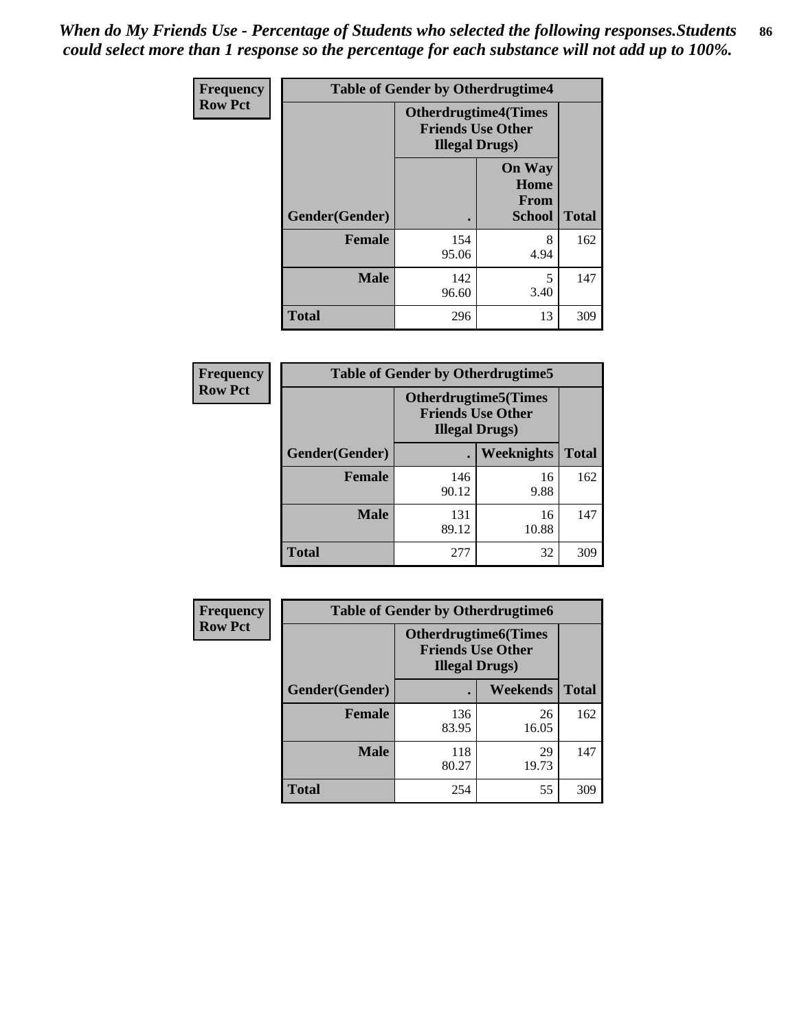*When do My Friends Use - Percentage of Students who selected the following responses.Students could select more than 1 response so the percentage for each substance will not add up to 100%.*

| Frequency Row Pct | Table of Gender by Otherdrugtime4 | | |
|---|---|---|---|
| | Otherdrugtime4(Times Friends Use Other Illegal Drugs) | | |
| Gender(Gender) | . | On Way Home From School | Total |
| Female | 154 95.06 | 8 4.94 | 162 |
| Male | 142 96.60 | 5 3.40 | 147 |
| Total | 296 | 13 | 309 |

| Frequency Row Pct | Table of Gender by Otherdrugtime5 | | |
|---|---|---|---|
| | Otherdrugtime5(Times Friends Use Other Illegal Drugs) | | |
| Gender(Gender) | . | Weeknights | Total |
| Female | 146 90.12 | 16 9.88 | 162 |
| Male | 131 89.12 | 16 10.88 | 147 |
| Total | 277 | 32 | 309 |

| Frequency Row Pct | Table of Gender by Otherdrugtime6 | | |
|---|---|---|---|
| | Otherdrugtime6(Times Friends Use Other Illegal Drugs) | | |
| Gender(Gender) | . | Weekends | Total |
| Female | 136 83.95 | 26 16.05 | 162 |
| Male | 118 80.27 | 29 19.73 | 147 |
| Total | 254 | 55 | 309 |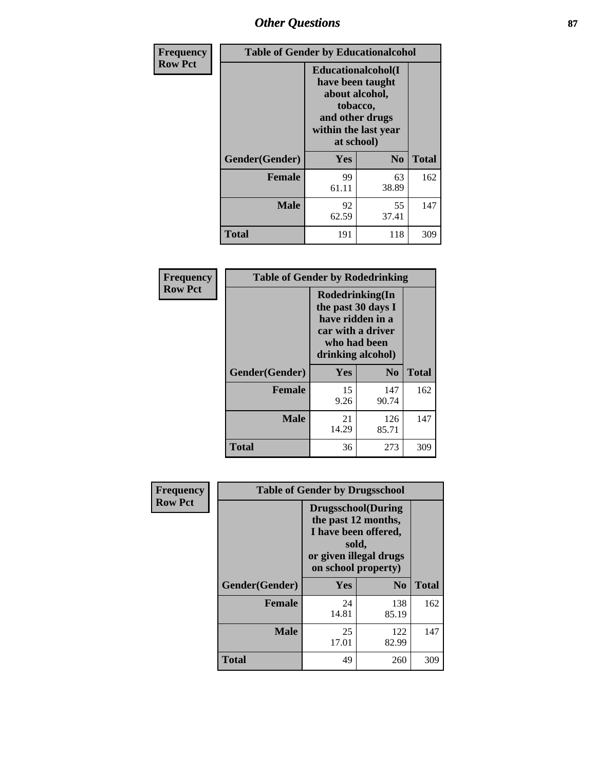## Other Questions

**Frequency**
**Row Pct**

**Table of Gender by Educationalcohol**

| Gender(Gender) | Educationalcohol(I have been taught about alcohol, tobacco, and other drugs within the last year at school) | | Total |
|---|---|---|---|
| | Yes | No | |
| Female | 99<br>61.11 | 63<br>38.89 | 162 |
| Male | 92<br>62.59 | 55<br>37.41 | 147 |
| Total | 191 | 118 | 309 |

**Frequency**
**Row Pct**

**Table of Gender by Rodedrinking**

| Gender(Gender) | Rodedrinking(In the past 30 days I have ridden in a car with a driver who had been drinking alcohol) | | Total |
|---|---|---|---|
| | Yes | No | |
| Female | 15<br>9.26 | 147<br>90.74 | 162 |
| Male | 21<br>14.29 | 126<br>85.71 | 147 |
| Total | 36 | 273 | 309 |

**Frequency**
**Row Pct**

**Table of Gender by Drugsschool**

| Gender(Gender) | Drugsschool(During the past 12 months, I have been offered, sold, or given illegal drugs on school property) | | Total |
|---|---|---|---|
| | Yes | No | |
| Female | 24<br>14.81 | 138<br>85.19 | 162 |
| Male | 25<br>17.01 | 122<br>82.99 | 147 |
| Total | 49 | 260 | 309 |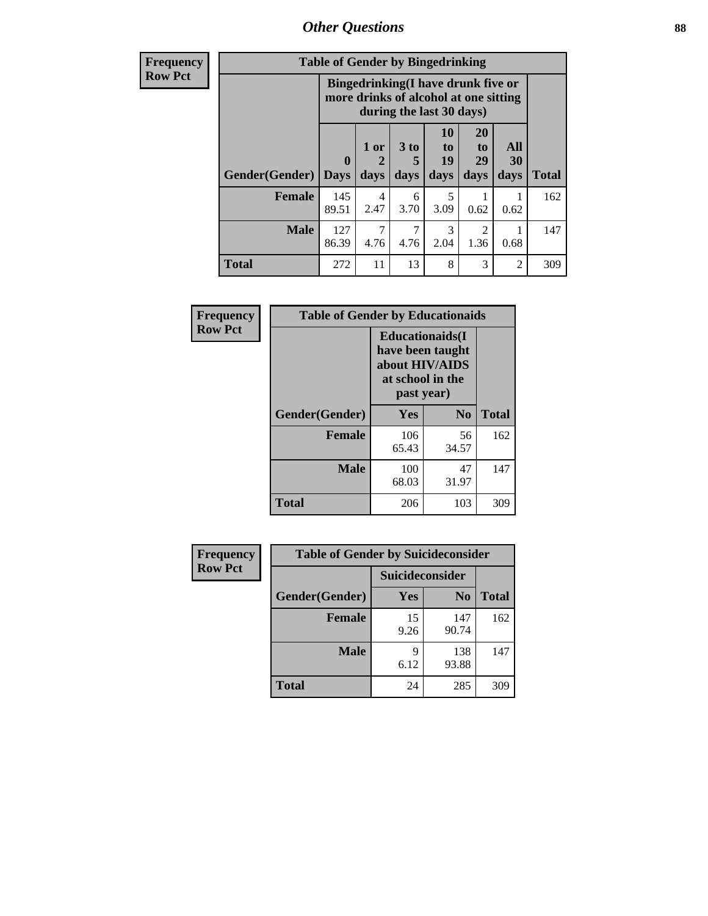## Other Questions

**Frequency / Row Pct**

**Table of Gender by Bingedrinking**

| Gender(Gender) | Bingedrinking(I have drunk five or more drinks of alcohol at one sitting during the last 30 days) | | | | | | Total |
|---|---|---|---|---|---|---|---|
| | 0 Days | 1 or 2 days | 3 to 5 days | 10 to 19 days | 20 to 29 days | All 30 days | |
| **Female** | 145<br>89.51 | 4<br>2.47 | 6<br>3.70 | 5<br>3.09 | 1<br>0.62 | 1<br>0.62 | 162 |
| **Male** | 127<br>86.39 | 7<br>4.76 | 7<br>4.76 | 3<br>2.04 | 2<br>1.36 | 1<br>0.68 | 147 |
| **Total** | 272 | 11 | 13 | 8 | 3 | 2 | 309 |

**Frequency / Row Pct**

**Table of Gender by Educationaids**

| Gender(Gender) | Educationaids(I have been taught about HIV/AIDS at school in the past year) | | Total |
|---|---|---|---|
| | Yes | No | |
| **Female** | 106<br>65.43 | 56<br>34.57 | 162 |
| **Male** | 100<br>68.03 | 47<br>31.97 | 147 |
| **Total** | 206 | 103 | 309 |

**Frequency / Row Pct**

**Table of Gender by Suicideconsider**

| Gender(Gender) | Suicideconsider | | Total |
|---|---|---|---|
| | Yes | No | |
| **Female** | 15<br>9.26 | 147<br>90.74 | 162 |
| **Male** | 9<br>6.12 | 138<br>93.88 | 147 |
| **Total** | 24 | 285 | 309 |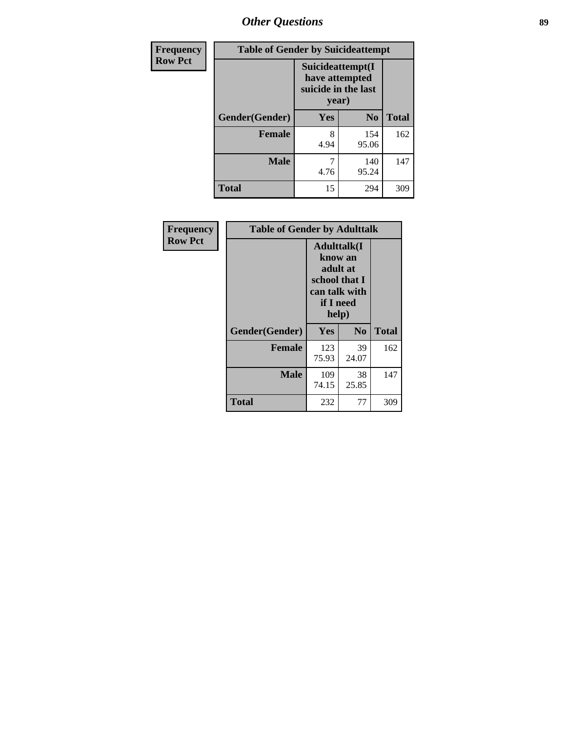| Frequency<br>Row Pct | Table of Gender by Suicideattempt | | |
|---|---|---|---|
| | Suicideattempt(I have attempted suicide in the last year) | | |
| Gender(Gender) | Yes | No | Total |
| Female | 8<br>4.94 | 154<br>95.06 | 162 |
| Male | 7<br>4.76 | 140<br>95.24 | 147 |
| Total | 15 | 294 | 309 |

| Frequency<br>Row Pct | Table of Gender by Adulttalk | | |
|---|---|---|---|
| | Adulttalk(I know an adult at school that I can talk with if I need help) | | |
| Gender(Gender) | Yes | No | Total |
| Female | 123<br>75.93 | 39<br>24.07 | 162 |
| Male | 109<br>74.15 | 38<br>25.85 | 147 |
| Total | 232 | 77 | 309 |